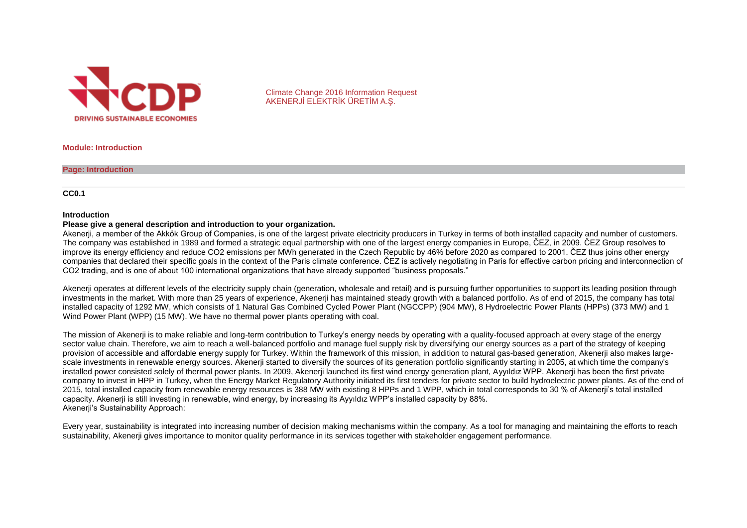Climate Change 2016 Information Request
AKENERJİ ELEKTRİK ÜRETİM A.Ş.

**Module: Introduction**

**Page: Introduction**

**CC0.1**

**Introduction**

**Please give a general description and introduction to your organization.**

Akenerji, a member of the Akkök Group of Companies, is one of the largest private electricity producers in Turkey in terms of both installed capacity and number of customers. The company was established in 1989 and formed a strategic equal partnership with one of the largest energy companies in Europe, ČEZ, in 2009. ČEZ Group resolves to improve its energy efficiency and reduce CO2 emissions per MWh generated in the Czech Republic by 46% before 2020 as compared to 2001. ČEZ thus joins other energy companies that declared their specific goals in the context of the Paris climate conference. ČEZ is actively negotiating in Paris for effective carbon pricing and interconnection of CO2 trading, and is one of about 100 international organizations that have already supported "business proposals."

Akenerji operates at different levels of the electricity supply chain (generation, wholesale and retail) and is pursuing further opportunities to support its leading position through investments in the market. With more than 25 years of experience, Akenerji has maintained steady growth with a balanced portfolio. As of end of 2015, the company has total installed capacity of 1292 MW, which consists of 1 Natural Gas Combined Cycled Power Plant (NGCCPP) (904 MW), 8 Hydroelectric Power Plants (HPPs) (373 MW) and 1 Wind Power Plant (WPP) (15 MW). We have no thermal power plants operating with coal.

The mission of Akenerji is to make reliable and long-term contribution to Turkey's energy needs by operating with a quality-focused approach at every stage of the energy sector value chain. Therefore, we aim to reach a well-balanced portfolio and manage fuel supply risk by diversifying our energy sources as a part of the strategy of keeping provision of accessible and affordable energy supply for Turkey. Within the framework of this mission, in addition to natural gas-based generation, Akenerji also makes large-scale investments in renewable energy sources. Akenerji started to diversify the sources of its generation portfolio significantly starting in 2005, at which time the company's installed power consisted solely of thermal power plants. In 2009, Akenerji launched its first wind energy generation plant, Ayyıldız WPP. Akenerji has been the first private company to invest in HPP in Turkey, when the Energy Market Regulatory Authority initiated its first tenders for private sector to build hydroelectric power plants. As of the end of 2015, total installed capacity from renewable energy resources is 388 MW with existing 8 HPPs and 1 WPP, which in total corresponds to 30 % of Akenerji's total installed capacity. Akenerji is still investing in renewable, wind energy, by increasing its Ayyıldız WPP's installed capacity by 88%.

Akenerji's Sustainability Approach:

Every year, sustainability is integrated into increasing number of decision making mechanisms within the company. As a tool for managing and maintaining the efforts to reach sustainability, Akenerji gives importance to monitor quality performance in its services together with stakeholder engagement performance.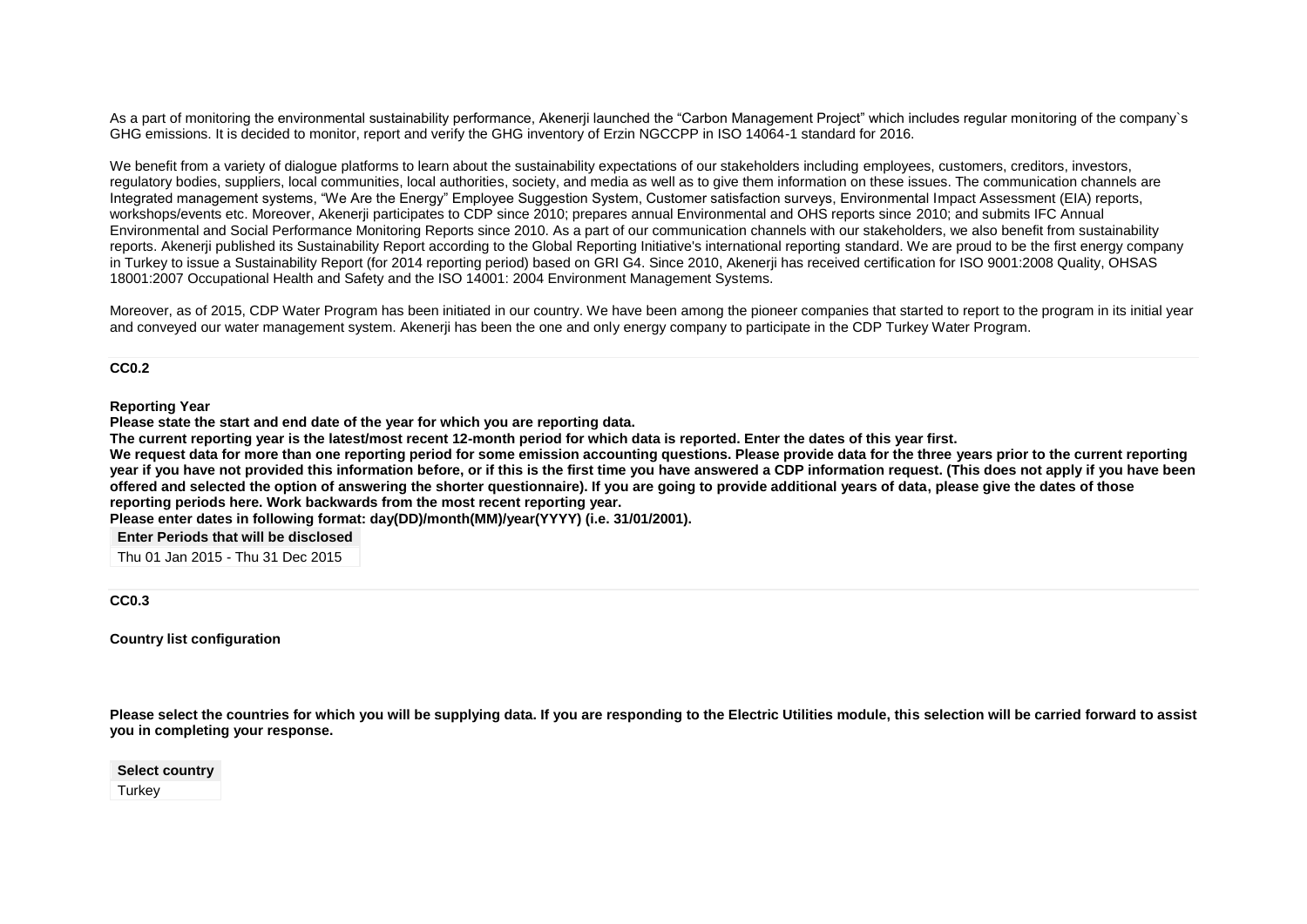As a part of monitoring the environmental sustainability performance, Akenerji launched the “Carbon Management Project” which includes regular monitoring of the company`s GHG emissions. It is decided to monitor, report and verify the GHG inventory of Erzin NGCCPP in ISO 14064-1 standard for 2016.

We benefit from a variety of dialogue platforms to learn about the sustainability expectations of our stakeholders including employees, customers, creditors, investors, regulatory bodies, suppliers, local communities, local authorities, society, and media as well as to give them information on these issues. The communication channels are Integrated management systems, “We Are the Energy” Employee Suggestion System, Customer satisfaction surveys, Environmental Impact Assessment (EIA) reports, workshops/events etc. Moreover, Akenerji participates to CDP since 2010; prepares annual Environmental and OHS reports since 2010; and submits IFC Annual Environmental and Social Performance Monitoring Reports since 2010. As a part of our communication channels with our stakeholders, we also benefit from sustainability reports. Akenerji published its Sustainability Report according to the Global Reporting Initiative's international reporting standard. We are proud to be the first energy company in Turkey to issue a Sustainability Report (for 2014 reporting period) based on GRI G4. Since 2010, Akenerji has received certification for ISO 9001:2008 Quality, OHSAS 18001:2007 Occupational Health and Safety and the ISO 14001: 2004 Environment Management Systems.

Moreover, as of 2015, CDP Water Program has been initiated in our country. We have been among the pioneer companies that started to report to the program in its initial year and conveyed our water management system. Akenerji has been the one and only energy company to participate in the CDP Turkey Water Program.

**CC0.2**

**Reporting Year**

**Please state the start and end date of the year for which you are reporting data.**

**The current reporting year is the latest/most recent 12-month period for which data is reported. Enter the dates of this year first.**

**We request data for more than one reporting period for some emission accounting questions. Please provide data for the three years prior to the current reporting year if you have not provided this information before, or if this is the first time you have answered a CDP information request. (This does not apply if you have been offered and selected the option of answering the shorter questionnaire). If you are going to provide additional years of data, please give the dates of those reporting periods here. Work backwards from the most recent reporting year.**

**Please enter dates in following format: day(DD)/month(MM)/year(YYYY) (i.e. 31/01/2001).**

| Enter Periods that will be disclosed |
| --- |
| Thu 01 Jan 2015 - Thu 31 Dec 2015 |

**CC0.3**

**Country list configuration**

**Please select the countries for which you will be supplying data. If you are responding to the Electric Utilities module, this selection will be carried forward to assist you in completing your response.**

| Select country |
| --- |
| Turkey |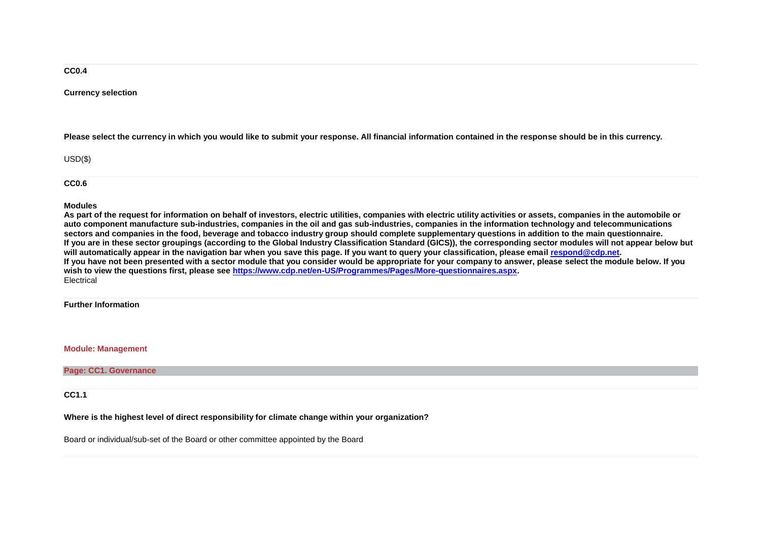**CC0.4**

**Currency selection**

**Please select the currency in which you would like to submit your response. All financial information contained in the response should be in this currency.**

USD($)

**CC0.6**

**Modules**

**As part of the request for information on behalf of investors, electric utilities, companies with electric utility activities or assets, companies in the automobile or auto component manufacture sub-industries, companies in the oil and gas sub-industries, companies in the information technology and telecommunications sectors and companies in the food, beverage and tobacco industry group should complete supplementary questions in addition to the main questionnaire.**
**If you are in these sector groupings (according to the Global Industry Classification Standard (GICS)), the corresponding sector modules will not appear below but will automatically appear in the navigation bar when you save this page. If you want to query your classification, please email [respond@cdp.net](mailto:respond@cdp.net).**
**If you have not been presented with a sector module that you consider would be appropriate for your company to answer, please select the module below. If you wish to view the questions first, please see [https://www.cdp.net/en-US/Programmes/Pages/More-questionnaires.aspx](https://www.cdp.net/en-US/Programmes/Pages/More-questionnaires.aspx).**

Electrical

**Further Information**

## Module: Management

### Page: CC1. Governance

**CC1.1**

**Where is the highest level of direct responsibility for climate change within your organization?**

Board or individual/sub-set of the Board or other committee appointed by the Board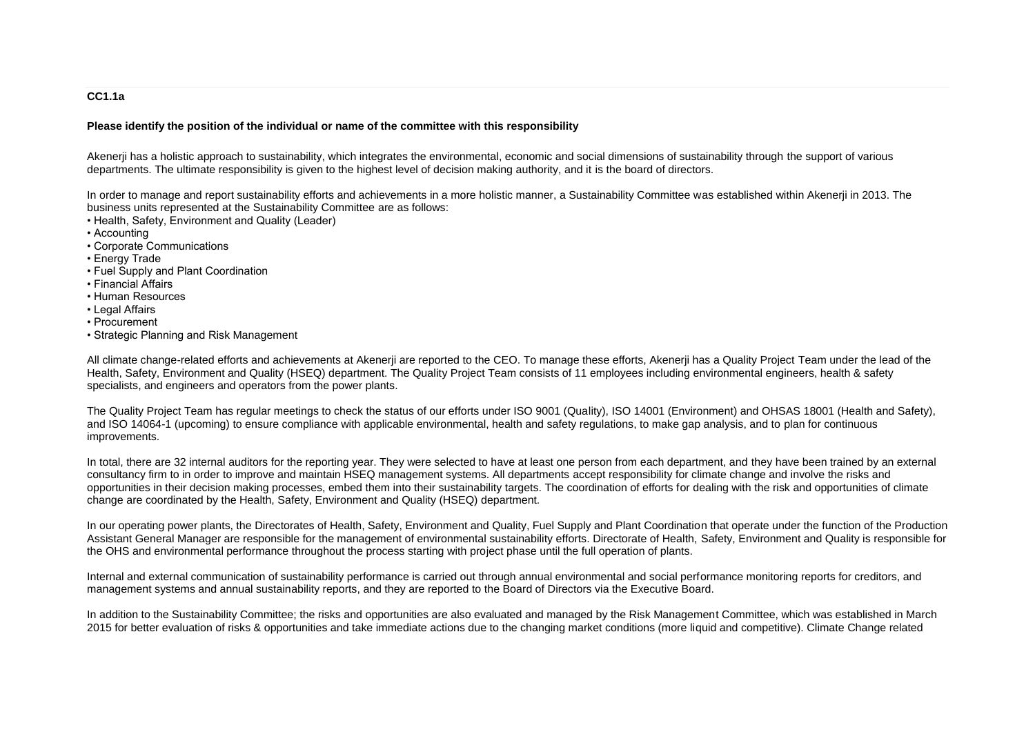**CC1.1a**

**Please identify the position of the individual or name of the committee with this responsibility**

Akenerji has a holistic approach to sustainability, which integrates the environmental, economic and social dimensions of sustainability through the support of various departments. The ultimate responsibility is given to the highest level of decision making authority, and it is the board of directors.

In order to manage and report sustainability efforts and achievements in a more holistic manner, a Sustainability Committee was established within Akenerji in 2013. The business units represented at the Sustainability Committee are as follows:

- Health, Safety, Environment and Quality (Leader)
- Accounting
- Corporate Communications
- Energy Trade
- Fuel Supply and Plant Coordination
- Financial Affairs
- Human Resources
- Legal Affairs
- Procurement
- Strategic Planning and Risk Management

All climate change-related efforts and achievements at Akenerji are reported to the CEO. To manage these efforts, Akenerji has a Quality Project Team under the lead of the Health, Safety, Environment and Quality (HSEQ) department. The Quality Project Team consists of 11 employees including environmental engineers, health & safety specialists, and engineers and operators from the power plants.

The Quality Project Team has regular meetings to check the status of our efforts under ISO 9001 (Quality), ISO 14001 (Environment) and OHSAS 18001 (Health and Safety), and ISO 14064-1 (upcoming) to ensure compliance with applicable environmental, health and safety regulations, to make gap analysis, and to plan for continuous improvements.

In total, there are 32 internal auditors for the reporting year. They were selected to have at least one person from each department, and they have been trained by an external consultancy firm to in order to improve and maintain HSEQ management systems. All departments accept responsibility for climate change and involve the risks and opportunities in their decision making processes, embed them into their sustainability targets. The coordination of efforts for dealing with the risk and opportunities of climate change are coordinated by the Health, Safety, Environment and Quality (HSEQ) department.

In our operating power plants, the Directorates of Health, Safety, Environment and Quality, Fuel Supply and Plant Coordination that operate under the function of the Production Assistant General Manager are responsible for the management of environmental sustainability efforts. Directorate of Health, Safety, Environment and Quality is responsible for the OHS and environmental performance throughout the process starting with project phase until the full operation of plants.

Internal and external communication of sustainability performance is carried out through annual environmental and social performance monitoring reports for creditors, and management systems and annual sustainability reports, and they are reported to the Board of Directors via the Executive Board.

In addition to the Sustainability Committee; the risks and opportunities are also evaluated and managed by the Risk Management Committee, which was established in March 2015 for better evaluation of risks & opportunities and take immediate actions due to the changing market conditions (more liquid and competitive). Climate Change related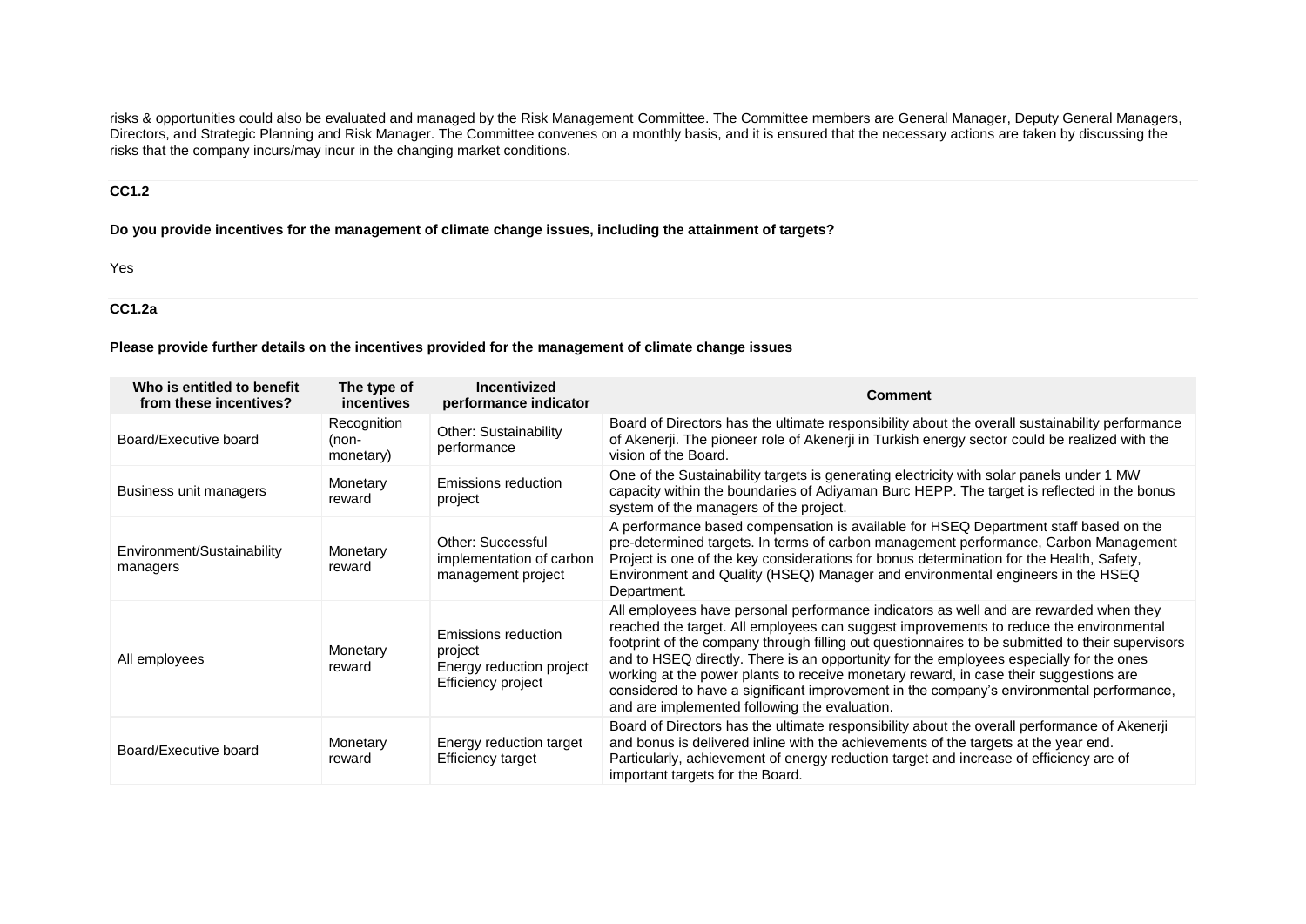risks & opportunities could also be evaluated and managed by the Risk Management Committee. The Committee members are General Manager, Deputy General Managers, Directors, and Strategic Planning and Risk Manager. The Committee convenes on a monthly basis, and it is ensured that the necessary actions are taken by discussing the risks that the company incurs/may incur in the changing market conditions.

**CC1.2**

**Do you provide incentives for the management of climate change issues, including the attainment of targets?**

Yes

**CC1.2a**

**Please provide further details on the incentives provided for the management of climate change issues**

| Who is entitled to benefit from these incentives? | The type of incentives | Incentivized performance indicator | Comment |
|---|---|---|---|
| Board/Executive board | Recognition (non-monetary) | Other: Sustainability performance | Board of Directors has the ultimate responsibility about the overall sustainability performance of Akenerji. The pioneer role of Akenerji in Turkish energy sector could be realized with the vision of the Board. |
| Business unit managers | Monetary reward | Emissions reduction project | One of the Sustainability targets is generating electricity with solar panels under 1 MW capacity within the boundaries of Adiyaman Burc HEPP. The target is reflected in the bonus system of the managers of the project. |
| Environment/Sustainability managers | Monetary reward | Other: Successful implementation of carbon management project | A performance based compensation is available for HSEQ Department staff based on the pre-determined targets. In terms of carbon management performance, Carbon Management Project is one of the key considerations for bonus determination for the Health, Safety, Environment and Quality (HSEQ) Manager and environmental engineers in the HSEQ Department. |
| All employees | Monetary reward | Emissions reduction project<br>Energy reduction project<br>Efficiency project | All employees have personal performance indicators as well and are rewarded when they reached the target. All employees can suggest improvements to reduce the environmental footprint of the company through filling out questionnaires to be submitted to their supervisors and to HSEQ directly. There is an opportunity for the employees especially for the ones working at the power plants to receive monetary reward, in case their suggestions are considered to have a significant improvement in the company's environmental performance, and are implemented following the evaluation. |
| Board/Executive board | Monetary reward | Energy reduction target<br>Efficiency target | Board of Directors has the ultimate responsibility about the overall performance of Akenerji and bonus is delivered inline with the achievements of the targets at the year end. Particularly, achievement of energy reduction target and increase of efficiency are of important targets for the Board. |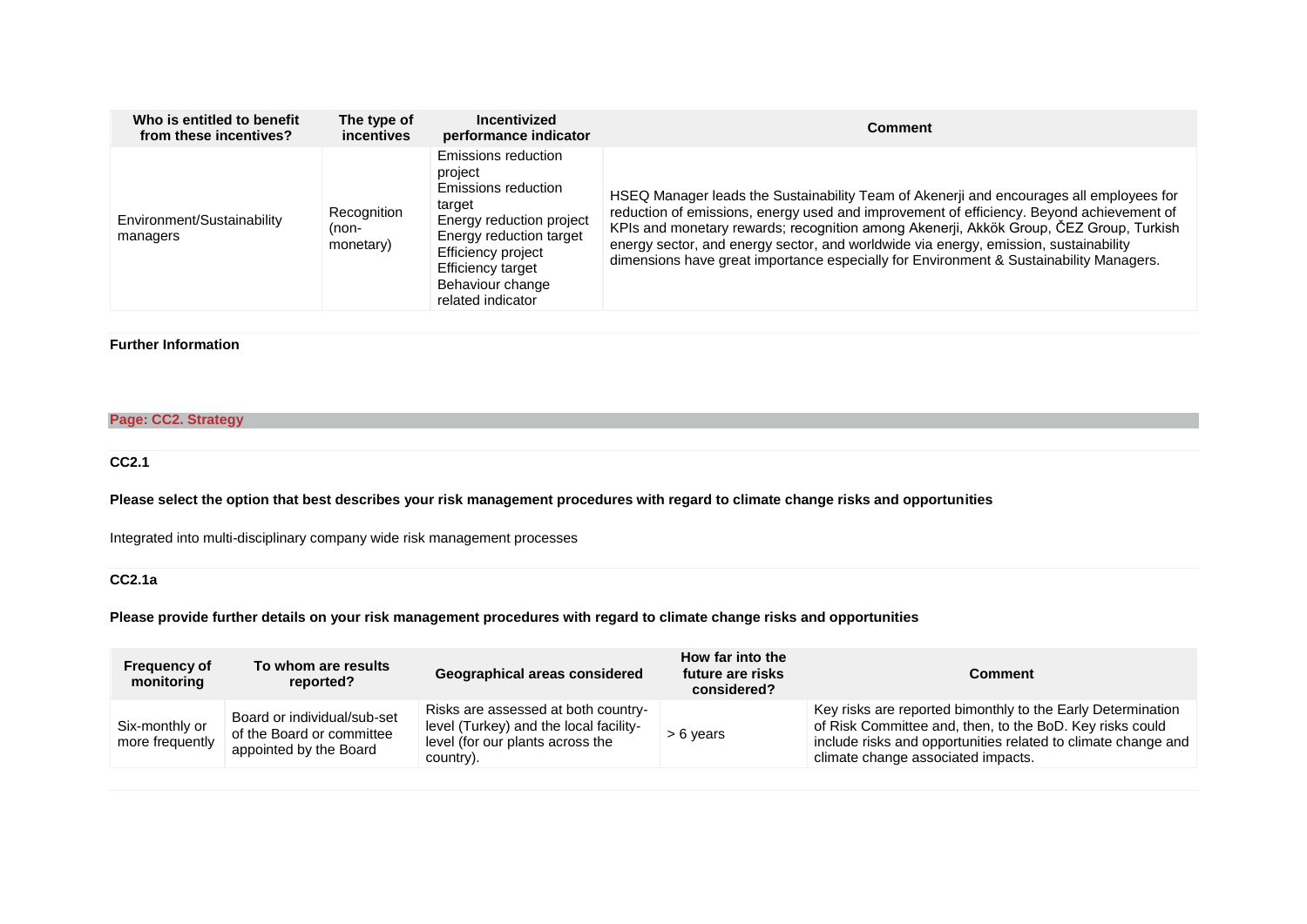| Who is entitled to benefit from these incentives? | The type of incentives | Incentivized performance indicator | Comment |
|---|---|---|---|
| Environment/Sustainability managers | Recognition (non-monetary) | Emissions reduction project<br>Emissions reduction target<br>Energy reduction project<br>Energy reduction target<br>Efficiency project<br>Efficiency target<br>Behaviour change related indicator | HSEQ Manager leads the Sustainability Team of Akenerji and encourages all employees for reduction of emissions, energy used and improvement of efficiency. Beyond achievement of KPIs and monetary rewards; recognition among Akenerji, Akkök Group, ČEZ Group, Turkish energy sector, and energy sector, and worldwide via energy, emission, sustainability dimensions have great importance especially for Environment & Sustainability Managers. |

**Further Information**

## Page: CC2. Strategy

### CC2.1

**Please select the option that best describes your risk management procedures with regard to climate change risks and opportunities**

Integrated into multi-disciplinary company wide risk management processes

### CC2.1a

**Please provide further details on your risk management procedures with regard to climate change risks and opportunities**

| Frequency of monitoring | To whom are results reported? | Geographical areas considered | How far into the future are risks considered? | Comment |
|---|---|---|---|---|
| Six-monthly or more frequently | Board or individual/sub-set of the Board or committee appointed by the Board | Risks are assessed at both country-level (Turkey) and the local facility-level (for our plants across the country). | > 6 years | Key risks are reported bimonthly to the Early Determination of Risk Committee and, then, to the BoD. Key risks could include risks and opportunities related to climate change and climate change associated impacts. |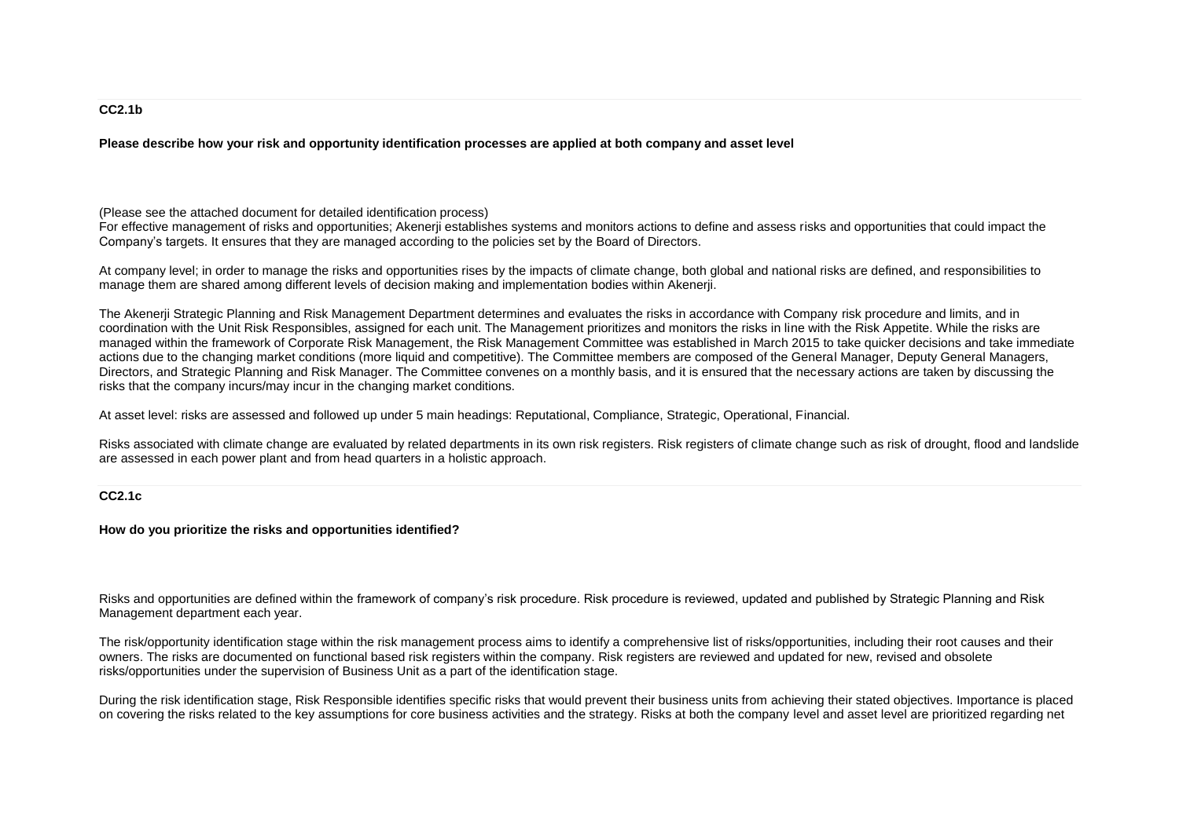**CC2.1b**

**Please describe how your risk and opportunity identification processes are applied at both company and asset level**

(Please see the attached document for detailed identification process)
For effective management of risks and opportunities; Akenerji establishes systems and monitors actions to define and assess risks and opportunities that could impact the Company's targets. It ensures that they are managed according to the policies set by the Board of Directors.

At company level; in order to manage the risks and opportunities rises by the impacts of climate change, both global and national risks are defined, and responsibilities to manage them are shared among different levels of decision making and implementation bodies within Akenerji.

The Akenerji Strategic Planning and Risk Management Department determines and evaluates the risks in accordance with Company risk procedure and limits, and in coordination with the Unit Risk Responsibles, assigned for each unit. The Management prioritizes and monitors the risks in line with the Risk Appetite. While the risks are managed within the framework of Corporate Risk Management, the Risk Management Committee was established in March 2015 to take quicker decisions and take immediate actions due to the changing market conditions (more liquid and competitive). The Committee members are composed of the General Manager, Deputy General Managers, Directors, and Strategic Planning and Risk Manager. The Committee convenes on a monthly basis, and it is ensured that the necessary actions are taken by discussing the risks that the company incurs/may incur in the changing market conditions.

At asset level: risks are assessed and followed up under 5 main headings: Reputational, Compliance, Strategic, Operational, Financial.

Risks associated with climate change are evaluated by related departments in its own risk registers. Risk registers of climate change such as risk of drought, flood and landslide are assessed in each power plant and from head quarters in a holistic approach.

**CC2.1c**

**How do you prioritize the risks and opportunities identified?**

Risks and opportunities are defined within the framework of company's risk procedure. Risk procedure is reviewed, updated and published by Strategic Planning and Risk Management department each year.

The risk/opportunity identification stage within the risk management process aims to identify a comprehensive list of risks/opportunities, including their root causes and their owners. The risks are documented on functional based risk registers within the company. Risk registers are reviewed and updated for new, revised and obsolete risks/opportunities under the supervision of Business Unit as a part of the identification stage.

During the risk identification stage, Risk Responsible identifies specific risks that would prevent their business units from achieving their stated objectives. Importance is placed on covering the risks related to the key assumptions for core business activities and the strategy. Risks at both the company level and asset level are prioritized regarding net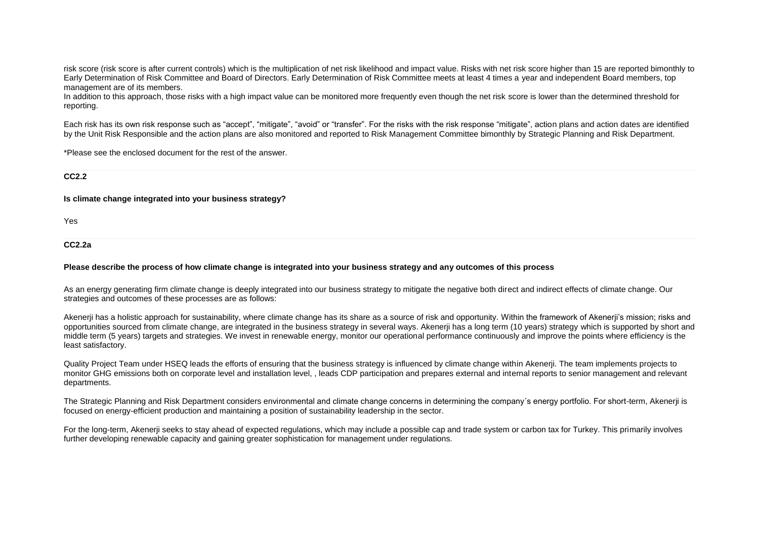risk score (risk score is after current controls) which is the multiplication of net risk likelihood and impact value. Risks with net risk score higher than 15 are reported bimonthly to Early Determination of Risk Committee and Board of Directors. Early Determination of Risk Committee meets at least 4 times a year and independent Board members, top management are of its members.
In addition to this approach, those risks with a high impact value can be monitored more frequently even though the net risk score is lower than the determined threshold for reporting.

Each risk has its own risk response such as "accept", "mitigate", "avoid" or "transfer". For the risks with the risk response "mitigate", action plans and action dates are identified by the Unit Risk Responsible and the action plans are also monitored and reported to Risk Management Committee bimonthly by Strategic Planning and Risk Department.

*Please see the enclosed document for the rest of the answer.

**CC2.2**

**Is climate change integrated into your business strategy?**

Yes

**CC2.2a**

**Please describe the process of how climate change is integrated into your business strategy and any outcomes of this process**

As an energy generating firm climate change is deeply integrated into our business strategy to mitigate the negative both direct and indirect effects of climate change. Our strategies and outcomes of these processes are as follows:

Akenerji has a holistic approach for sustainability, where climate change has its share as a source of risk and opportunity. Within the framework of Akenerji's mission; risks and opportunities sourced from climate change, are integrated in the business strategy in several ways. Akenerji has a long term (10 years) strategy which is supported by short and middle term (5 years) targets and strategies. We invest in renewable energy, monitor our operational performance continuously and improve the points where efficiency is the least satisfactory.

Quality Project Team under HSEQ leads the efforts of ensuring that the business strategy is influenced by climate change within Akenerji. The team implements projects to monitor GHG emissions both on corporate level and installation level, , leads CDP participation and prepares external and internal reports to senior management and relevant departments.

The Strategic Planning and Risk Department considers environmental and climate change concerns in determining the company´s energy portfolio. For short-term, Akenerji is focused on energy-efficient production and maintaining a position of sustainability leadership in the sector.

For the long-term, Akenerji seeks to stay ahead of expected regulations, which may include a possible cap and trade system or carbon tax for Turkey. This primarily involves further developing renewable capacity and gaining greater sophistication for management under regulations.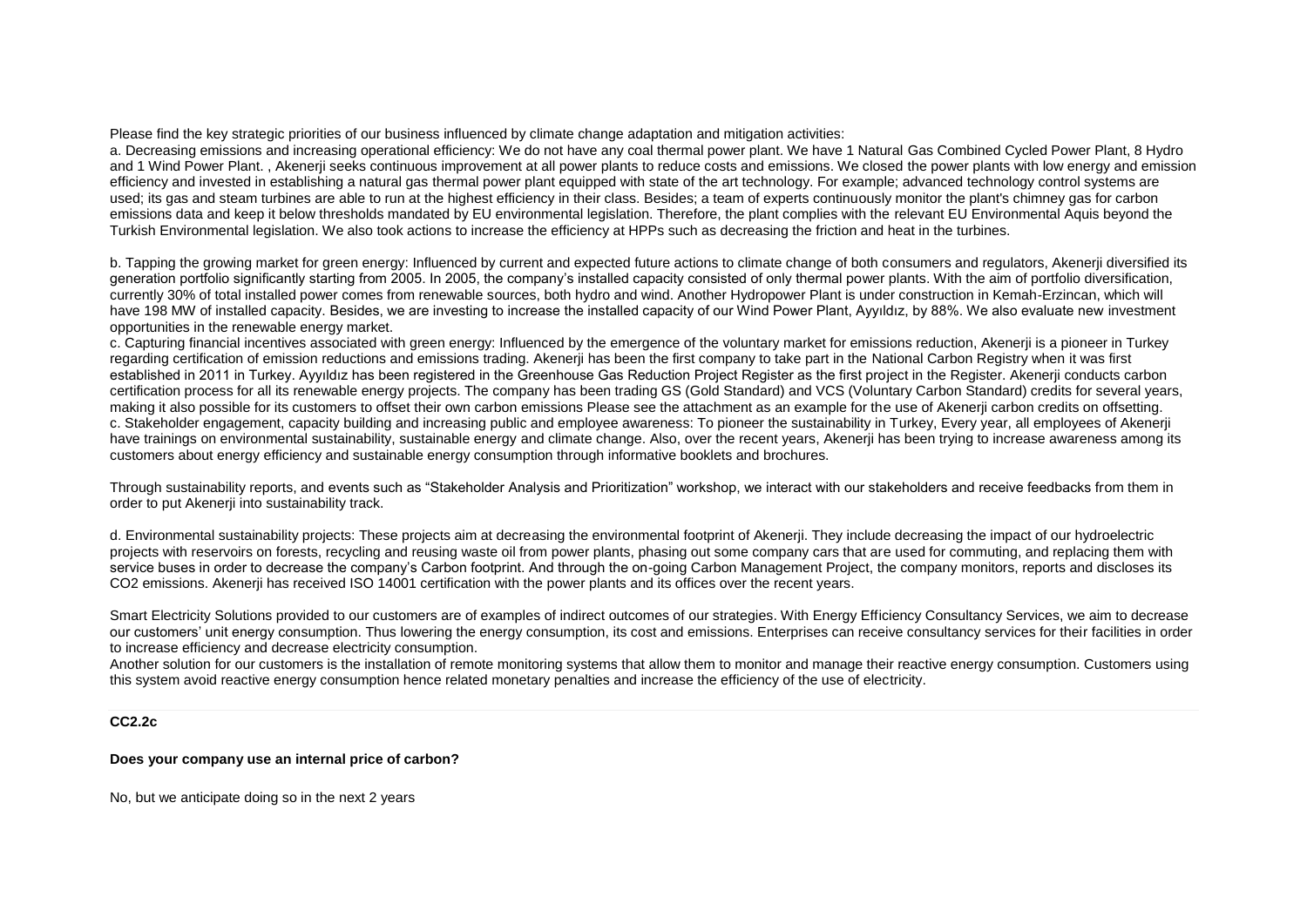Please find the key strategic priorities of our business influenced by climate change adaptation and mitigation activities:

a. Decreasing emissions and increasing operational efficiency: We do not have any coal thermal power plant. We have 1 Natural Gas Combined Cycled Power Plant, 8 Hydro and 1 Wind Power Plant. , Akenerji seeks continuous improvement at all power plants to reduce costs and emissions. We closed the power plants with low energy and emission efficiency and invested in establishing a natural gas thermal power plant equipped with state of the art technology. For example; advanced technology control systems are used; its gas and steam turbines are able to run at the highest efficiency in their class. Besides; a team of experts continuously monitor the plant's chimney gas for carbon emissions data and keep it below thresholds mandated by EU environmental legislation. Therefore, the plant complies with the relevant EU Environmental Aquis beyond the Turkish Environmental legislation. We also took actions to increase the efficiency at HPPs such as decreasing the friction and heat in the turbines.

b. Tapping the growing market for green energy: Influenced by current and expected future actions to climate change of both consumers and regulators, Akenerji diversified its generation portfolio significantly starting from 2005. In 2005, the company's installed capacity consisted of only thermal power plants. With the aim of portfolio diversification, currently 30% of total installed power comes from renewable sources, both hydro and wind. Another Hydropower Plant is under construction in Kemah-Erzincan, which will have 198 MW of installed capacity. Besides, we are investing to increase the installed capacity of our Wind Power Plant, Ayyıldız, by 88%. We also evaluate new investment opportunities in the renewable energy market.

c. Capturing financial incentives associated with green energy: Influenced by the emergence of the voluntary market for emissions reduction, Akenerji is a pioneer in Turkey regarding certification of emission reductions and emissions trading. Akenerji has been the first company to take part in the National Carbon Registry when it was first established in 2011 in Turkey. Ayyıldız has been registered in the Greenhouse Gas Reduction Project Register as the first project in the Register. Akenerji conducts carbon certification process for all its renewable energy projects. The company has been trading GS (Gold Standard) and VCS (Voluntary Carbon Standard) credits for several years, making it also possible for its customers to offset their own carbon emissions Please see the attachment as an example for the use of Akenerji carbon credits on offsetting.

c. Stakeholder engagement, capacity building and increasing public and employee awareness: To pioneer the sustainability in Turkey, Every year, all employees of Akenerji have trainings on environmental sustainability, sustainable energy and climate change. Also, over the recent years, Akenerji has been trying to increase awareness among its customers about energy efficiency and sustainable energy consumption through informative booklets and brochures.

Through sustainability reports, and events such as "Stakeholder Analysis and Prioritization" workshop, we interact with our stakeholders and receive feedbacks from them in order to put Akenerji into sustainability track.

d. Environmental sustainability projects: These projects aim at decreasing the environmental footprint of Akenerji. They include decreasing the impact of our hydroelectric projects with reservoirs on forests, recycling and reusing waste oil from power plants, phasing out some company cars that are used for commuting, and replacing them with service buses in order to decrease the company's Carbon footprint. And through the on-going Carbon Management Project, the company monitors, reports and discloses its $CO_2$ emissions. Akenerji has received ISO 14001 certification with the power plants and its offices over the recent years.

Smart Electricity Solutions provided to our customers are of examples of indirect outcomes of our strategies. With Energy Efficiency Consultancy Services, we aim to decrease our customers' unit energy consumption. Thus lowering the energy consumption, its cost and emissions. Enterprises can receive consultancy services for their facilities in order to increase efficiency and decrease electricity consumption.

Another solution for our customers is the installation of remote monitoring systems that allow them to monitor and manage their reactive energy consumption. Customers using this system avoid reactive energy consumption hence related monetary penalties and increase the efficiency of the use of electricity.

**CC2.2c**

**Does your company use an internal price of carbon?**

No, but we anticipate doing so in the next 2 years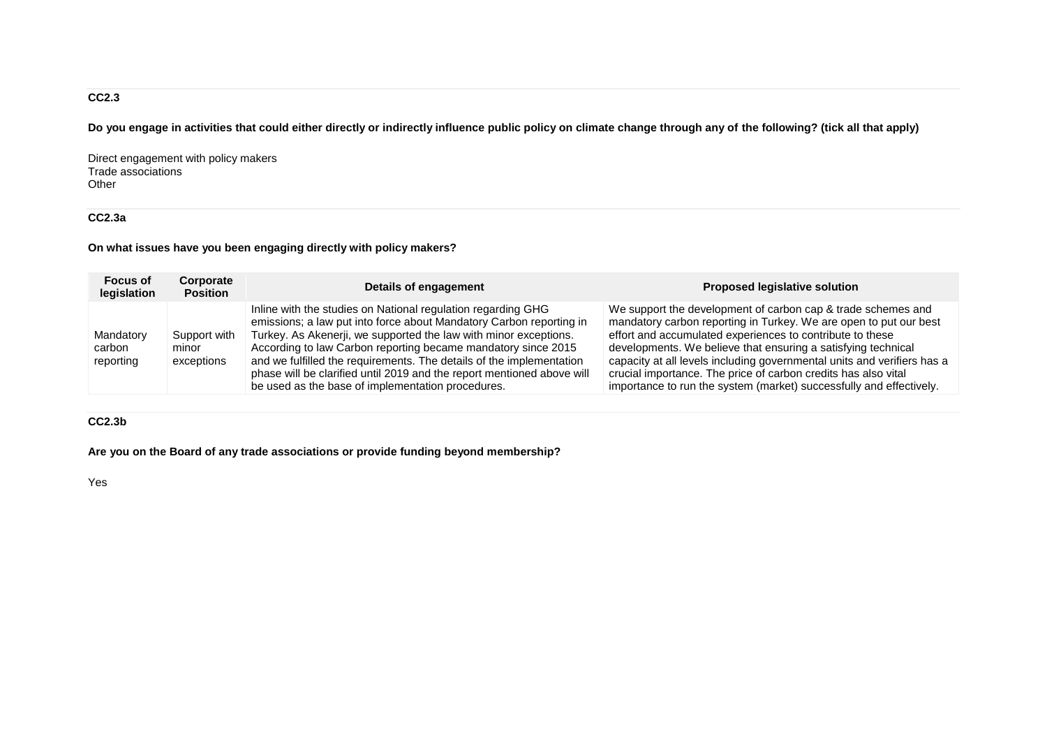### CC2.3

**Do you engage in activities that could either directly or indirectly influence public policy on climate change through any of the following? (tick all that apply)**

Direct engagement with policy makers
Trade associations
Other

### CC2.3a

**On what issues have you been engaging directly with policy makers?**

| Focus of legislation | Corporate Position | Details of engagement | Proposed legislative solution |
|---|---|---|---|
| Mandatory carbon reporting | Support with minor exceptions | Inline with the studies on National regulation regarding GHG emissions; a law put into force about Mandatory Carbon reporting in Turkey. As Akenerji, we supported the law with minor exceptions. According to law Carbon reporting became mandatory since 2015 and we fulfilled the requirements. The details of the implementation phase will be clarified until 2019 and the report mentioned above will be used as the base of implementation procedures. | We support the development of carbon cap & trade schemes and mandatory carbon reporting in Turkey. We are open to put our best effort and accumulated experiences to contribute to these developments. We believe that ensuring a satisfying technical capacity at all levels including governmental units and verifiers has a crucial importance. The price of carbon credits has also vital importance to run the system (market) successfully and effectively. |

### CC2.3b

**Are you on the Board of any trade associations or provide funding beyond membership?**

Yes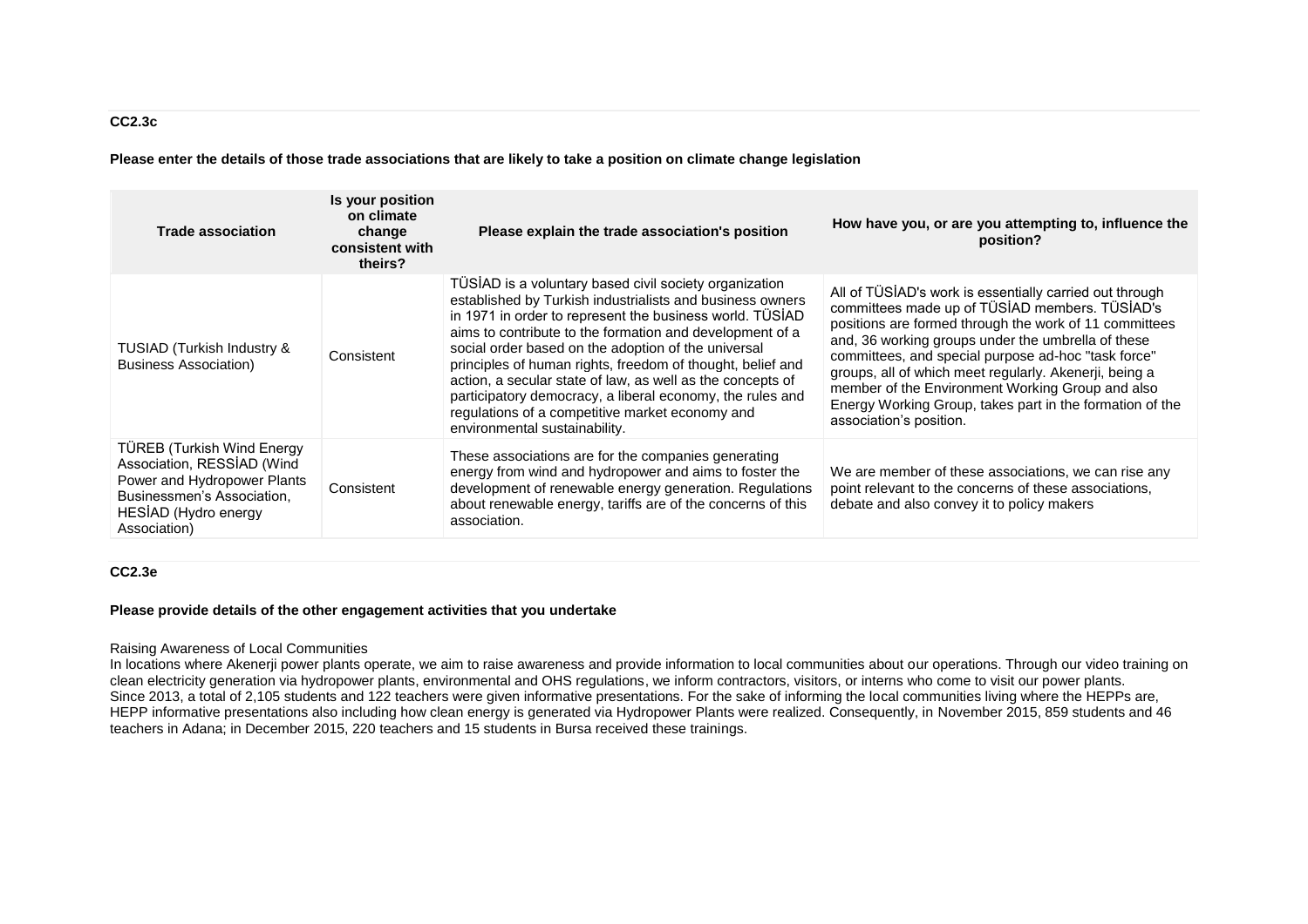### CC2.3c

**Please enter the details of those trade associations that are likely to take a position on climate change legislation**

| Trade association | Is your position on climate change consistent with theirs? | Please explain the trade association's position | How have you, or are you attempting to, influence the position? |
|---|---|---|---|
| TUSIAD (Turkish Industry & Business Association) | Consistent | TÜSİAD is a voluntary based civil society organization established by Turkish industrialists and business owners in 1971 in order to represent the business world. TÜSİAD aims to contribute to the formation and development of a social order based on the adoption of the universal principles of human rights, freedom of thought, belief and action, a secular state of law, as well as the concepts of participatory democracy, a liberal economy, the rules and regulations of a competitive market economy and environmental sustainability. | All of TÜSİAD's work is essentially carried out through committees made up of TÜSİAD members. TÜSİAD's positions are formed through the work of 11 committees and, 36 working groups under the umbrella of these committees, and special purpose ad-hoc "task force" groups, all of which meet regularly. Akenerji, being a member of the Environment Working Group and also Energy Working Group, takes part in the formation of the association's position. |
| TÜREB (Turkish Wind Energy Association, RESSİAD (Wind Power and Hydropower Plants Businessmen's Association, HESİAD (Hydro energy Association) | Consistent | These associations are for the companies generating energy from wind and hydropower and aims to foster the development of renewable energy generation. Regulations about renewable energy, tariffs are of the concerns of this association. | We are member of these associations, we can rise any point relevant to the concerns of these associations, debate and also convey it to policy makers |

### CC2.3e

**Please provide details of the other engagement activities that you undertake**

Raising Awareness of Local Communities
In locations where Akenerji power plants operate, we aim to raise awareness and provide information to local communities about our operations. Through our video training on clean electricity generation via hydropower plants, environmental and OHS regulations, we inform contractors, visitors, or interns who come to visit our power plants.
Since 2013, a total of 2,105 students and 122 teachers were given informative presentations. For the sake of informing the local communities living where the HEPPs are, HEPP informative presentations also including how clean energy is generated via Hydropower Plants were realized. Consequently, in November 2015, 859 students and 46 teachers in Adana; in December 2015, 220 teachers and 15 students in Bursa received these trainings.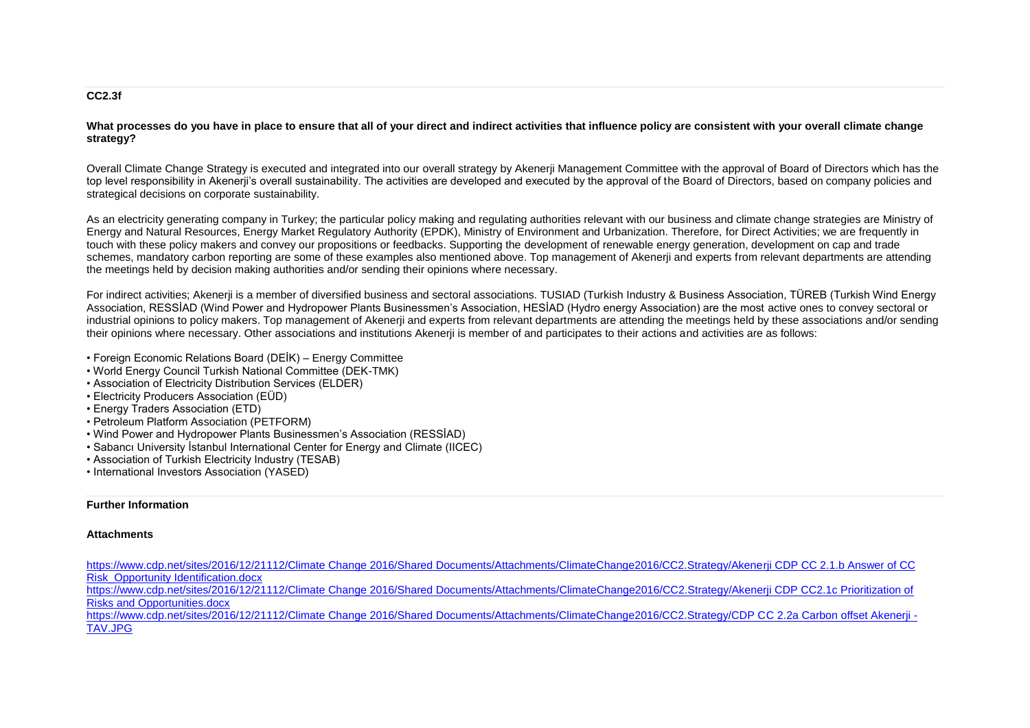### CC2.3f

**What processes do you have in place to ensure that all of your direct and indirect activities that influence policy are consistent with your overall climate change strategy?**

Overall Climate Change Strategy is executed and integrated into our overall strategy by Akenerji Management Committee with the approval of Board of Directors which has the top level responsibility in Akenerji's overall sustainability. The activities are developed and executed by the approval of the Board of Directors, based on company policies and strategical decisions on corporate sustainability.

As an electricity generating company in Turkey; the particular policy making and regulating authorities relevant with our business and climate change strategies are Ministry of Energy and Natural Resources, Energy Market Regulatory Authority (EPDK), Ministry of Environment and Urbanization. Therefore, for Direct Activities; we are frequently in touch with these policy makers and convey our propositions or feedbacks. Supporting the development of renewable energy generation, development on cap and trade schemes, mandatory carbon reporting are some of these examples also mentioned above. Top management of Akenerji and experts from relevant departments are attending the meetings held by decision making authorities and/or sending their opinions where necessary.

For indirect activities; Akenerji is a member of diversified business and sectoral associations. TUSIAD (Turkish Industry & Business Association, TÜREB (Turkish Wind Energy Association, RESSİAD (Wind Power and Hydropower Plants Businessmen's Association, HESİAD (Hydro energy Association) are the most active ones to convey sectoral or industrial opinions to policy makers. Top management of Akenerji and experts from relevant departments are attending the meetings held by these associations and/or sending their opinions where necessary. Other associations and institutions Akenerji is member of and participates to their actions and activities are as follows:

- Foreign Economic Relations Board (DEİK) – Energy Committee
- World Energy Council Turkish National Committee (DEK-TMK)
- Association of Electricity Distribution Services (ELDER)
- Electricity Producers Association (EÜD)
- Energy Traders Association (ETD)
- Petroleum Platform Association (PETFORM)
- Wind Power and Hydropower Plants Businessmen's Association (RESSİAD)
- Sabancı University İstanbul International Center for Energy and Climate (IICEC)
- Association of Turkish Electricity Industry (TESAB)
- International Investors Association (YASED)

### Further Information

### Attachments

https://www.cdp.net/sites/2016/12/21112/Climate Change 2016/Shared Documents/Attachments/ClimateChange2016/CC2.Strategy/Akenerji CDP CC 2.1.b Answer of CC Risk_Opportunity Identification.docx
https://www.cdp.net/sites/2016/12/21112/Climate Change 2016/Shared Documents/Attachments/ClimateChange2016/CC2.Strategy/Akenerji CDP CC2.1c Prioritization of Risks and Opportunities.docx
https://www.cdp.net/sites/2016/12/21112/Climate Change 2016/Shared Documents/Attachments/ClimateChange2016/CC2.Strategy/CDP CC 2.2a Carbon offset Akenerji - TAV.JPG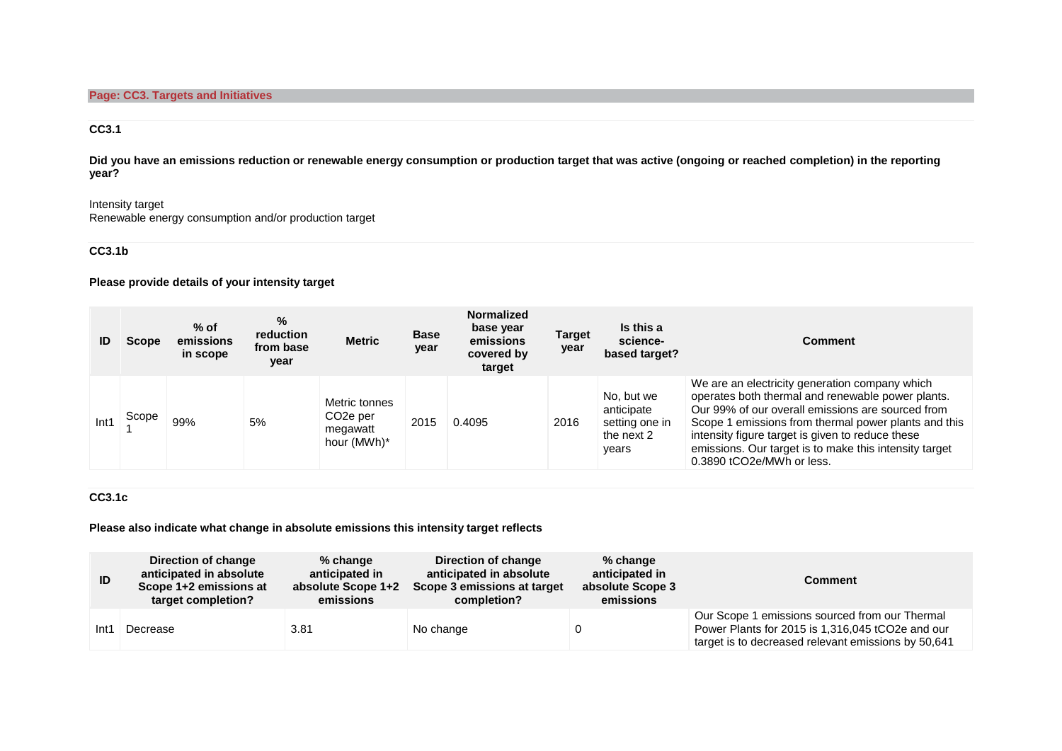## Page: CC3. Targets and Initiatives

### CC3.1

**Did you have an emissions reduction or renewable energy consumption or production target that was active (ongoing or reached completion) in the reporting year?**

Intensity target
Renewable energy consumption and/or production target

### CC3.1b

**Please provide details of your intensity target**

| ID | Scope | % of emissions in scope | % reduction from base year | Metric | Base year | Normalized base year emissions covered by target | Target year | Is this a science-based target? | Comment |
|---|---|---|---|---|---|---|---|---|---|
| Int1 | Scope 1 | 99% | 5% | Metric tonnes $CO_2e$ per megawatt hour (MWh)* | 2015 | 0.4095 | 2016 | No, but we anticipate setting one in the next 2 years | We are an electricity generation company which operates both thermal and renewable power plants. Our 99% of our overall emissions are sourced from Scope 1 emissions from thermal power plants and this intensity figure target is given to reduce these emissions. Our target is to make this intensity target 0.3890 $tCO_2e$/MWh or less. |

### CC3.1c

**Please also indicate what change in absolute emissions this intensity target reflects**

| ID | Direction of change anticipated in absolute Scope 1+2 emissions at target completion? | % change anticipated in absolute Scope 1+2 emissions | Direction of change anticipated in absolute Scope 3 emissions at target completion? | % change anticipated in absolute Scope 3 emissions | Comment |
|---|---|---|---|---|---|
| Int1 | Decrease | 3.81 | No change | 0 | Our Scope 1 emissions sourced from our Thermal Power Plants for 2015 is 1,316,045 $tCO_2e$ and our target is to decreased relevant emissions by 50,641 |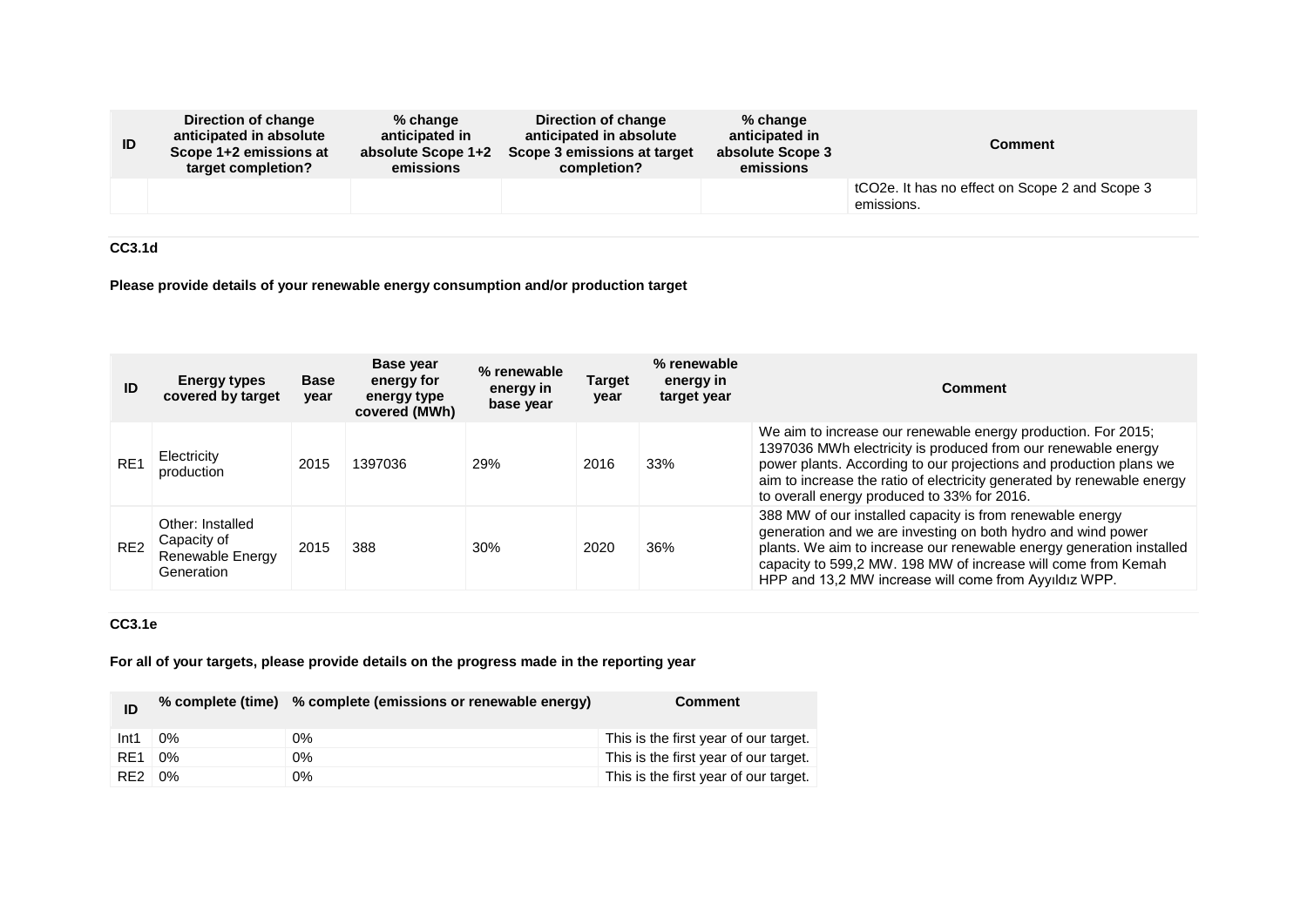| ID | Direction of change anticipated in absolute Scope 1+2 emissions at target completion? | % change anticipated in absolute Scope 1+2 emissions | Direction of change anticipated in absolute Scope 3 emissions at target completion? | % change anticipated in absolute Scope 3 emissions | Comment |
|---|---|---|---|---|---|
| | | | | | $tCO_2e$. It has no effect on Scope 2 and Scope 3 emissions. |

### CC3.1d

**Please provide details of your renewable energy consumption and/or production target**

| ID | Energy types covered by target | Base year | Base year energy for energy type covered (MWh) | % renewable energy in base year | Target year | % renewable energy in target year | Comment |
|---|---|---|---|---|---|---|---|
| RE1 | Electricity production | 2015 | 1397036 | 29% | 2016 | 33% | We aim to increase our renewable energy production. For 2015; 1397036 MWh electricity is produced from our renewable energy power plants. According to our projections and production plans we aim to increase the ratio of electricity generated by renewable energy to overall energy produced to 33% for 2016. |
| RE2 | Other: Installed Capacity of Renewable Energy Generation | 2015 | 388 | 30% | 2020 | 36% | 388 MW of our installed capacity is from renewable energy generation and we are investing on both hydro and wind power plants. We aim to increase our renewable energy generation installed capacity to 599,2 MW. 198 MW of increase will come from Kemah HPP and 13,2 MW increase will come from Ayyıldız WPP. |

### CC3.1e

**For all of your targets, please provide details on the progress made in the reporting year**

| ID | % complete (time) | % complete (emissions or renewable energy) | Comment |
|---|---|---|---|
| Int1 | 0% | 0% | This is the first year of our target. |
| RE1 | 0% | 0% | This is the first year of our target. |
| RE2 | 0% | 0% | This is the first year of our target. |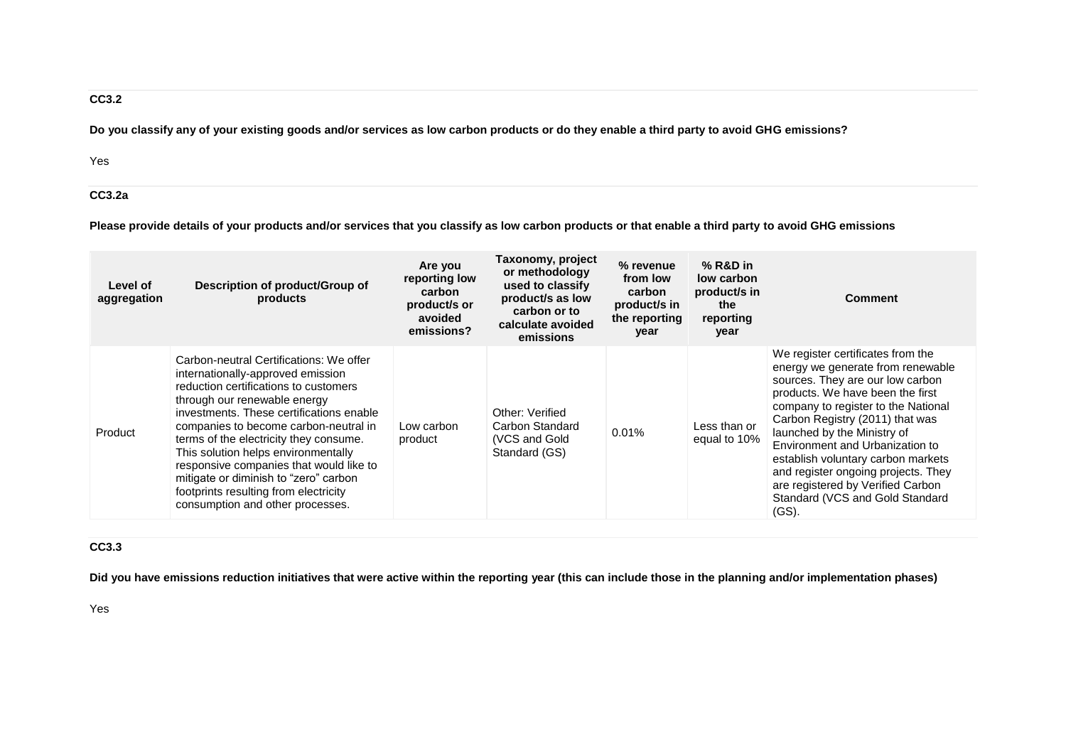### CC3.2

**Do you classify any of your existing goods and/or services as low carbon products or do they enable a third party to avoid GHG emissions?**

Yes

### CC3.2a

**Please provide details of your products and/or services that you classify as low carbon products or that enable a third party to avoid GHG emissions**

| Level of aggregation | Description of product/Group of products | Are you reporting low carbon product/s or avoided emissions? | Taxonomy, project or methodology used to classify product/s as low carbon or to calculate avoided emissions | % revenue from low carbon product/s in the reporting year | % R&D in low carbon product/s in the reporting year | Comment |
|---|---|---|---|---|---|---|
| Product | Carbon-neutral Certifications: We offer internationally-approved emission reduction certifications to customers through our renewable energy investments. These certifications enable companies to become carbon-neutral in terms of the electricity they consume. This solution helps environmentally responsive companies that would like to mitigate or diminish to "zero" carbon footprints resulting from electricity consumption and other processes. | Low carbon product | Other: Verified Carbon Standard (VCS and Gold Standard (GS) | 0.01% | Less than or equal to 10% | We register certificates from the energy we generate from renewable sources. They are our low carbon products. We have been the first company to register to the National Carbon Registry (2011) that was launched by the Ministry of Environment and Urbanization to establish voluntary carbon markets and register ongoing projects. They are registered by Verified Carbon Standard (VCS and Gold Standard (GS). |

### CC3.3

**Did you have emissions reduction initiatives that were active within the reporting year (this can include those in the planning and/or implementation phases)**

Yes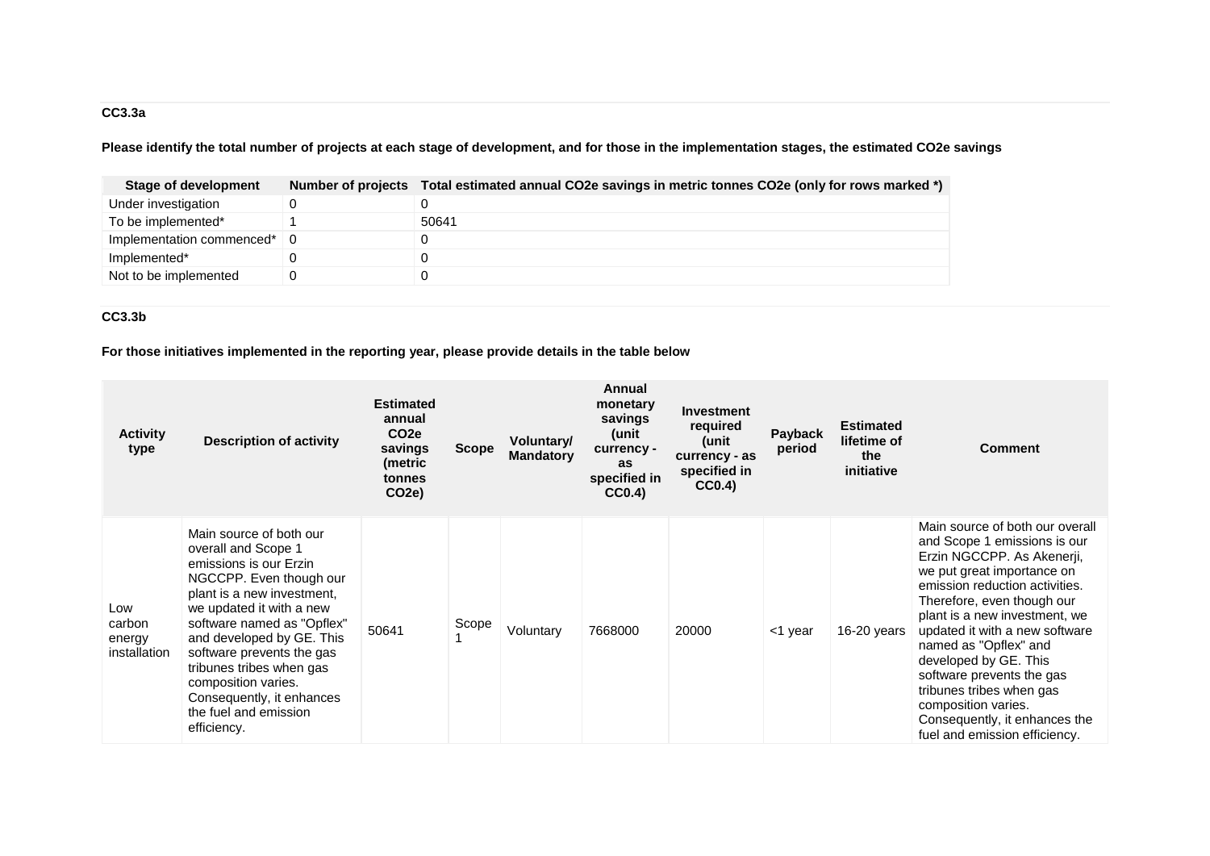### CC3.3a

**Please identify the total number of projects at each stage of development, and for those in the implementation stages, the estimated CO2e savings**

| Stage of development | Number of projects | Total estimated annual CO2e savings in metric tonnes CO2e (only for rows marked *) |
| --- | --- | --- |
| Under investigation | 0 | 0 |
| To be implemented* | 1 | 50641 |
| Implementation commenced* | 0 | 0 |
| Implemented* | 0 | 0 |
| Not to be implemented | 0 | 0 |

### CC3.3b

**For those initiatives implemented in the reporting year, please provide details in the table below**

| Activity type | Description of activity | Estimated annual CO2e savings (metric tonnes CO2e) | Scope | Voluntary/ Mandatory | Annual monetary savings (unit currency - as specified in CC0.4) | Investment required (unit currency - as specified in CC0.4) | Payback period | Estimated lifetime of the initiative | Comment |
| --- | --- | --- | --- | --- | --- | --- | --- | --- | --- |
| Low carbon energy installation | Main source of both our overall and Scope 1 emissions is our Erzin NGCCPP. Even though our plant is a new investment, we updated it with a new software named as "Opflex" and developed by GE. This software prevents the gas tribunes tribes when gas composition varies. Consequently, it enhances the fuel and emission efficiency. | 50641 | Scope 1 | Voluntary | 7668000 | 20000 | <1 year | 16-20 years | Main source of both our overall and Scope 1 emissions is our Erzin NGCCPP. As Akenerji, we put great importance on emission reduction activities. Therefore, even though our plant is a new investment, we updated it with a new software named as "Opflex" and developed by GE. This software prevents the gas tribunes tribes when gas composition varies. Consequently, it enhances the fuel and emission efficiency. |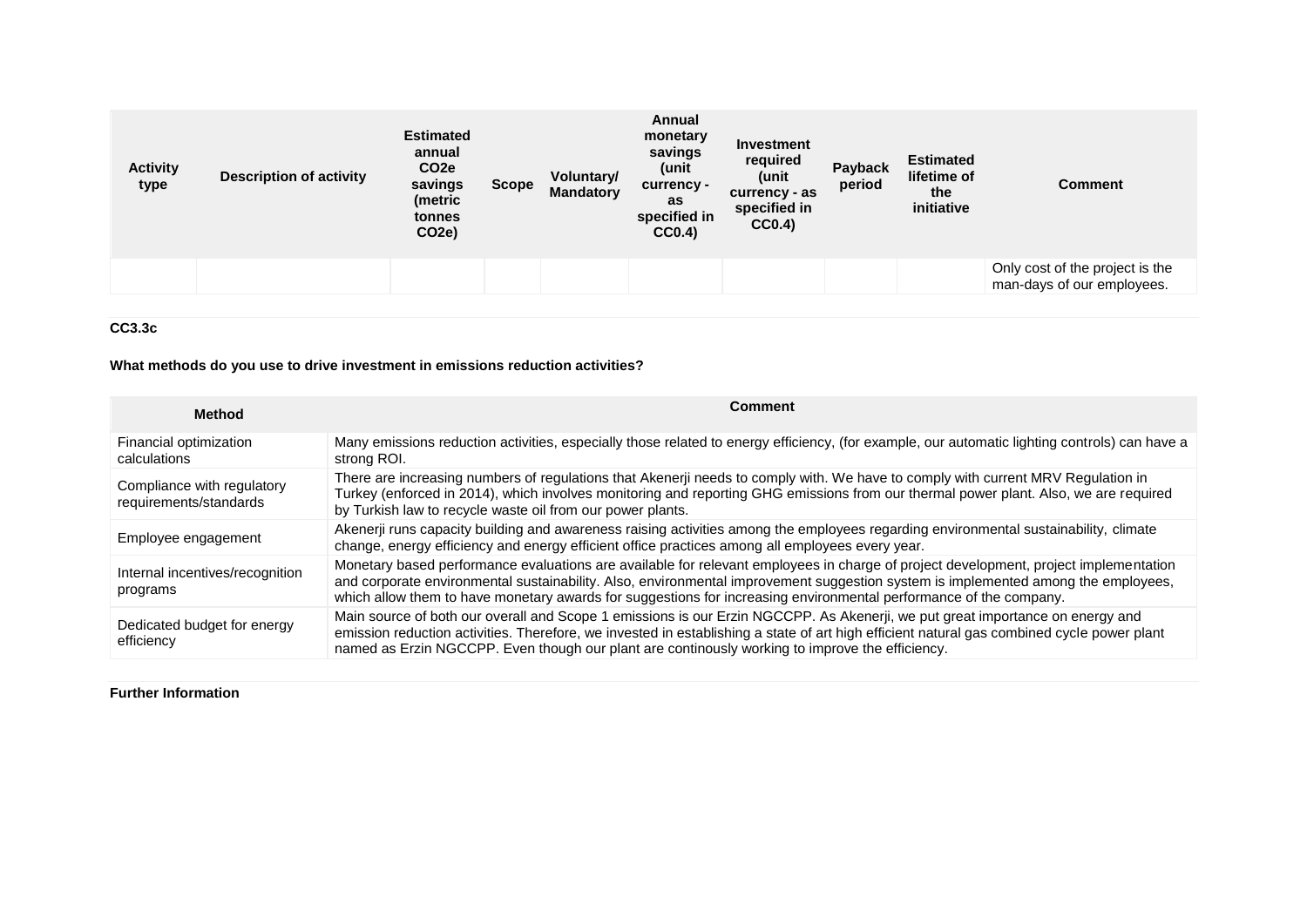| Activity type | Description of activity | Estimated annual $CO_2e$ savings (metric tonnes $CO_2e$) | Scope | Voluntary/ Mandatory | Annual monetary savings (unit currency - as specified in CC0.4) | Investment required (unit currency - as specified in CC0.4) | Payback period | Estimated lifetime of the initiative | Comment |
|---|---|---|---|---|---|---|---|---|---|
| | | | | | | | | | Only cost of the project is the man-days of our employees. |

**CC3.3c**

**What methods do you use to drive investment in emissions reduction activities?**

| Method | Comment |
|---|---|
| Financial optimization calculations | Many emissions reduction activities, especially those related to energy efficiency, (for example, our automatic lighting controls) can have a strong ROI. |
| Compliance with regulatory requirements/standards | There are increasing numbers of regulations that Akenerji needs to comply with. We have to comply with current MRV Regulation in Turkey (enforced in 2014), which involves monitoring and reporting GHG emissions from our thermal power plant. Also, we are required by Turkish law to recycle waste oil from our power plants. |
| Employee engagement | Akenerji runs capacity building and awareness raising activities among the employees regarding environmental sustainability, climate change, energy efficiency and energy efficient office practices among all employees every year. |
| Internal incentives/recognition programs | Monetary based performance evaluations are available for relevant employees in charge of project development, project implementation and corporate environmental sustainability. Also, environmental improvement suggestion system is implemented among the employees, which allow them to have monetary awards for suggestions for increasing environmental performance of the company. |
| Dedicated budget for energy efficiency | Main source of both our overall and Scope 1 emissions is our Erzin NGCCPP. As Akenerji, we put great importance on energy and emission reduction activities. Therefore, we invested in establishing a state of art high efficient natural gas combined cycle power plant named as Erzin NGCCPP. Even though our plant are continously working to improve the efficiency. |

**Further Information**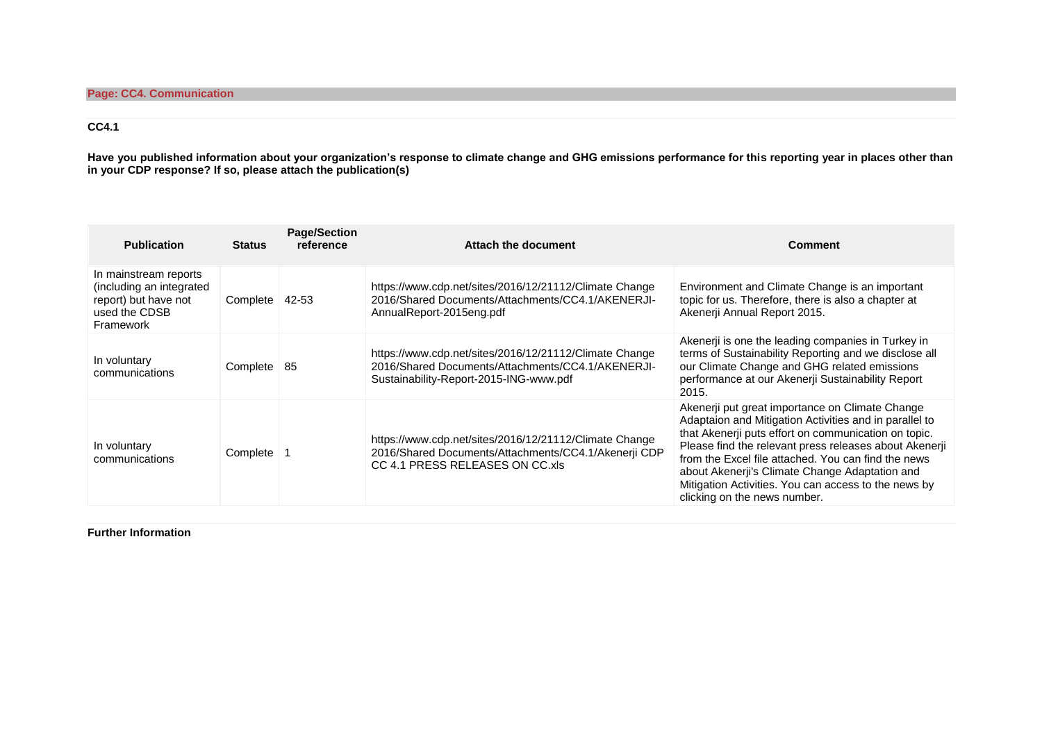## Page: CC4. Communication

### CC4.1

**Have you published information about your organization's response to climate change and GHG emissions performance for this reporting year in places other than in your CDP response? If so, please attach the publication(s)**

| Publication | Status | Page/Section reference | Attach the document | Comment |
|---|---|---|---|---|
| In mainstream reports (including an integrated report) but have not used the CDSB Framework | Complete | 42-53 | https://www.cdp.net/sites/2016/12/21112/Climate Change 2016/Shared Documents/Attachments/CC4.1/AKENERJI-AnnualReport-2015eng.pdf | Environment and Climate Change is an important topic for us. Therefore, there is also a chapter at Akenerji Annual Report 2015. |
| In voluntary communications | Complete | 85 | https://www.cdp.net/sites/2016/12/21112/Climate Change 2016/Shared Documents/Attachments/CC4.1/AKENERJI-Sustainability-Report-2015-ING-www.pdf | Akenerji is one the leading companies in Turkey in terms of Sustainability Reporting and we disclose all our Climate Change and GHG related emissions performance at our Akenerji Sustainability Report 2015. |
| In voluntary communications | Complete | 1 | https://www.cdp.net/sites/2016/12/21112/Climate Change 2016/Shared Documents/Attachments/CC4.1/Akenerji CDP CC 4.1 PRESS RELEASES ON CC.xls | Akenerji put great importance on Climate Change Adaptaion and Mitigation Activities and in parallel to that Akenerji puts effort on communication on topic. Please find the relevant press releases about Akenerji from the Excel file attached. You can find the news about Akenerji's Climate Change Adaptation and Mitigation Activities. You can access to the news by clicking on the news number. |

**Further Information**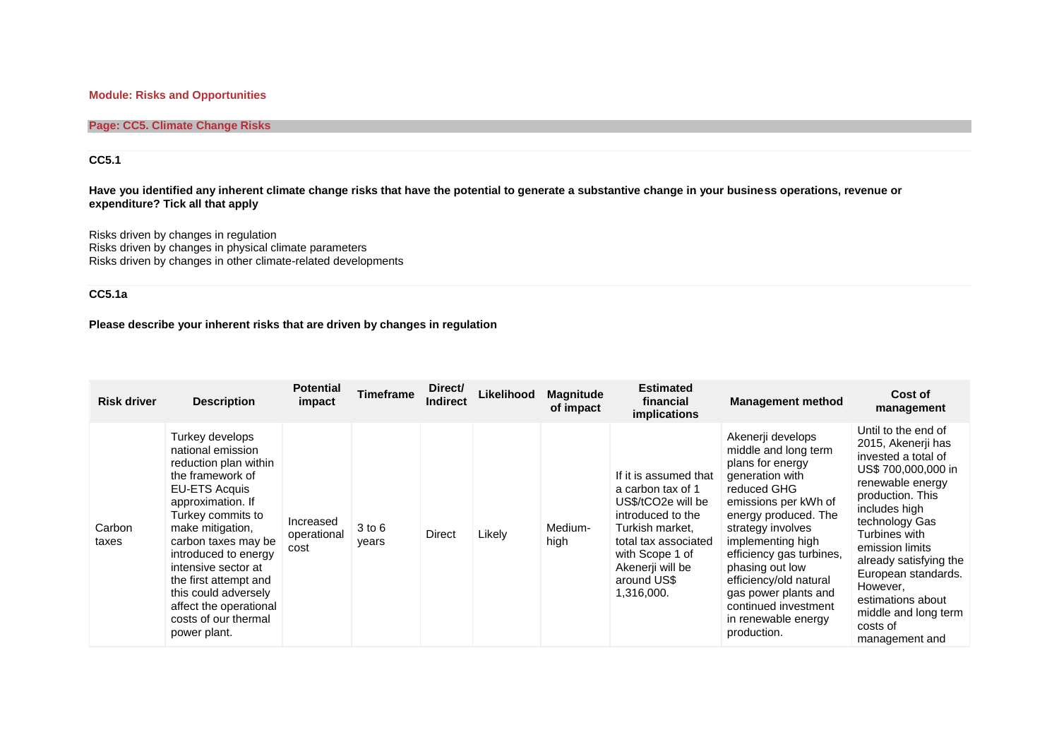**Module: Risks and Opportunities**

**Page: CC5. Climate Change Risks**

**CC5.1**

**Have you identified any inherent climate change risks that have the potential to generate a substantive change in your business operations, revenue or expenditure? Tick all that apply**

Risks driven by changes in regulation
Risks driven by changes in physical climate parameters
Risks driven by changes in other climate-related developments

**CC5.1a**

**Please describe your inherent risks that are driven by changes in regulation**

| Risk driver | Description | Potential impact | Timeframe | Direct/ Indirect | Likelihood | Magnitude of impact | Estimated financial implications | Management method | Cost of management |
|---|---|---|---|---|---|---|---|---|---|
| Carbon taxes | Turkey develops national emission reduction plan within the framework of EU-ETS Acquis approximation. If Turkey commits to make mitigation, carbon taxes may be introduced to energy intensive sector at the first attempt and this could adversely affect the operational costs of our thermal power plant. | Increased operational cost | 3 to 6 years | Direct | Likely | Medium-high | If it is assumed that a carbon tax of 1 US$/tCO2e will be introduced to the Turkish market, total tax associated with Scope 1 of Akenerji will be around US$ 1,316,000. | Akenerji develops middle and long term plans for energy generation with reduced GHG emissions per kWh of energy produced. The strategy involves implementing high efficiency gas turbines, phasing out low efficiency/old natural gas power plants and continued investment in renewable energy production. | Until to the end of 2015, Akenerji has invested a total of US$ 700,000,000 in renewable energy production. This includes high technology Gas Turbines with emission limits already satisfying the European standards. However, estimations about middle and long term costs of management and |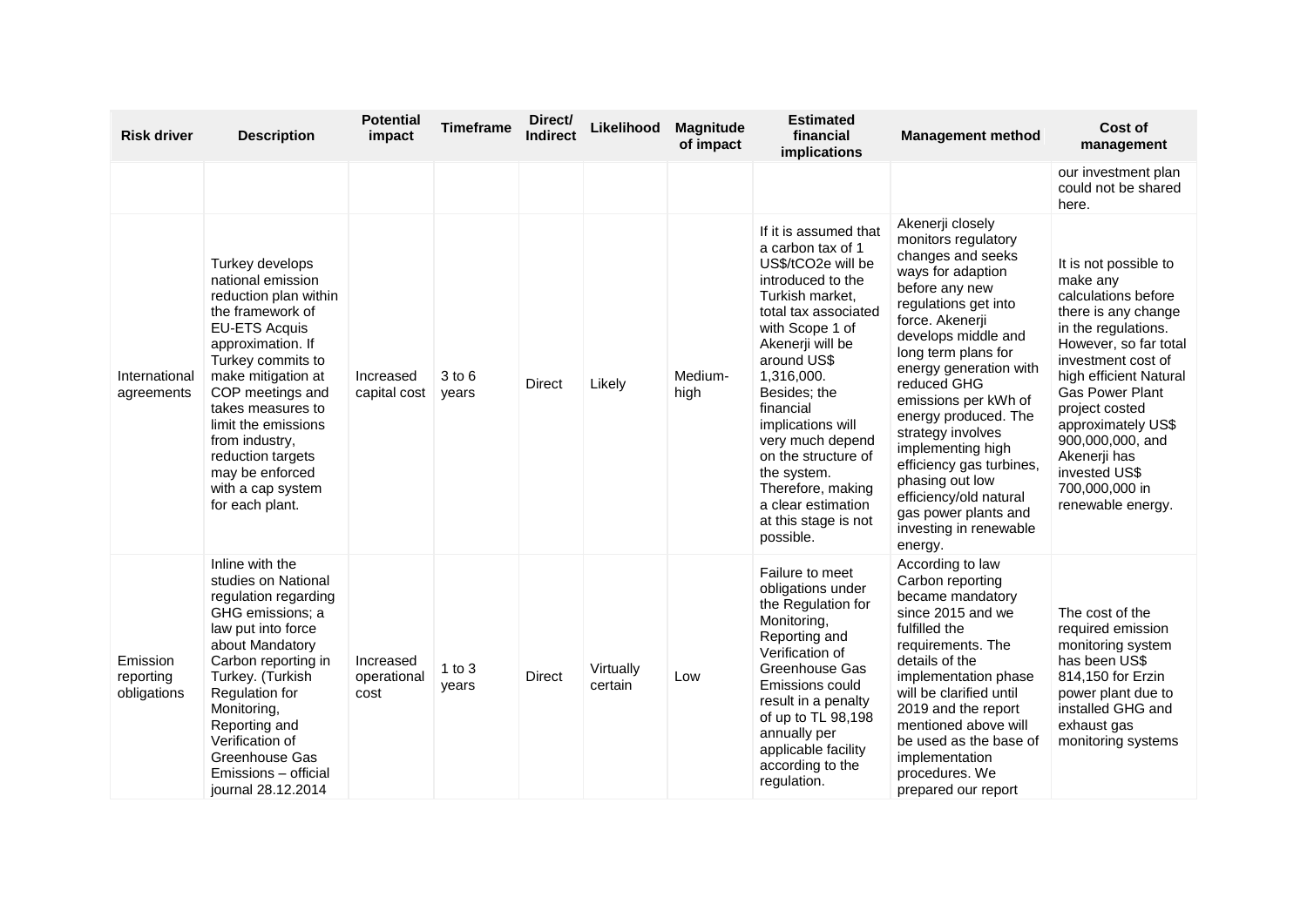| Risk driver | Description | Potential impact | Timeframe | Direct/ Indirect | Likelihood | Magnitude of impact | Estimated financial implications | Management method | Cost of management |
|---|---|---|---|---|---|---|---|---|---|
| | | | | | | | | | our investment plan could not be shared here. |
| International agreements | Turkey develops national emission reduction plan within the framework of EU-ETS Acquis approximation. If Turkey commits to make mitigation at COP meetings and takes measures to limit the emissions from industry, reduction targets may be enforced with a cap system for each plant. | Increased capital cost | 3 to 6 years | Direct | Likely | Medium-high | If it is assumed that a carbon tax of 1 US$/tCO2e will be introduced to the Turkish market, total tax associated with Scope 1 of Akenerji will be around US$ 1,316,000. Besides; the financial implications will very much depend on the structure of the system. Therefore, making a clear estimation at this stage is not possible. | Akenerji closely monitors regulatory changes and seeks ways for adaption before any new regulations get into force. Akenerji develops middle and long term plans for energy generation with reduced GHG emissions per kWh of energy produced. The strategy involves implementing high efficiency gas turbines, phasing out low efficiency/old natural gas power plants and investing in renewable energy. | It is not possible to make any calculations before there is any change in the regulations. However, so far total investment cost of high efficient Natural Gas Power Plant project costed approximately US$ 900,000,000, and Akenerji has invested US$ 700,000,000 in renewable energy. |
| Emission reporting obligations | Inline with the studies on National regulation regarding GHG emissions; a law put into force about Mandatory Carbon reporting in Turkey. (Turkish Regulation for Monitoring, Reporting and Verification of Greenhouse Gas Emissions – official journal 28.12.2014 | Increased operational cost | 1 to 3 years | Direct | Virtually certain | Low | Failure to meet obligations under the Regulation for Monitoring, Reporting and Verification of Greenhouse Gas Emissions could result in a penalty of up to TL 98,198 annually per applicable facility according to the regulation. | According to law Carbon reporting became mandatory since 2015 and we fulfilled the requirements. The details of the implementation phase will be clarified until 2019 and the report mentioned above will be used as the base of implementation procedures. We prepared our report | The cost of the required emission monitoring system has been US$ 814,150 for Erzin power plant due to installed GHG and exhaust gas monitoring systems |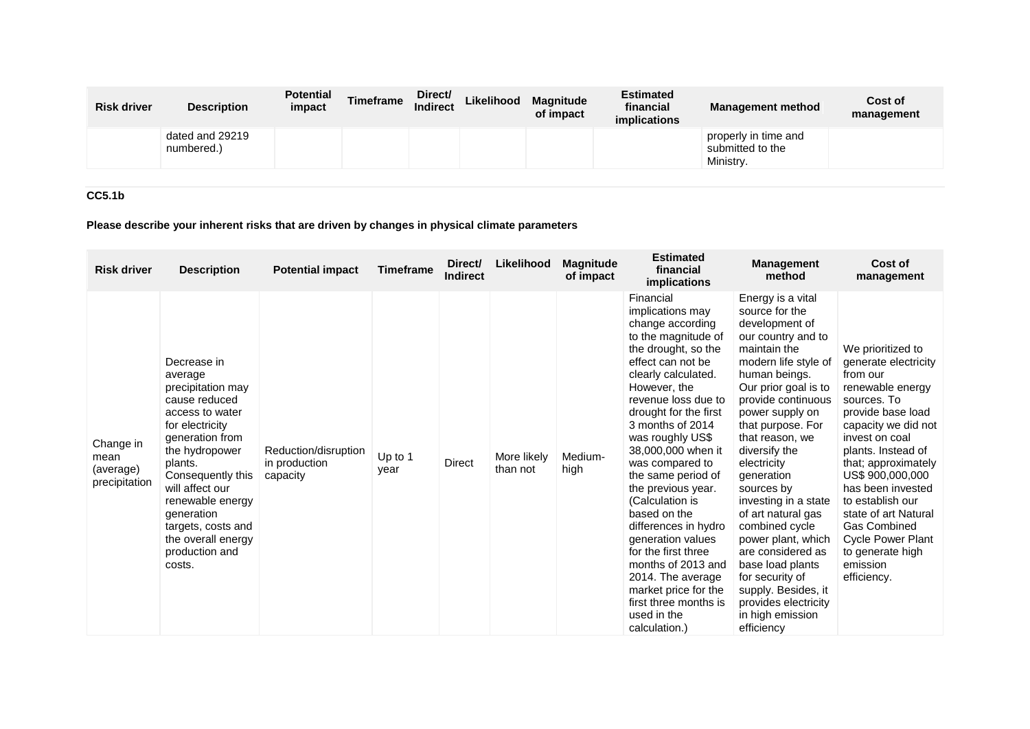| Risk driver | Description | Potential impact | Timeframe | Direct/ Indirect | Likelihood | Magnitude of impact | Estimated financial implications | Management method | Cost of management |
|---|---|---|---|---|---|---|---|---|---|
| | dated and 29219 numbered.) | | | | | | | properly in time and submitted to the Ministry. | |

**CC5.1b**

**Please describe your inherent risks that are driven by changes in physical climate parameters**

| Risk driver | Description | Potential impact | Timeframe | Direct/ Indirect | Likelihood | Magnitude of impact | Estimated financial implications | Management method | Cost of management |
|---|---|---|---|---|---|---|---|---|---|
| Change in mean (average) precipitation | Decrease in average precipitation may cause reduced access to water for electricity generation from the hydropower plants. Consequently this will affect our renewable energy generation targets, costs and the overall energy production and costs. | Reduction/disruption in production capacity | Up to 1 year | Direct | More likely than not | Medium-high | Financial implications may change according to the magnitude of the drought, so the effect can not be clearly calculated. However, the revenue loss due to drought for the first 3 months of 2014 was roughly US$ 38,000,000 when it was compared to the same period of the previous year. (Calculation is based on the differences in hydro generation values for the first three months of 2013 and 2014. The average market price for the first three months is used in the calculation.) | Energy is a vital source for the development of our country and to maintain the modern life style of human beings. Our prior goal is to provide continuous power supply on that purpose. For that reason, we diversify the electricity generation sources by investing in a state of art natural gas combined cycle power plant, which are considered as base load plants for security of supply. Besides, it provides electricity in high emission efficiency | We prioritized to generate electricity from our renewable energy sources. To provide base load capacity we did not invest on coal plants. Instead of that; approximately US$ 900,000,000 has been invested to establish our state of art Natural Gas Combined Cycle Power Plant to generate high emission efficiency. |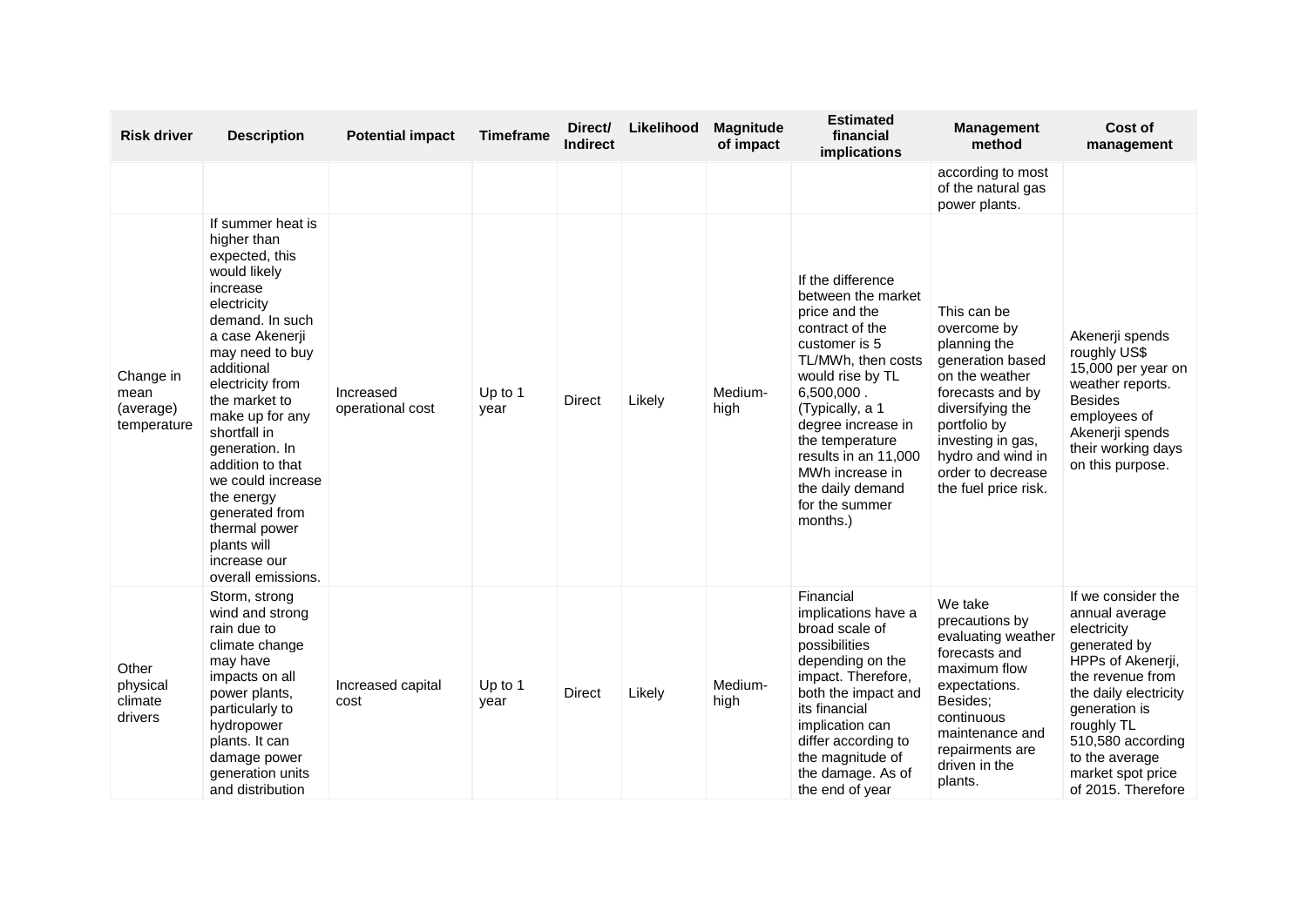| Risk driver | Description | Potential impact | Timeframe | Direct/ Indirect | Likelihood | Magnitude of impact | Estimated financial implications | Management method | Cost of management |
|---|---|---|---|---|---|---|---|---|---|
| | | | | | | | | according to most of the natural gas power plants. | |
| Change in mean (average) temperature | If summer heat is higher than expected, this would likely increase electricity demand. In such a case Akenerji may need to buy additional electricity from the market to make up for any shortfall in generation. In addition to that we could increase the energy generated from thermal power plants will increase our overall emissions. | Increased operational cost | Up to 1 year | Direct | Likely | Medium-high | If the difference between the market price and the contract of the customer is 5 TL/MWh, then costs would rise by TL 6,500,000 . (Typically, a 1 degree increase in the temperature results in an 11,000 MWh increase in the daily demand for the summer months.) | This can be overcome by planning the generation based on the weather forecasts and by diversifying the portfolio by investing in gas, hydro and wind in order to decrease the fuel price risk. | Akenerji spends roughly US$ 15,000 per year on weather reports. Besides employees of Akenerji spends their working days on this purpose. |
| Other physical climate drivers | Storm, strong wind and strong rain due to climate change may have impacts on all power plants, particularly to hydropower plants. It can damage power generation units and distribution | Increased capital cost | Up to 1 year | Direct | Likely | Medium-high | Financial implications have a broad scale of possibilities depending on the impact. Therefore, both the impact and its financial implication can differ according to the magnitude of the damage. As of the end of year | We take precautions by evaluating weather forecasts and maximum flow expectations. Besides; continuous maintenance and repairments are driven in the plants. | If we consider the annual average electricity generated by HPPs of Akenerji, the revenue from the daily electricity generation is roughly TL 510,580 according to the average market spot price of 2015. Therefore |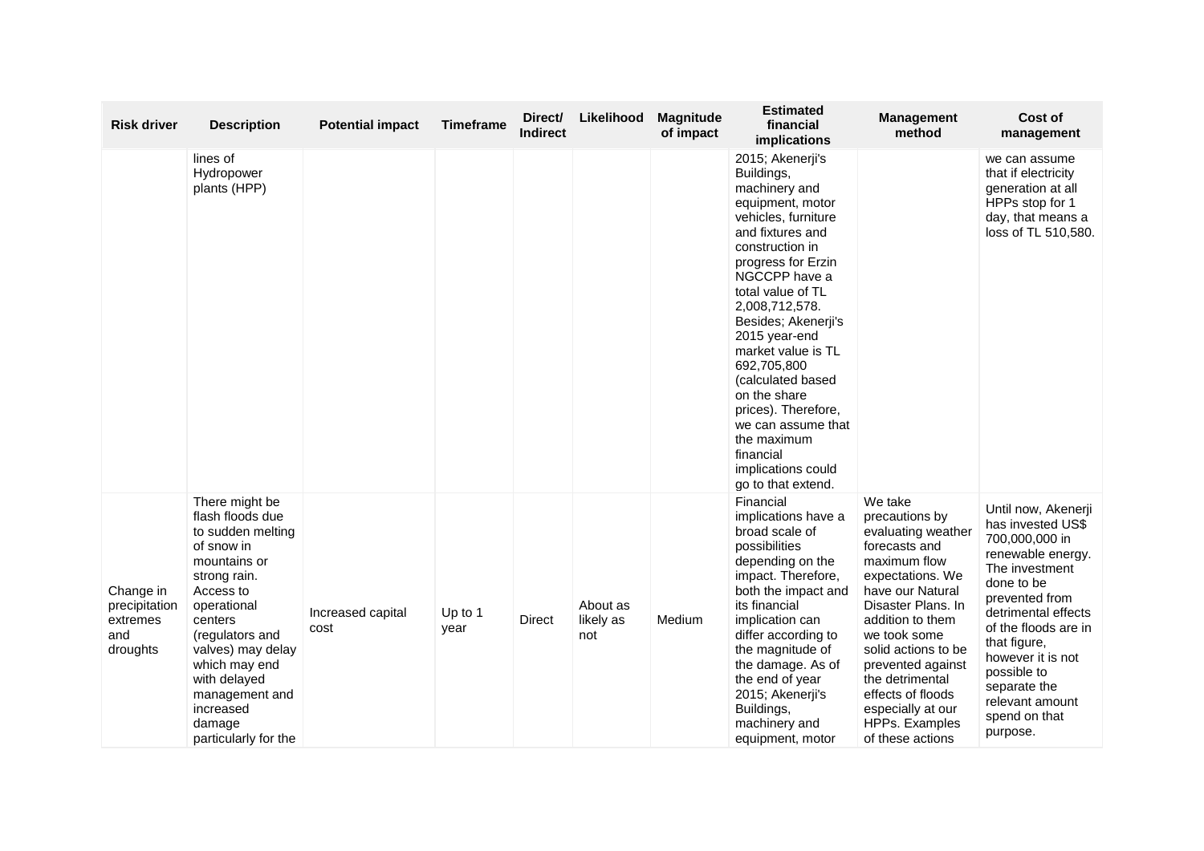| Risk driver | Description | Potential impact | Timeframe | Direct/ Indirect | Likelihood | Magnitude of impact | Estimated financial implications | Management method | Cost of management |
|---|---|---|---|---|---|---|---|---|---|
| | lines of Hydropower plants (HPP) | | | | | | 2015; Akenerji's Buildings, machinery and equipment, motor vehicles, furniture and fixtures and construction in progress for Erzin NGCCPP have a total value of TL 2,008,712,578. Besides; Akenerji's 2015 year-end market value is TL 692,705,800 (calculated based on the share prices). Therefore, we can assume that the maximum financial implications could go to that extend. | | we can assume that if electricity generation at all HPPs stop for 1 day, that means a loss of TL 510,580. |
| Change in precipitation extremes and droughts | There might be flash floods due to sudden melting of snow in mountains or strong rain. Access to operational centers (regulators and valves) may delay which may end with delayed management and increased damage particularly for the | Increased capital cost | Up to 1 year | Direct | About as likely as not | Medium | Financial implications have a broad scale of possibilities depending on the impact. Therefore, both the impact and its financial implication can differ according to the magnitude of the damage. As of the end of year 2015; Akenerji's Buildings, machinery and equipment, motor | We take precautions by evaluating weather forecasts and maximum flow expectations. We have our Natural Disaster Plans. In addition to them we took some solid actions to be prevented against the detrimental effects of floods especially at our HPPs. Examples of these actions | Until now, Akenerji has invested US$ 700,000,000 in renewable energy. The investment done to be prevented from detrimental effects of the floods are in that figure, however it is not possible to separate the relevant amount spend on that purpose. |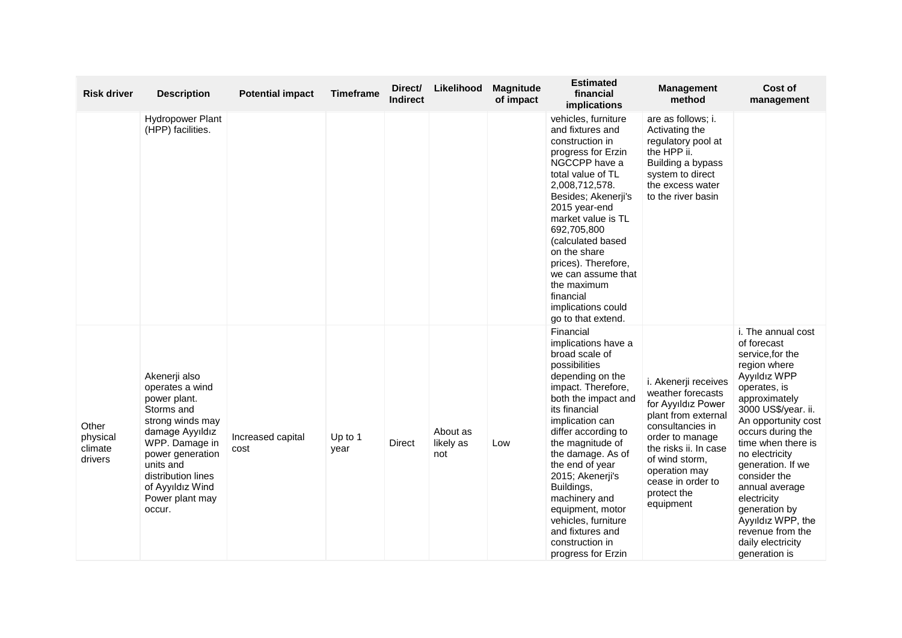| Risk driver | Description | Potential impact | Timeframe | Direct/ Indirect | Likelihood | Magnitude of impact | Estimated financial implications | Management method | Cost of management |
|---|---|---|---|---|---|---|---|---|---|
| | Hydropower Plant (HPP) facilities. | | | | | | vehicles, furniture and fixtures and construction in progress for Erzin NGCCPP have a total value of TL 2,008,712,578. Besides; Akenerji's 2015 year-end market value is TL 692,705,800 (calculated based on the share prices). Therefore, we can assume that the maximum financial implications could go to that extend. | are as follows; i. Activating the regulatory pool at the HPP ii. Building a bypass system to direct the excess water to the river basin | |
| Other physical climate drivers | Akenerji also operates a wind power plant. Storms and strong winds may damage Ayyıldız WPP. Damage in power generation units and distribution lines of Ayyıldız Wind Power plant may occur. | Increased capital cost | Up to 1 year | Direct | About as likely as not | Low | Financial implications have a broad scale of possibilities depending on the impact. Therefore, both the impact and its financial implication can differ according to the magnitude of the damage. As of the end of year 2015; Akenerji's Buildings, machinery and equipment, motor vehicles, furniture and fixtures and construction in progress for Erzin | i. Akenerji receives weather forecasts for Ayyıldız Power plant from external consultancies in order to manage the risks ii. In case of wind storm, operation may cease in order to protect the equipment | i. The annual cost of forecast service,for the region where Ayyıldız WPP operates, is approximately 3000 US$/year. ii. An opportunity cost occurs during the time when there is no electricity generation. If we consider the annual average electricity generation by Ayyıldız WPP, the revenue from the daily electricity generation is |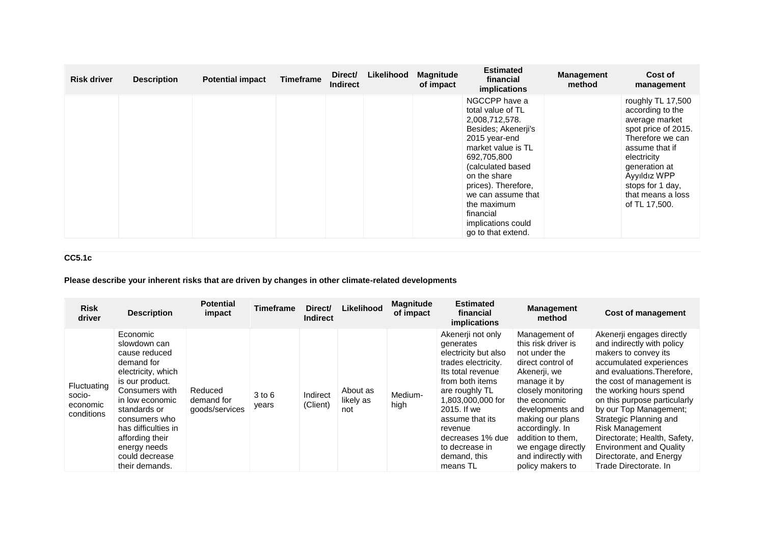| Risk driver | Description | Potential impact | Timeframe | Direct/ Indirect | Likelihood | Magnitude of impact | Estimated financial implications | Management method | Cost of management |
|---|---|---|---|---|---|---|---|---|---|
| | | | | | | | NGCCPP have a total value of TL 2,008,712,578. Besides; Akenerji's 2015 year-end market value is TL 692,705,800 (calculated based on the share prices). Therefore, we can assume that the maximum financial implications could go to that extend. | | roughly TL 17,500 according to the average market spot price of 2015. Therefore we can assume that if electricity generation at Ayyıldız WPP stops for 1 day, that means a loss of TL 17,500. |

**CC5.1c**

**Please describe your inherent risks that are driven by changes in other climate-related developments**

| Risk driver | Description | Potential impact | Timeframe | Direct/ Indirect | Likelihood | Magnitude of impact | Estimated financial implications | Management method | Cost of management |
|---|---|---|---|---|---|---|---|---|---|
| Fluctuating socio-economic conditions | Economic slowdown can cause reduced demand for electricity, which is our product. Consumers with in low economic standards or consumers who has difficulties in affording their energy needs could decrease their demands. | Reduced demand for goods/services | 3 to 6 years | Indirect (Client) | About as likely as not | Medium-high | Akenerji not only generates electricity but also trades electricity. Its total revenue from both items are roughly TL 1,803,000,000 for 2015. If we assume that its revenue decreases 1% due to decrease in demand, this means TL | Management of this risk driver is not under the direct control of Akenerji, we manage it by closely monitoring the economic developments and making our plans accordingly. In addition to them, we engage directly and indirectly with policy makers to | Akenerji engages directly and indirectly with policy makers to convey its accumulated experiences and evaluations.Therefore, the cost of management is the working hours spend on this purpose particularly by our Top Management; Strategic Planning and Risk Management Directorate; Health, Safety, Environment and Quality Directorate, and Energy Trade Directorate. In |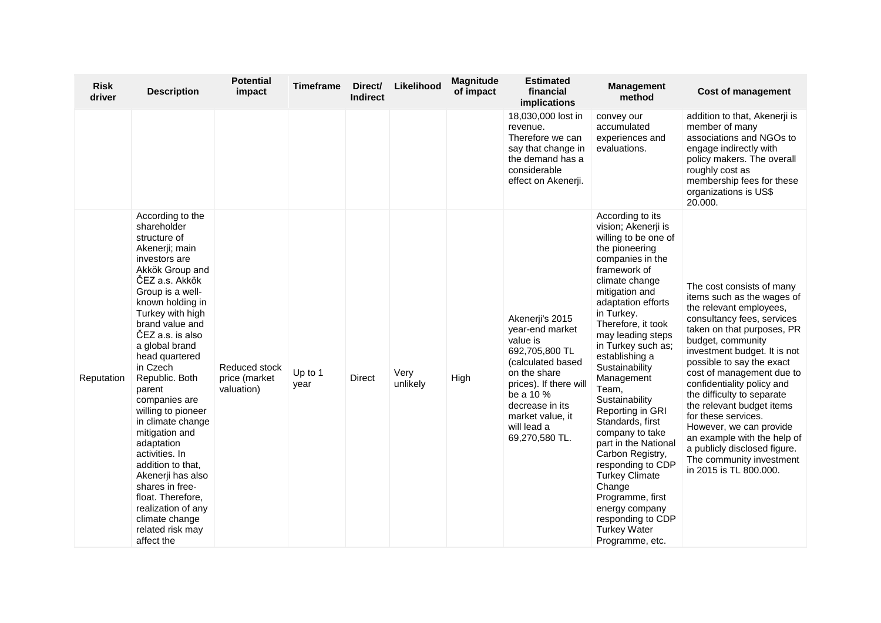| Risk driver | Description | Potential impact | Timeframe | Direct/ Indirect | Likelihood | Magnitude of impact | Estimated financial implications | Management method | Cost of management |
|---|---|---|---|---|---|---|---|---|---|
| | | | | | | | 18,030,000 lost in revenue. Therefore we can say that change in the demand has a considerable effect on Akenerji. | convey our accumulated experiences and evaluations. | addition to that, Akenerji is member of many associations and NGOs to engage indirectly with policy makers. The overall roughly cost as membership fees for these organizations is US$ 20.000. |
| Reputation | According to the shareholder structure of Akenerji; main investors are Akkök Group and ČEZ a.s. Akkök Group is a well-known holding in Turkey with high brand value and ČEZ a.s. is also a global brand head quartered in Czech Republic. Both parent companies are willing to pioneer in climate change mitigation and adaptation activities. In addition to that, Akenerji has also shares in free-float. Therefore, realization of any climate change related risk may affect the | Reduced stock price (market valuation) | Up to 1 year | Direct | Very unlikely | High | Akenerji's 2015 year-end market value is 692,705,800 TL (calculated based on the share prices). If there will be a 10 % decrease in its market value, it will lead a 69,270,580 TL. | According to its vision; Akenerji is willing to be one of the pioneering companies in the framework of climate change mitigation and adaptation efforts in Turkey. Therefore, it took may leading steps in Turkey such as; establishing a Sustainability Management Team, Sustainability Reporting in GRI Standards, first company to take part in the National Carbon Registry, responding to CDP Turkey Climate Change Programme, first energy company responding to CDP Turkey Water Programme, etc. | The cost consists of many items such as the wages of the relevant employees, consultancy fees, services taken on that purposes, PR budget, community investment budget. It is not possible to say the exact cost of management due to confidentiality policy and the difficulty to separate the relevant budget items for these services. However, we can provide an example with the help of a publicly disclosed figure. The community investment in 2015 is TL 800.000. |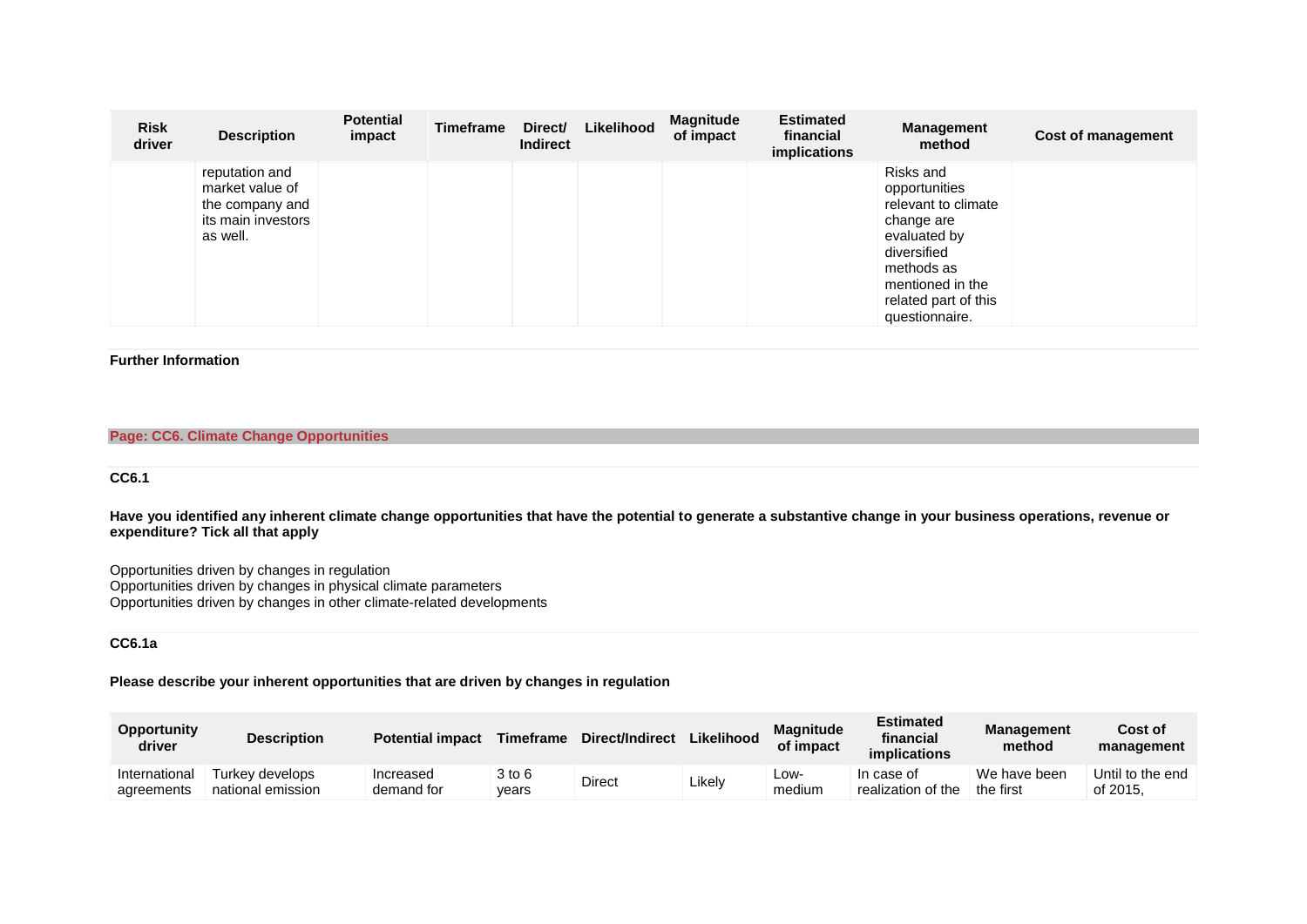| Risk driver | Description | Potential impact | Timeframe | Direct/ Indirect | Likelihood | Magnitude of impact | Estimated financial implications | Management method | Cost of management |
|---|---|---|---|---|---|---|---|---|---|
| | reputation and market value of the company and its main investors as well. | | | | | | | Risks and opportunities relevant to climate change are evaluated by diversified methods as mentioned in the related part of this questionnaire. | |

**Further Information**

## Page: CC6. Climate Change Opportunities

### CC6.1

**Have you identified any inherent climate change opportunities that have the potential to generate a substantive change in your business operations, revenue or expenditure? Tick all that apply**

Opportunities driven by changes in regulation
Opportunities driven by changes in physical climate parameters
Opportunities driven by changes in other climate-related developments

### CC6.1a

**Please describe your inherent opportunities that are driven by changes in regulation**

| Opportunity driver | Description | Potential impact | Timeframe | Direct/Indirect | Likelihood | Magnitude of impact | Estimated financial implications | Management method | Cost of management |
|---|---|---|---|---|---|---|---|---|---|
| International agreements | Turkey develops national emission | Increased demand for | 3 to 6 years | Direct | Likely | Low-medium | In case of realization of the | We have been the first | Until to the end of 2015, |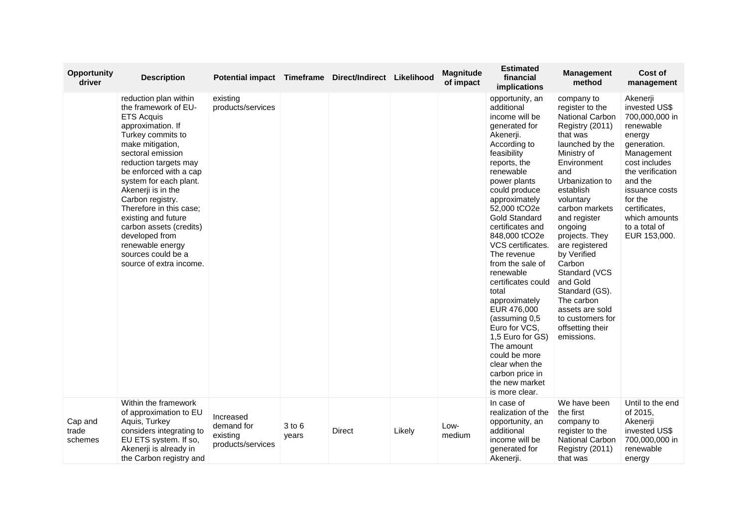| Opportunity driver | Description | Potential impact | Timeframe | Direct/Indirect | Likelihood | Magnitude of impact | Estimated financial implications | Management method | Cost of management |
|---|---|---|---|---|---|---|---|---|---|
| | reduction plan within the framework of EU-ETS Acquis approximation. If Turkey commits to make mitigation, sectoral emission reduction targets may be enforced with a cap system for each plant. Akenerji is in the Carbon registry. Therefore in this case; existing and future carbon assets (credits) developed from renewable energy sources could be a source of extra income. | existing products/services | | | | | opportunity, an additional income will be generated for Akenerji. According to feasibility reports, the renewable power plants could produce approximately 52,000 tCO2e Gold Standard certificates and 848,000 tCO2e VCS certificates. The revenue from the sale of renewable certificates could total approximately EUR 476,000 (assuming 0,5 Euro for VCS, 1,5 Euro for GS) The amount could be more clear when the carbon price in the new market is more clear. | company to register to the National Carbon Registry (2011) that was launched by the Ministry of Environment and Urbanization to establish voluntary carbon markets and register ongoing projects. They are registered by Verified Carbon Standard (VCS and Gold Standard (GS). The carbon assets are sold to customers for offsetting their emissions. | Akenerji invested US$ 700,000,000 in renewable energy generation. Management cost includes the verification and the issuance costs for the certificates, which amounts to a total of EUR 153,000. |
| Cap and trade schemes | Within the framework of approximation to EU Aquis, Turkey considers integrating to EU ETS system. If so, Akenerji is already in the Carbon registry and | Increased demand for existing products/services | 3 to 6 years | Direct | Likely | Low-medium | In case of realization of the opportunity, an additional income will be generated for Akenerji. | We have been the first company to register to the National Carbon Registry (2011) that was | Until to the end of 2015, Akenerji invested US$ 700,000,000 in renewable energy |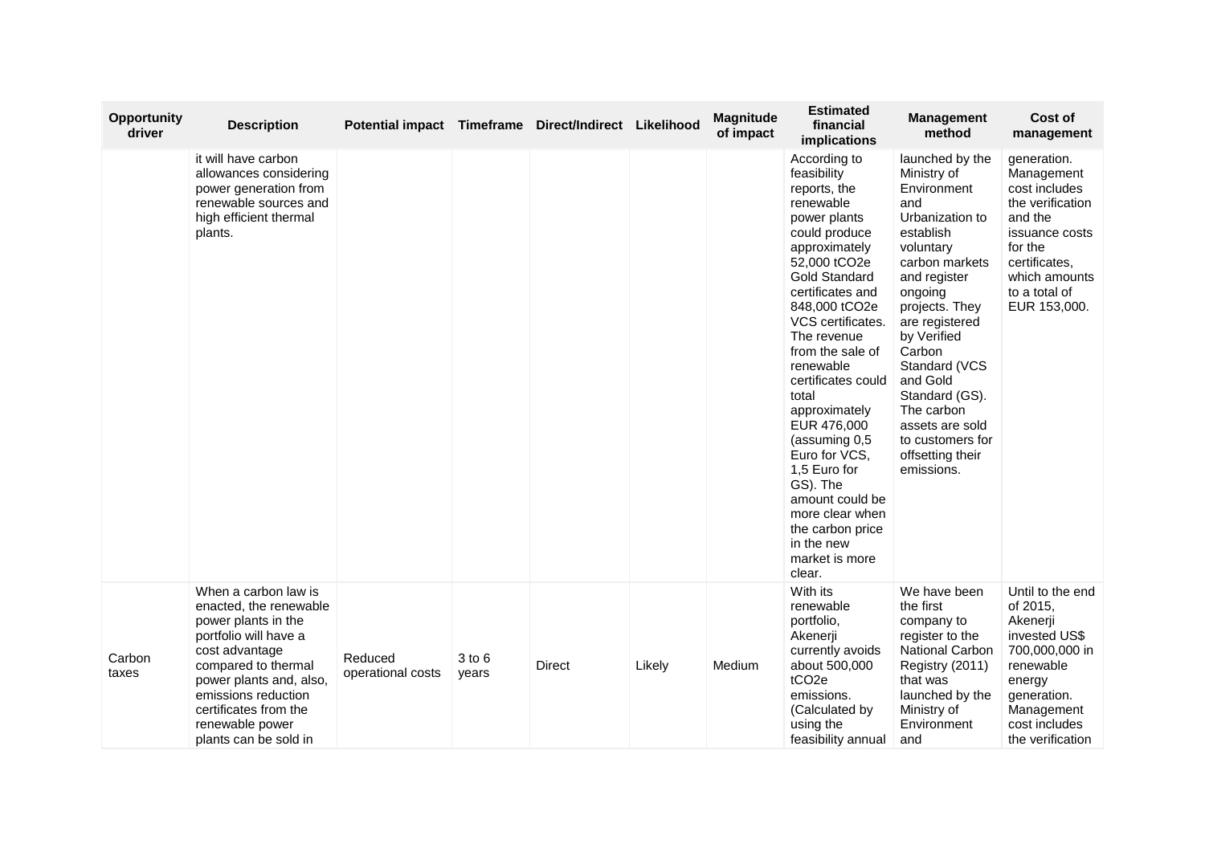| Opportunity driver | Description | Potential impact | Timeframe | Direct/Indirect | Likelihood | Magnitude of impact | Estimated financial implications | Management method | Cost of management |
|---|---|---|---|---|---|---|---|---|---|
| | it will have carbon allowances considering power generation from renewable sources and high efficient thermal plants. | | | | | | According to feasibility reports, the renewable power plants could produce approximately 52,000 tCO2e Gold Standard certificates and 848,000 tCO2e VCS certificates. The revenue from the sale of renewable certificates could total approximately EUR 476,000 (assuming 0,5 Euro for VCS, 1,5 Euro for GS). The amount could be more clear when the carbon price in the new market is more clear. | launched by the Ministry of Environment and Urbanization to establish voluntary carbon markets and register ongoing projects. They are registered by Verified Carbon Standard (VCS and Gold Standard (GS). The carbon assets are sold to customers for offsetting their emissions. | generation. Management cost includes the verification and the issuance costs for the certificates, which amounts to a total of EUR 153,000. |
| Carbon taxes | When a carbon law is enacted, the renewable power plants in the portfolio will have a cost advantage compared to thermal power plants and, also, emissions reduction certificates from the renewable power plants can be sold in | Reduced operational costs | 3 to 6 years | Direct | Likely | Medium | With its renewable portfolio, Akenerji currently avoids about 500,000 tCO2e emissions. (Calculated by using the feasibility annual | We have been the first company to register to the National Carbon Registry (2011) that was launched by the Ministry of Environment and | Until to the end of 2015, Akenerji invested US$ 700,000,000 in renewable energy generation. Management cost includes the verification |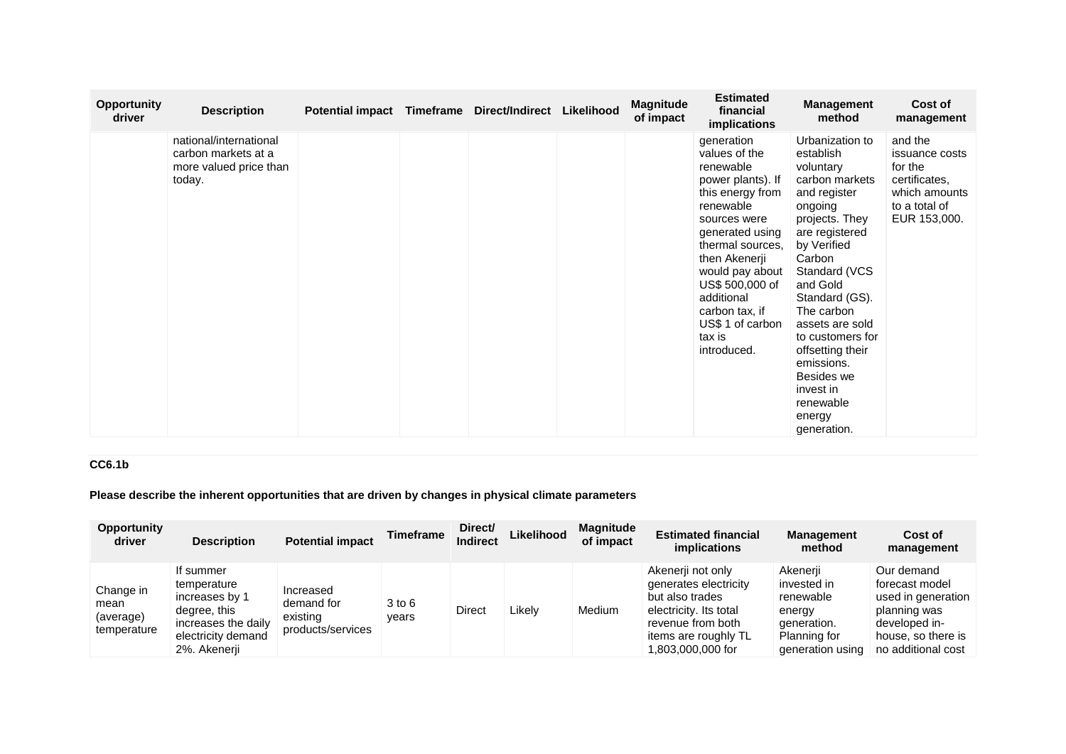| Opportunity driver | Description | Potential impact | Timeframe | Direct/Indirect | Likelihood | Magnitude of impact | Estimated financial implications | Management method | Cost of management |
|---|---|---|---|---|---|---|---|---|---|
| | national/international carbon markets at a more valued price than today. | | | | | | generation values of the renewable power plants). If this energy from renewable sources were generated using thermal sources, then Akenerji would pay about US$ 500,000 of additional carbon tax, if US$ 1 of carbon tax is introduced. | Urbanization to establish voluntary carbon markets and register ongoing projects. They are registered by Verified Carbon Standard (VCS and Gold Standard (GS). The carbon assets are sold to customers for offsetting their emissions. Besides we invest in renewable energy generation. | and the issuance costs for the certificates, which amounts to a total of EUR 153,000. |

**CC6.1b**

**Please describe the inherent opportunities that are driven by changes in physical climate parameters**

| Opportunity driver | Description | Potential impact | Timeframe | Direct/ Indirect | Likelihood | Magnitude of impact | Estimated financial implications | Management method | Cost of management |
|---|---|---|---|---|---|---|---|---|---|
| Change in mean (average) temperature | If summer temperature increases by 1 degree, this increases the daily electricity demand 2%. Akenerji | Increased demand for existing products/services | 3 to 6 years | Direct | Likely | Medium | Akenerji not only generates electricity but also trades electricity. Its total revenue from both items are roughly TL 1,803,000,000 for | Akenerji invested in renewable energy generation. Planning for generation using | Our demand forecast model used in generation planning was developed in-house, so there is no additional cost |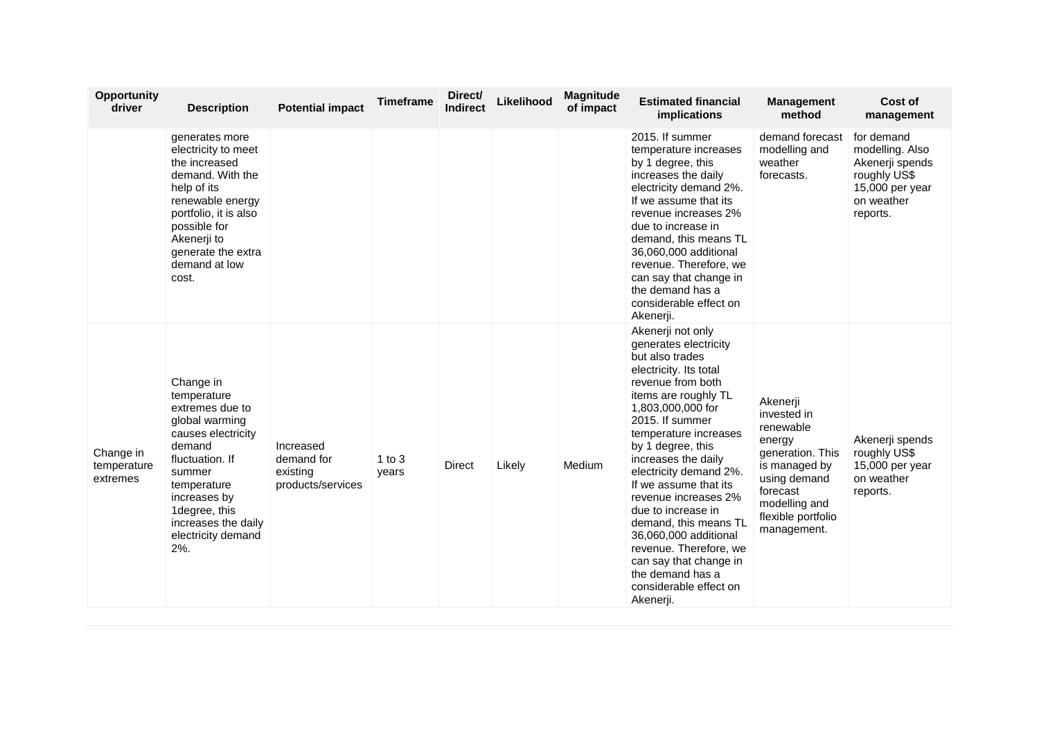| Opportunity driver | Description | Potential impact | Timeframe | Direct/ Indirect | Likelihood | Magnitude of impact | Estimated financial implications | Management method | Cost of management |
|---|---|---|---|---|---|---|---|---|---|
| | generates more electricity to meet the increased demand. With the help of its renewable energy portfolio, it is also possible for Akenerji to generate the extra demand at low cost. | | | | | | 2015. If summer temperature increases by 1 degree, this increases the daily electricity demand 2%. If we assume that its revenue increases 2% due to increase in demand, this means TL 36,060,000 additional revenue. Therefore, we can say that change in the demand has a considerable effect on Akenerji. | demand forecast modelling and weather forecasts. | for demand modelling. Also Akenerji spends roughly US$ 15,000 per year on weather reports. |
| Change in temperature extremes | Change in temperature extremes due to global warming causes electricity demand fluctuation. If summer temperature increases by 1degree, this increases the daily electricity demand 2%. | Increased demand for existing products/services | 1 to 3 years | Direct | Likely | Medium | Akenerji not only generates electricity but also trades electricity. Its total revenue from both items are roughly TL 1,803,000,000 for 2015. If summer temperature increases by 1 degree, this increases the daily electricity demand 2%. If we assume that its revenue increases 2% due to increase in demand, this means TL 36,060,000 additional revenue. Therefore, we can say that change in the demand has a considerable effect on Akenerji. | Akenerji invested in renewable energy generation. This is managed by using demand forecast modelling and flexible portfolio management. | Akenerji spends roughly US$ 15,000 per year on weather reports. |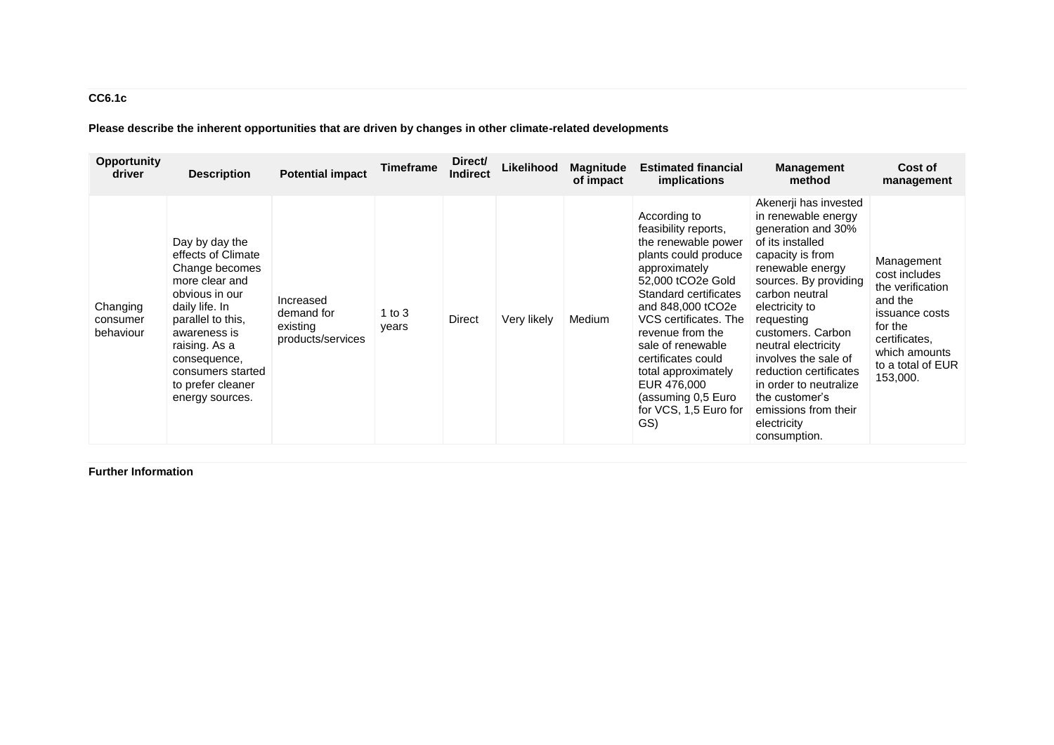**CC6.1c**

**Please describe the inherent opportunities that are driven by changes in other climate-related developments**

| Opportunity driver | Description | Potential impact | Timeframe | Direct/ Indirect | Likelihood | Magnitude of impact | Estimated financial implications | Management method | Cost of management |
|---|---|---|---|---|---|---|---|---|---|
| Changing consumer behaviour | Day by day the effects of Climate Change becomes more clear and obvious in our daily life. In parallel to this, awareness is raising. As a consequence, consumers started to prefer cleaner energy sources. | Increased demand for existing products/services | 1 to 3 years | Direct | Very likely | Medium | According to feasibility reports, the renewable power plants could produce approximately 52,000 tCO2e Gold Standard certificates and 848,000 tCO2e VCS certificates. The revenue from the sale of renewable certificates could total approximately EUR 476,000 (assuming 0,5 Euro for VCS, 1,5 Euro for GS) | Akenerji has invested in renewable energy generation and 30% of its installed capacity is from renewable energy sources. By providing carbon neutral electricity to requesting customers. Carbon neutral electricity involves the sale of reduction certificates in order to neutralize the customer's emissions from their electricity consumption. | Management cost includes the verification and the issuance costs for the certificates, which amounts to a total of EUR 153,000. |

**Further Information**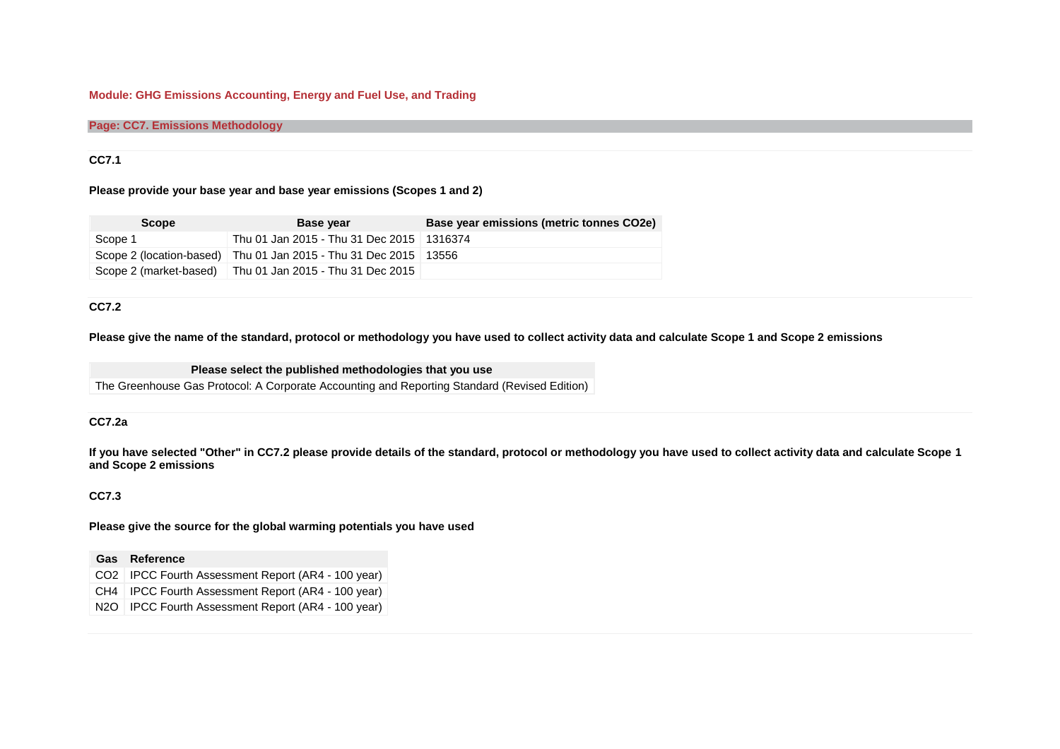**Module: GHG Emissions Accounting, Energy and Fuel Use, and Trading**

**Page: CC7. Emissions Methodology**

**CC7.1**

**Please provide your base year and base year emissions (Scopes 1 and 2)**

| Scope | Base year | Base year emissions (metric tonnes CO2e) |
|---|---|---|
| Scope 1 | Thu 01 Jan 2015 - Thu 31 Dec 2015 | 1316374 |
| Scope 2 (location-based) | Thu 01 Jan 2015 - Thu 31 Dec 2015 | 13556 |
| Scope 2 (market-based) | Thu 01 Jan 2015 - Thu 31 Dec 2015 | |

**CC7.2**

**Please give the name of the standard, protocol or methodology you have used to collect activity data and calculate Scope 1 and Scope 2 emissions**

| Please select the published methodologies that you use |
|---|
| The Greenhouse Gas Protocol: A Corporate Accounting and Reporting Standard (Revised Edition) |

**CC7.2a**

**If you have selected "Other" in CC7.2 please provide details of the standard, protocol or methodology you have used to collect activity data and calculate Scope 1 and Scope 2 emissions**

**CC7.3**

**Please give the source for the global warming potentials you have used**

| Gas | Reference |
|---|---|
| CO2 | IPCC Fourth Assessment Report (AR4 - 100 year) |
| CH4 | IPCC Fourth Assessment Report (AR4 - 100 year) |
| N2O | IPCC Fourth Assessment Report (AR4 - 100 year) |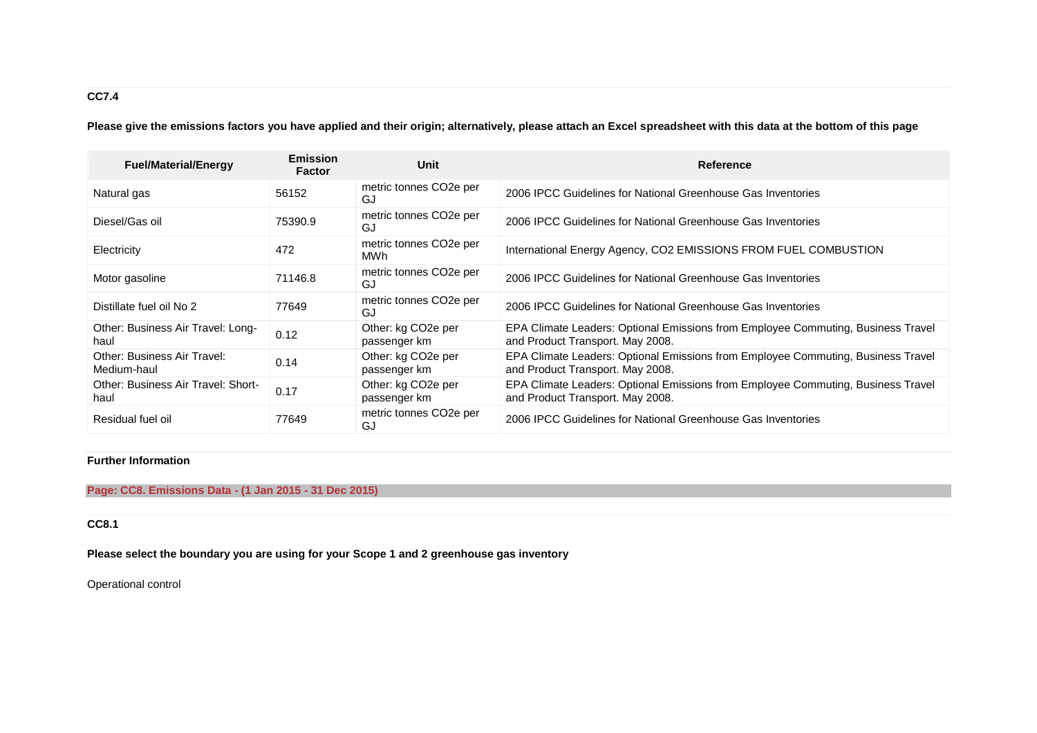### CC7.4

**Please give the emissions factors you have applied and their origin; alternatively, please attach an Excel spreadsheet with this data at the bottom of this page**

| Fuel/Material/Energy | Emission Factor | Unit | Reference |
|---|---|---|---|
| Natural gas | 56152 | metric tonnes CO2e per GJ | 2006 IPCC Guidelines for National Greenhouse Gas Inventories |
| Diesel/Gas oil | 75390.9 | metric tonnes CO2e per GJ | 2006 IPCC Guidelines for National Greenhouse Gas Inventories |
| Electricity | 472 | metric tonnes CO2e per MWh | International Energy Agency, CO2 EMISSIONS FROM FUEL COMBUSTION |
| Motor gasoline | 71146.8 | metric tonnes CO2e per GJ | 2006 IPCC Guidelines for National Greenhouse Gas Inventories |
| Distillate fuel oil No 2 | 77649 | metric tonnes CO2e per GJ | 2006 IPCC Guidelines for National Greenhouse Gas Inventories |
| Other: Business Air Travel: Long-haul | 0.12 | Other: kg CO2e per passenger km | EPA Climate Leaders: Optional Emissions from Employee Commuting, Business Travel and Product Transport. May 2008. |
| Other: Business Air Travel: Medium-haul | 0.14 | Other: kg CO2e per passenger km | EPA Climate Leaders: Optional Emissions from Employee Commuting, Business Travel and Product Transport. May 2008. |
| Other: Business Air Travel: Short-haul | 0.17 | Other: kg CO2e per passenger km | EPA Climate Leaders: Optional Emissions from Employee Commuting, Business Travel and Product Transport. May 2008. |
| Residual fuel oil | 77649 | metric tonnes CO2e per GJ | 2006 IPCC Guidelines for National Greenhouse Gas Inventories |

**Further Information**

## Page: CC8. Emissions Data - (1 Jan 2015 - 31 Dec 2015)

### CC8.1

**Please select the boundary you are using for your Scope 1 and 2 greenhouse gas inventory**

Operational control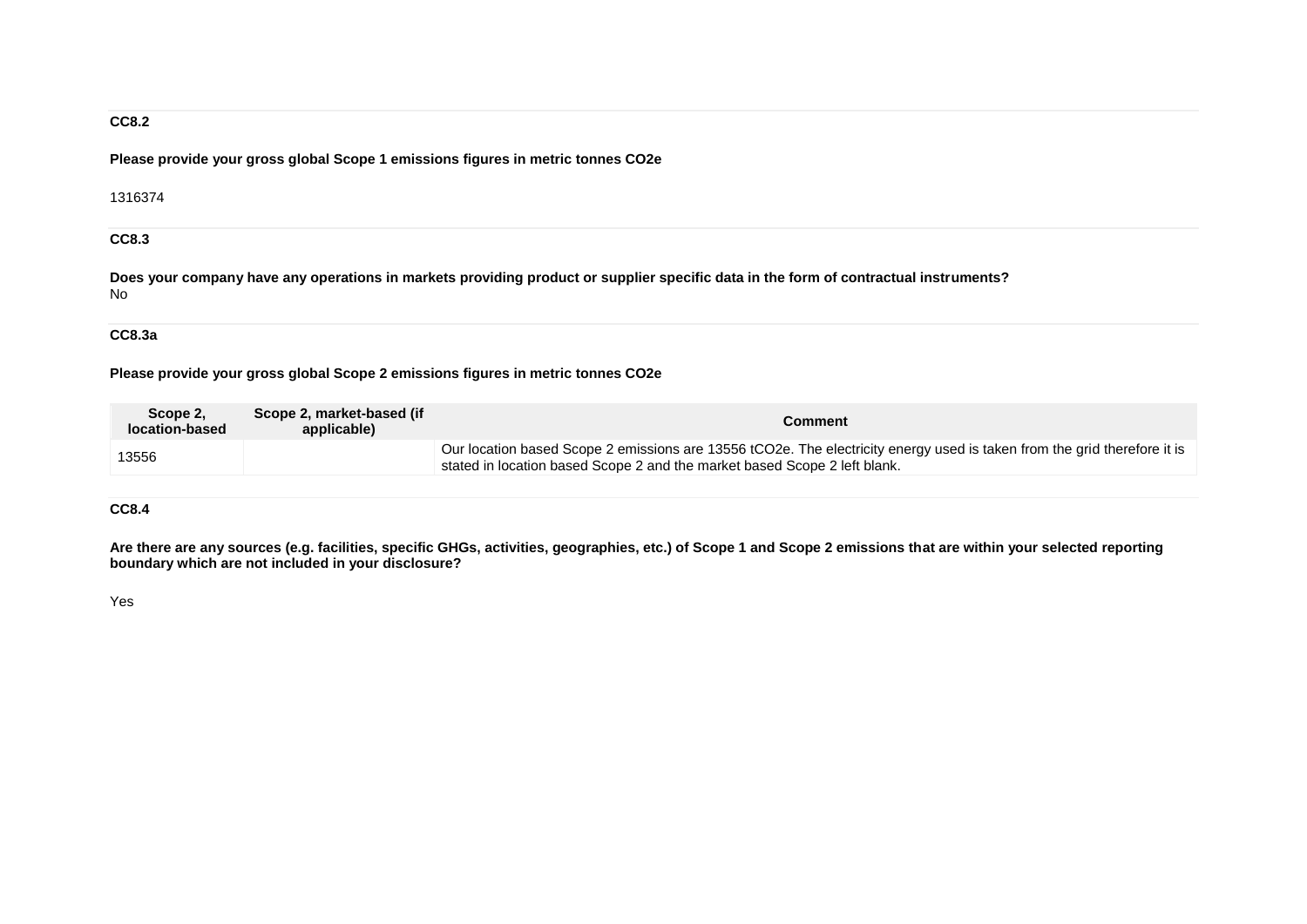**CC8.2**

**Please provide your gross global Scope 1 emissions figures in metric tonnes CO2e**

1316374

**CC8.3**

**Does your company have any operations in markets providing product or supplier specific data in the form of contractual instruments?**
No

**CC8.3a**

**Please provide your gross global Scope 2 emissions figures in metric tonnes CO2e**

| Scope 2, location-based | Scope 2, market-based (if applicable) | Comment |
| --- | --- | --- |
| 13556 | | Our location based Scope 2 emissions are 13556 tCO2e. The electricity energy used is taken from the grid therefore it is stated in location based Scope 2 and the market based Scope 2 left blank. |

**CC8.4**

**Are there are any sources (e.g. facilities, specific GHGs, activities, geographies, etc.) of Scope 1 and Scope 2 emissions that are within your selected reporting boundary which are not included in your disclosure?**

Yes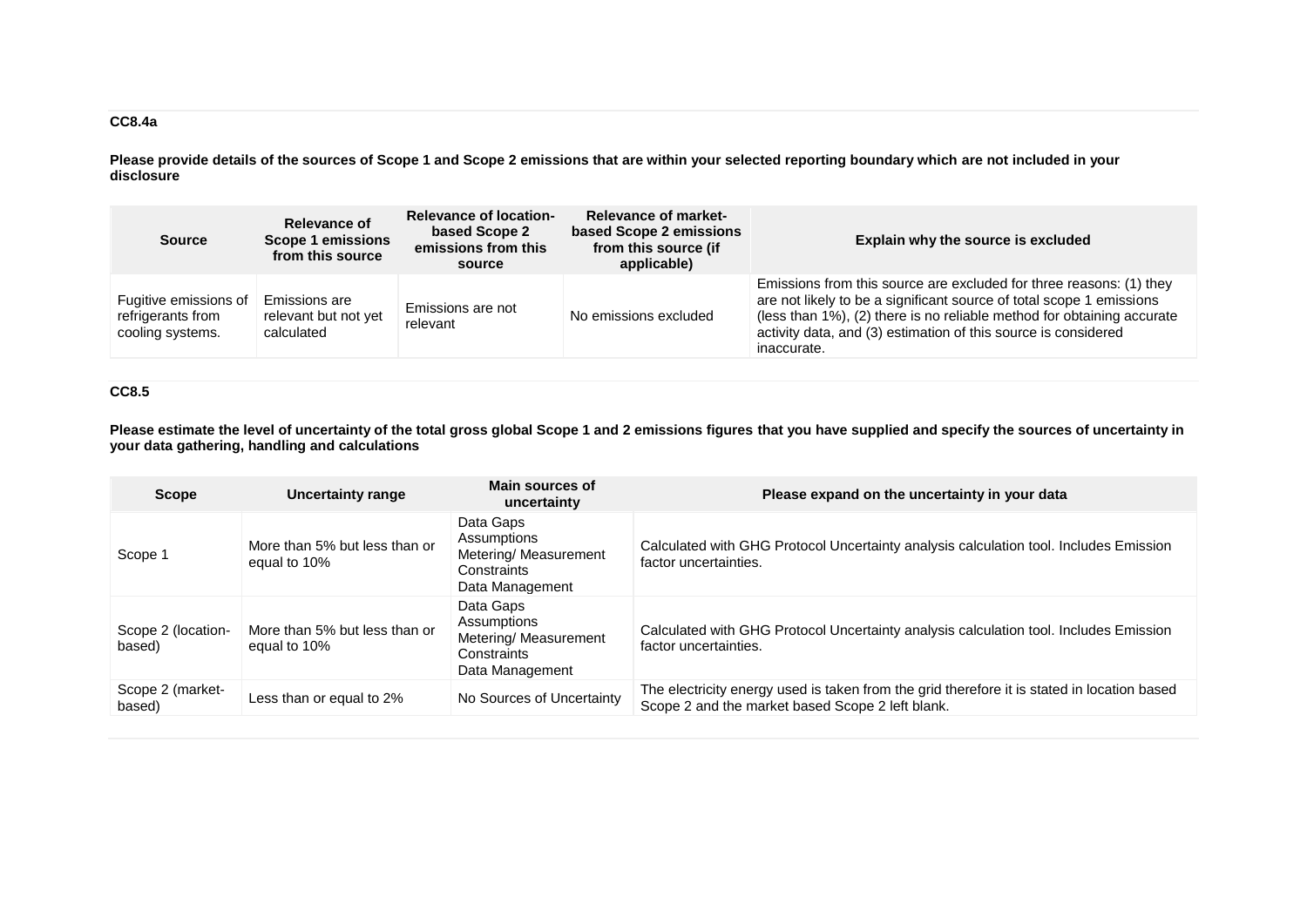### CC8.4a

**Please provide details of the sources of Scope 1 and Scope 2 emissions that are within your selected reporting boundary which are not included in your disclosure**

| Source | Relevance of Scope 1 emissions from this source | Relevance of location-based Scope 2 emissions from this source | Relevance of market-based Scope 2 emissions from this source (if applicable) | Explain why the source is excluded |
|---|---|---|---|---|
| Fugitive emissions of refrigerants from cooling systems. | Emissions are relevant but not yet calculated | Emissions are not relevant | No emissions excluded | Emissions from this source are excluded for three reasons: (1) they are not likely to be a significant source of total scope 1 emissions (less than 1%), (2) there is no reliable method for obtaining accurate activity data, and (3) estimation of this source is considered inaccurate. |

### CC8.5

**Please estimate the level of uncertainty of the total gross global Scope 1 and 2 emissions figures that you have supplied and specify the sources of uncertainty in your data gathering, handling and calculations**

| Scope | Uncertainty range | Main sources of uncertainty | Please expand on the uncertainty in your data |
|---|---|---|---|
| Scope 1 | More than 5% but less than or equal to 10% | Data Gaps<br>Assumptions<br>Metering/ Measurement Constraints<br>Data Management | Calculated with GHG Protocol Uncertainty analysis calculation tool. Includes Emission factor uncertainties. |
| Scope 2 (location-based) | More than 5% but less than or equal to 10% | Data Gaps<br>Assumptions<br>Metering/ Measurement Constraints<br>Data Management | Calculated with GHG Protocol Uncertainty analysis calculation tool. Includes Emission factor uncertainties. |
| Scope 2 (market-based) | Less than or equal to 2% | No Sources of Uncertainty | The electricity energy used is taken from the grid therefore it is stated in location based Scope 2 and the market based Scope 2 left blank. |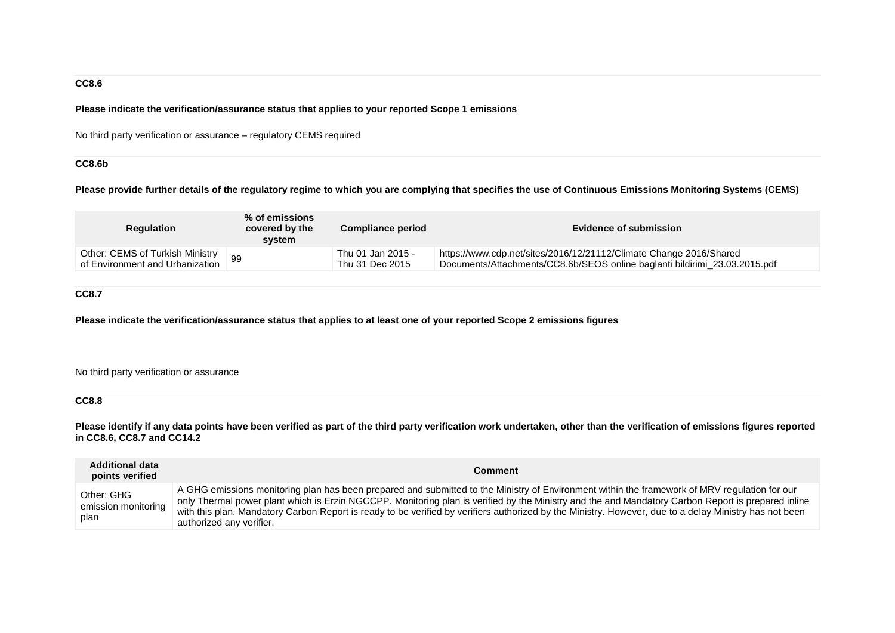### CC8.6

**Please indicate the verification/assurance status that applies to your reported Scope 1 emissions**

No third party verification or assurance – regulatory CEMS required

### CC8.6b

**Please provide further details of the regulatory regime to which you are complying that specifies the use of Continuous Emissions Monitoring Systems (CEMS)**

| Regulation | % of emissions covered by the system | Compliance period | Evidence of submission |
|---|---|---|---|
| Other: CEMS of Turkish Ministry of Environment and Urbanization | 99 | Thu 01 Jan 2015 - Thu 31 Dec 2015 | https://www.cdp.net/sites/2016/12/21112/Climate Change 2016/Shared Documents/Attachments/CC8.6b/SEOS online baglanti bildirimi_23.03.2015.pdf |

### CC8.7

**Please indicate the verification/assurance status that applies to at least one of your reported Scope 2 emissions figures**

No third party verification or assurance

### CC8.8

**Please identify if any data points have been verified as part of the third party verification work undertaken, other than the verification of emissions figures reported in CC8.6, CC8.7 and CC14.2**

| Additional data points verified | Comment |
|---|---|
| Other: GHG emission monitoring plan | A GHG emissions monitoring plan has been prepared and submitted to the Ministry of Environment within the framework of MRV regulation for our only Thermal power plant which is Erzin NGCCPP. Monitoring plan is verified by the Ministry and the and Mandatory Carbon Report is prepared inline with this plan. Mandatory Carbon Report is ready to be verified by verifiers authorized by the Ministry. However, due to a delay Ministry has not been authorized any verifier. |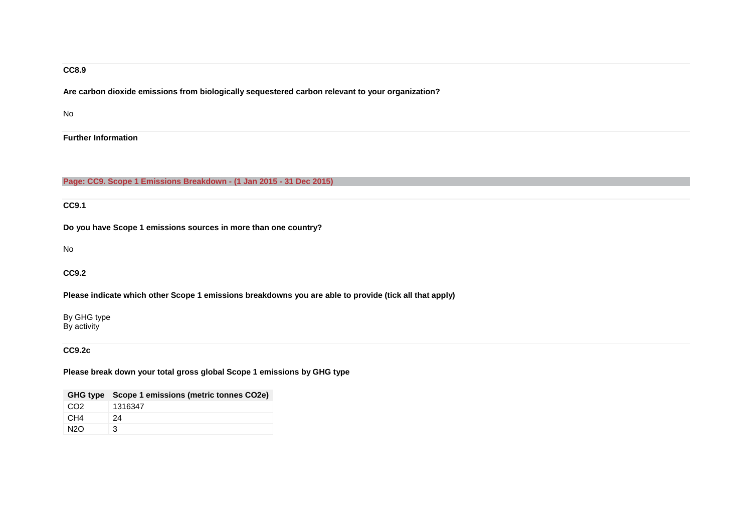### CC8.9

**Are carbon dioxide emissions from biologically sequestered carbon relevant to your organization?**

No

**Further Information**

## Page: CC9. Scope 1 Emissions Breakdown - (1 Jan 2015 - 31 Dec 2015)

### CC9.1

**Do you have Scope 1 emissions sources in more than one country?**

No

### CC9.2

**Please indicate which other Scope 1 emissions breakdowns you are able to provide (tick all that apply)**

By GHG type
By activity

### CC9.2c

**Please break down your total gross global Scope 1 emissions by GHG type**

| GHG type | Scope 1 emissions (metric tonnes $CO_2e$) |
|---|---|
| $CO_2$ | 1316347 |
| $CH_4$ | 24 |
| $N_2O$ | 3 |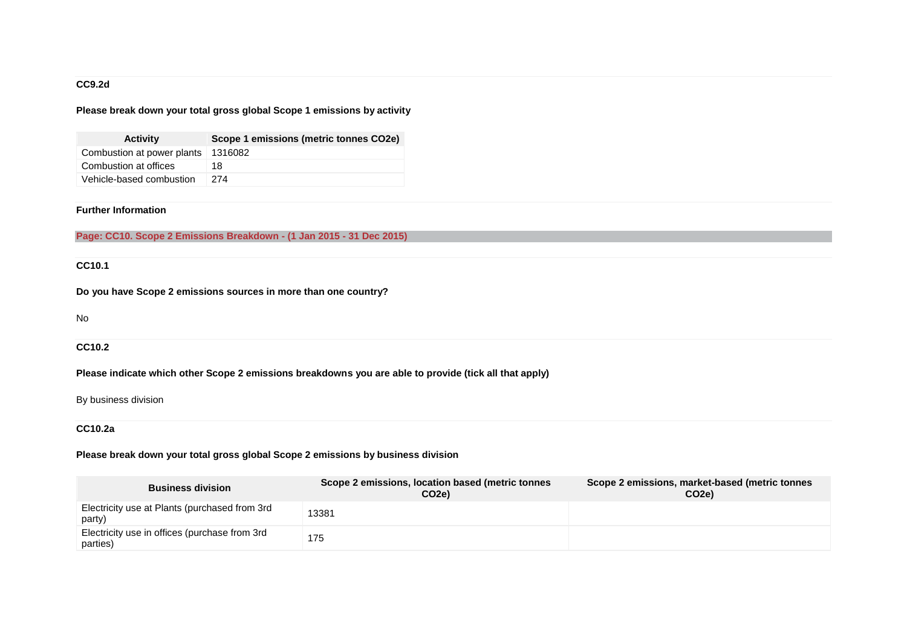### CC9.2d

**Please break down your total gross global Scope 1 emissions by activity**

| Activity | Scope 1 emissions (metric tonnes CO2e) |
|---|---|
| Combustion at power plants | 1316082 |
| Combustion at offices | 18 |
| Vehicle-based combustion | 274 |

**Further Information**

## Page: CC10. Scope 2 Emissions Breakdown - (1 Jan 2015 - 31 Dec 2015)

### CC10.1

**Do you have Scope 2 emissions sources in more than one country?**

No

### CC10.2

**Please indicate which other Scope 2 emissions breakdowns you are able to provide (tick all that apply)**

By business division

### CC10.2a

**Please break down your total gross global Scope 2 emissions by business division**

| Business division | Scope 2 emissions, location based (metric tonnes CO2e) | Scope 2 emissions, market-based (metric tonnes CO2e) |
|---|---|---|
| Electricity use at Plants (purchased from 3rd party) | 13381 | |
| Electricity use in offices (purchase from 3rd parties) | 175 | |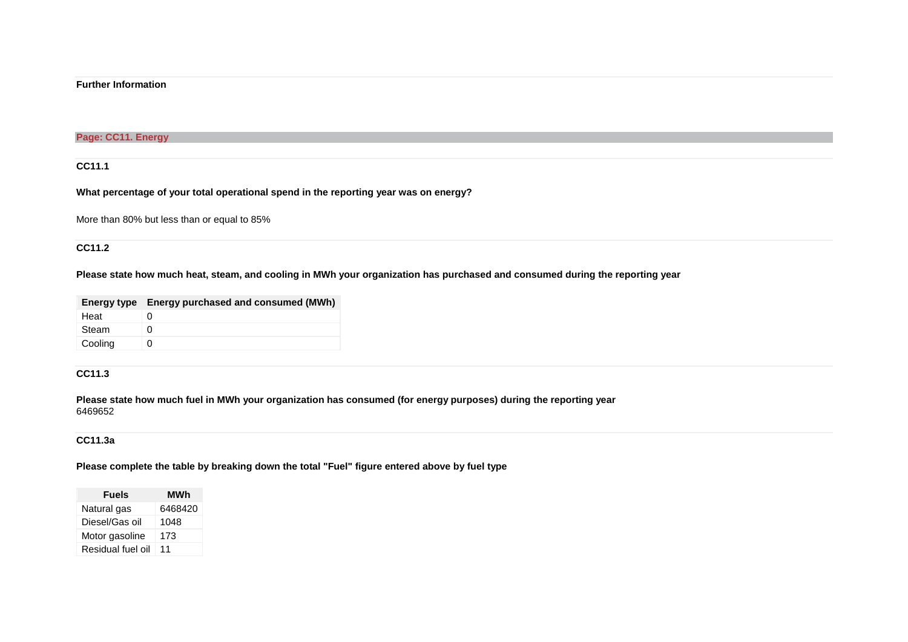**Further Information**

## Page: CC11. Energy

### CC11.1

**What percentage of your total operational spend in the reporting year was on energy?**

More than 80% but less than or equal to 85%

### CC11.2

**Please state how much heat, steam, and cooling in MWh your organization has purchased and consumed during the reporting year**

| Energy type | Energy purchased and consumed (MWh) |
|---|---|
| Heat | 0 |
| Steam | 0 |
| Cooling | 0 |

### CC11.3

**Please state how much fuel in MWh your organization has consumed (for energy purposes) during the reporting year**

6469652

### CC11.3a

**Please complete the table by breaking down the total "Fuel" figure entered above by fuel type**

| Fuels | MWh |
|---|---|
| Natural gas | 6468420 |
| Diesel/Gas oil | 1048 |
| Motor gasoline | 173 |
| Residual fuel oil | 11 |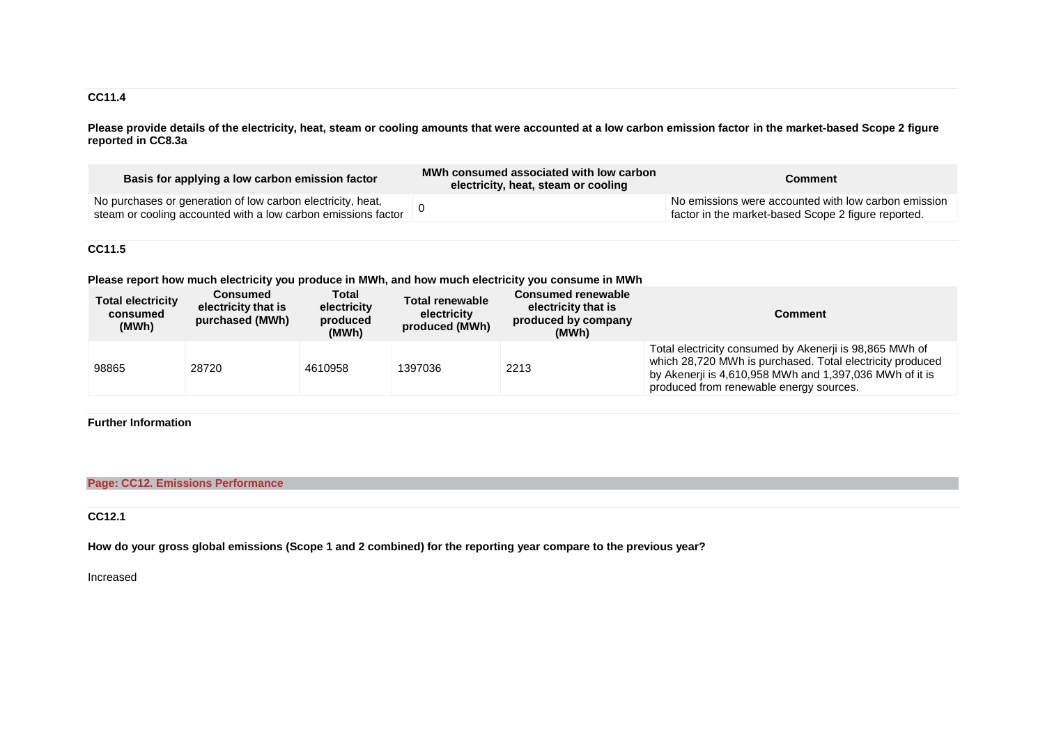### CC11.4

**Please provide details of the electricity, heat, steam or cooling amounts that were accounted at a low carbon emission factor in the market-based Scope 2 figure reported in CC8.3a**

| Basis for applying a low carbon emission factor | MWh consumed associated with low carbon electricity, heat, steam or cooling | Comment |
|---|---|---|
| No purchases or generation of low carbon electricity, heat, steam or cooling accounted with a low carbon emissions factor | 0 | No emissions were accounted with low carbon emission factor in the market-based Scope 2 figure reported. |

### CC11.5

**Please report how much electricity you produce in MWh, and how much electricity you consume in MWh**

| Total electricity consumed (MWh) | Consumed electricity that is purchased (MWh) | Total electricity produced (MWh) | Total renewable electricity produced (MWh) | Consumed renewable electricity that is produced by company (MWh) | Comment |
|---|---|---|---|---|---|
| 98865 | 28720 | 4610958 | 1397036 | 2213 | Total electricity consumed by Akenerji is 98,865 MWh of which 28,720 MWh is purchased. Total electricity produced by Akenerji is 4,610,958 MWh and 1,397,036 MWh of it is produced from renewable energy sources. |

**Further Information**

## Page: CC12. Emissions Performance

### CC12.1

**How do your gross global emissions (Scope 1 and 2 combined) for the reporting year compare to the previous year?**

Increased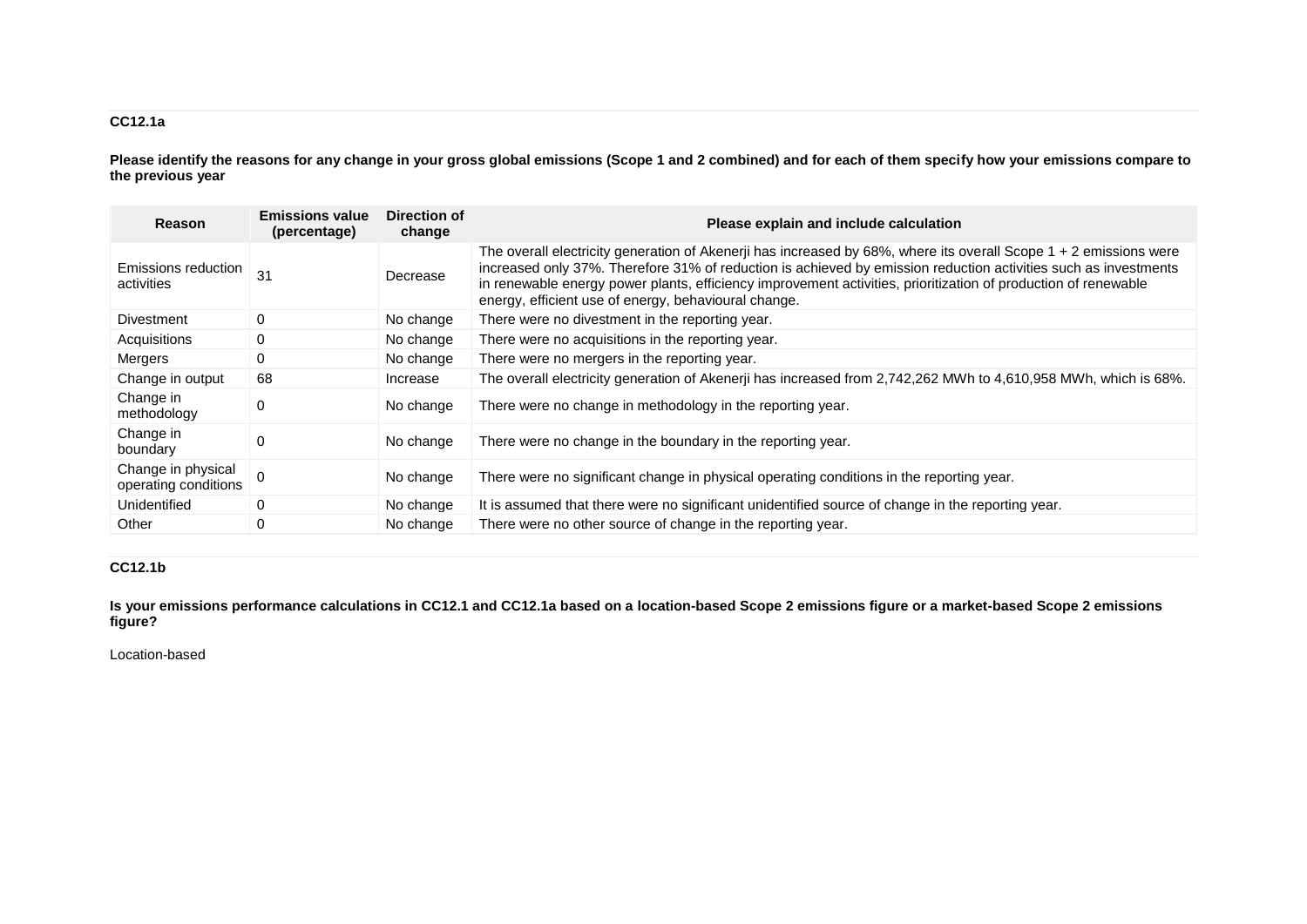### CC12.1a

**Please identify the reasons for any change in your gross global emissions (Scope 1 and 2 combined) and for each of them specify how your emissions compare to the previous year**

| Reason | Emissions value (percentage) | Direction of change | Please explain and include calculation |
|---|---|---|---|
| Emissions reduction activities | 31 | Decrease | The overall electricity generation of Akenerji has increased by 68%, where its overall Scope 1 + 2 emissions were increased only 37%. Therefore 31% of reduction is achieved by emission reduction activities such as investments in renewable energy power plants, efficiency improvement activities, prioritization of production of renewable energy, efficient use of energy, behavioural change. |
| Divestment | 0 | No change | There were no divestment in the reporting year. |
| Acquisitions | 0 | No change | There were no acquisitions in the reporting year. |
| Mergers | 0 | No change | There were no mergers in the reporting year. |
| Change in output | 68 | Increase | The overall electricity generation of Akenerji has increased from 2,742,262 MWh to 4,610,958 MWh, which is 68%. |
| Change in methodology | 0 | No change | There were no change in methodology in the reporting year. |
| Change in boundary | 0 | No change | There were no change in the boundary in the reporting year. |
| Change in physical operating conditions | 0 | No change | There were no significant change in physical operating conditions in the reporting year. |
| Unidentified | 0 | No change | It is assumed that there were no significant unidentified source of change in the reporting year. |
| Other | 0 | No change | There were no other source of change in the reporting year. |

### CC12.1b

**Is your emissions performance calculations in CC12.1 and CC12.1a based on a location-based Scope 2 emissions figure or a market-based Scope 2 emissions figure?**

Location-based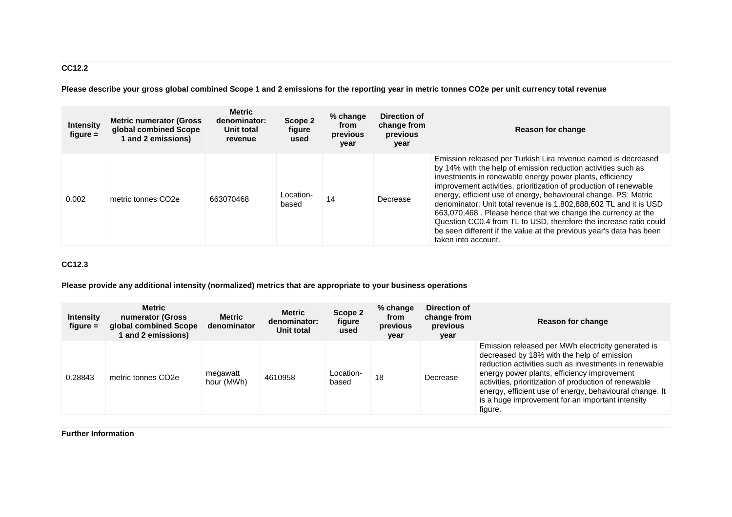### CC12.2

**Please describe your gross global combined Scope 1 and 2 emissions for the reporting year in metric tonnes CO2e per unit currency total revenue**

| Intensity figure = | Metric numerator (Gross global combined Scope 1 and 2 emissions) | Metric denominator: Unit total revenue | Scope 2 figure used | % change from previous year | Direction of change from previous year | Reason for change |
|---|---|---|---|---|---|---|
| 0.002 | metric tonnes CO2e | 663070468 | Location-based | 14 | Decrease | Emission released per Turkish Lira revenue earned is decreased by 14% with the help of emission reduction activities such as investments in renewable energy power plants, efficiency improvement activities, prioritization of production of renewable energy, efficient use of energy, behavioural change. PS: Metric denominator: Unit total revenue is 1,802,888,602 TL and it is USD 663,070,468 . Please hence that we change the currency at the Question CC0.4 from TL to USD, therefore the increase ratio could be seen different if the value at the previous year's data has been taken into account. |

### CC12.3

**Please provide any additional intensity (normalized) metrics that are appropriate to your business operations**

| Intensity figure = | Metric numerator (Gross global combined Scope 1 and 2 emissions) | Metric denominator | Metric denominator: Unit total | Scope 2 figure used | % change from previous year | Direction of change from previous year | Reason for change |
|---|---|---|---|---|---|---|---|
| 0.28843 | metric tonnes CO2e | megawatt hour (MWh) | 4610958 | Location-based | 18 | Decrease | Emission released per MWh electricity generated is decreased by 18% with the help of emission reduction activities such as investments in renewable energy power plants, efficiency improvement activities, prioritization of production of renewable energy, efficient use of energy, behavioural change. It is a huge improvement for an important intensity figure. |

**Further Information**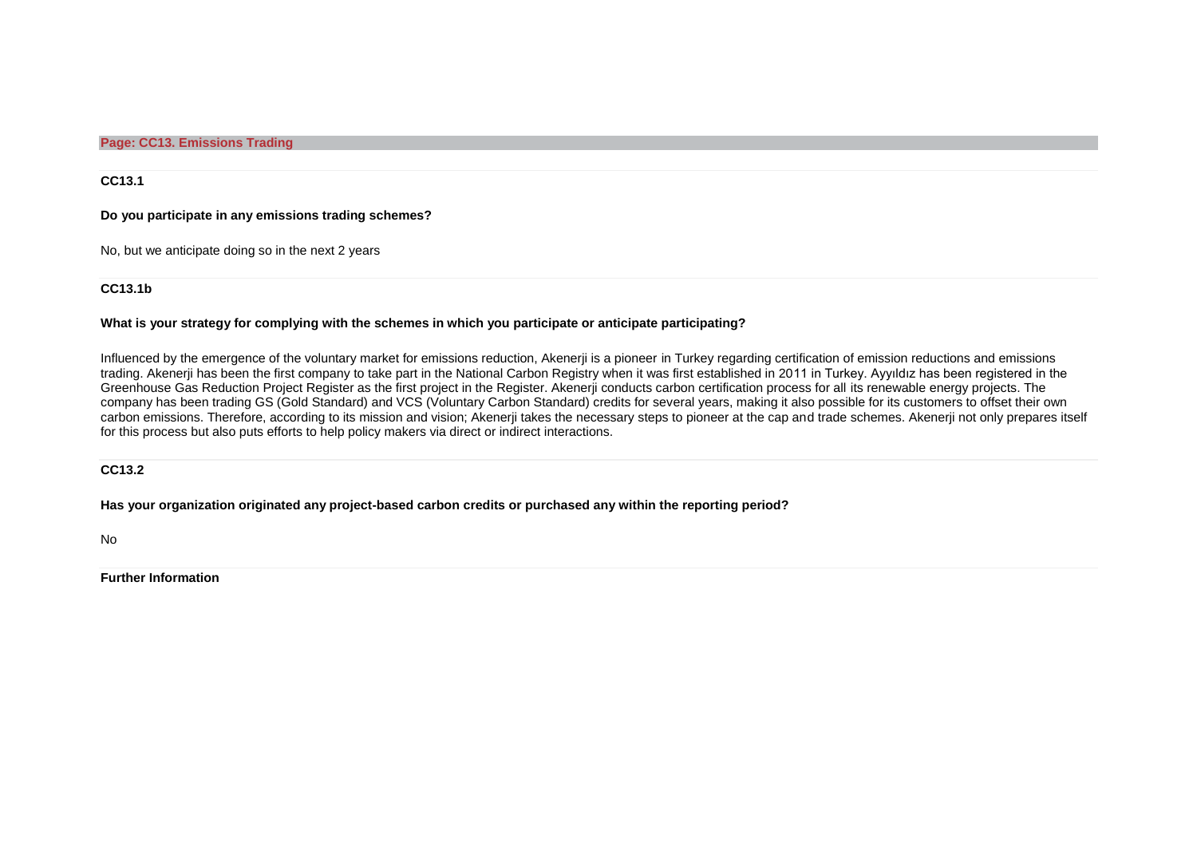## Page: CC13. Emissions Trading

### CC13.1

**Do you participate in any emissions trading schemes?**

No, but we anticipate doing so in the next 2 years

### CC13.1b

**What is your strategy for complying with the schemes in which you participate or anticipate participating?**

Influenced by the emergence of the voluntary market for emissions reduction, Akenerji is a pioneer in Turkey regarding certification of emission reductions and emissions trading. Akenerji has been the first company to take part in the National Carbon Registry when it was first established in 2011 in Turkey. Ayyıldız has been registered in the Greenhouse Gas Reduction Project Register as the first project in the Register. Akenerji conducts carbon certification process for all its renewable energy projects. The company has been trading GS (Gold Standard) and VCS (Voluntary Carbon Standard) credits for several years, making it also possible for its customers to offset their own carbon emissions. Therefore, according to its mission and vision; Akenerji takes the necessary steps to pioneer at the cap and trade schemes. Akenerji not only prepares itself for this process but also puts efforts to help policy makers via direct or indirect interactions.

### CC13.2

**Has your organization originated any project-based carbon credits or purchased any within the reporting period?**

No

**Further Information**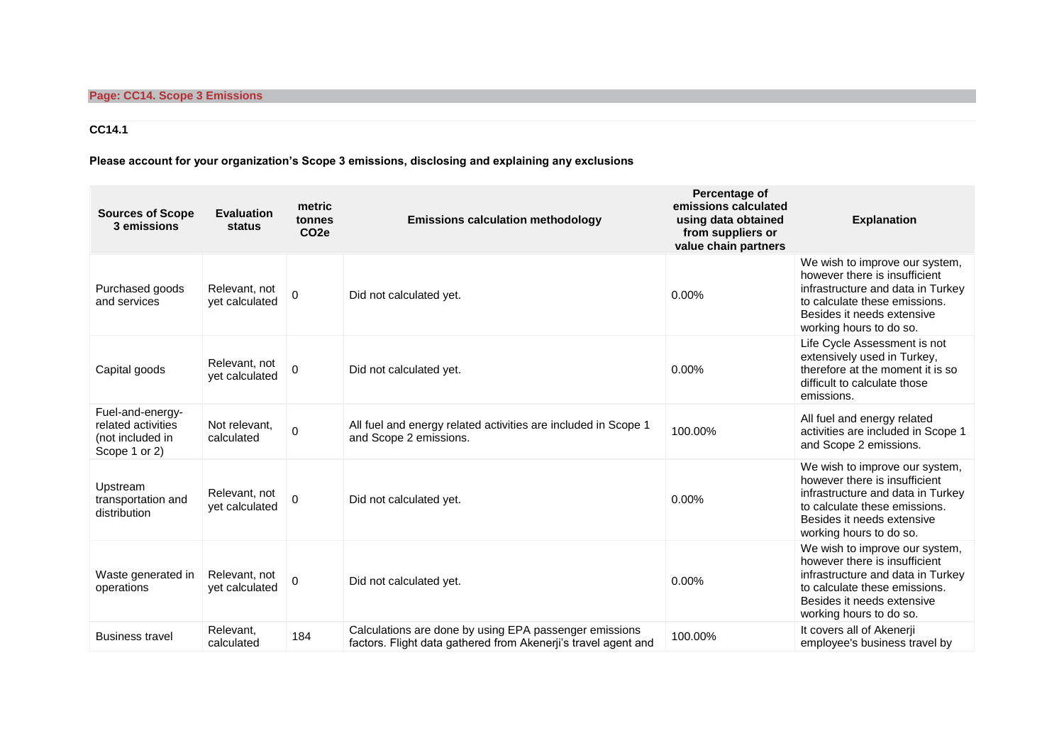**Page: CC14. Scope 3 Emissions**

**CC14.1**

**Please account for your organization's Scope 3 emissions, disclosing and explaining any exclusions**

| Sources of Scope 3 emissions | Evaluation status | metric tonnes $CO_2e$ | Emissions calculation methodology | Percentage of emissions calculated using data obtained from suppliers or value chain partners | Explanation |
|---|---|---|---|---|---|
| Purchased goods and services | Relevant, not yet calculated | 0 | Did not calculated yet. | 0.00% | We wish to improve our system, however there is insufficient infrastructure and data in Turkey to calculate these emissions. Besides it needs extensive working hours to do so. |
| Capital goods | Relevant, not yet calculated | 0 | Did not calculated yet. | 0.00% | Life Cycle Assessment is not extensively used in Turkey, therefore at the moment it is so difficult to calculate those emissions. |
| Fuel-and-energy-related activities (not included in Scope 1 or 2) | Not relevant, calculated | 0 | All fuel and energy related activities are included in Scope 1 and Scope 2 emissions. | 100.00% | All fuel and energy related activities are included in Scope 1 and Scope 2 emissions. |
| Upstream transportation and distribution | Relevant, not yet calculated | 0 | Did not calculated yet. | 0.00% | We wish to improve our system, however there is insufficient infrastructure and data in Turkey to calculate these emissions. Besides it needs extensive working hours to do so. |
| Waste generated in operations | Relevant, not yet calculated | 0 | Did not calculated yet. | 0.00% | We wish to improve our system, however there is insufficient infrastructure and data in Turkey to calculate these emissions. Besides it needs extensive working hours to do so. |
| Business travel | Relevant, calculated | 184 | Calculations are done by using EPA passenger emissions factors. Flight data gathered from Akenerji's travel agent and | 100.00% | It covers all of Akenerji employee's business travel by |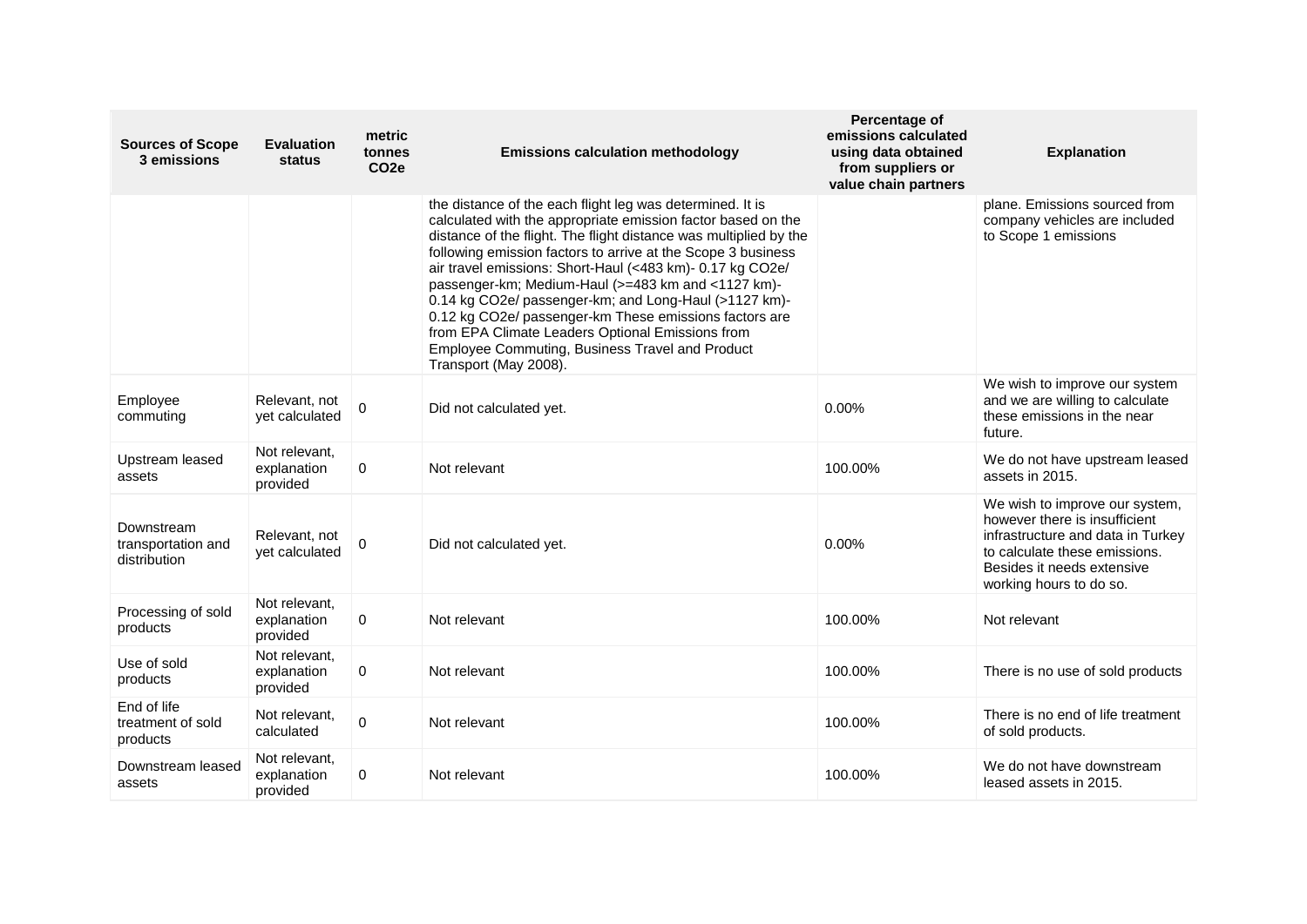| Sources of Scope 3 emissions | Evaluation status | metric tonnes $CO_2e$ | Emissions calculation methodology | Percentage of emissions calculated using data obtained from suppliers or value chain partners | Explanation |
|---|---|---|---|---|---|
| | | | the distance of the each flight leg was determined. It is calculated with the appropriate emission factor based on the distance of the flight. The flight distance was multiplied by the following emission factors to arrive at the Scope 3 business air travel emissions: Short-Haul (<483 km)- 0.17 kg CO2e/ passenger-km; Medium-Haul (>=483 km and <1127 km)- 0.14 kg CO2e/ passenger-km; and Long-Haul (>1127 km)- 0.12 kg CO2e/ passenger-km These emissions factors are from EPA Climate Leaders Optional Emissions from Employee Commuting, Business Travel and Product Transport (May 2008). | | plane. Emissions sourced from company vehicles are included to Scope 1 emissions |
| Employee commuting | Relevant, not yet calculated | 0 | Did not calculated yet. | 0.00% | We wish to improve our system and we are willing to calculate these emissions in the near future. |
| Upstream leased assets | Not relevant, explanation provided | 0 | Not relevant | 100.00% | We do not have upstream leased assets in 2015. |
| Downstream transportation and distribution | Relevant, not yet calculated | 0 | Did not calculated yet. | 0.00% | We wish to improve our system, however there is insufficient infrastructure and data in Turkey to calculate these emissions. Besides it needs extensive working hours to do so. |
| Processing of sold products | Not relevant, explanation provided | 0 | Not relevant | 100.00% | Not relevant |
| Use of sold products | Not relevant, explanation provided | 0 | Not relevant | 100.00% | There is no use of sold products |
| End of life treatment of sold products | Not relevant, calculated | 0 | Not relevant | 100.00% | There is no end of life treatment of sold products. |
| Downstream leased assets | Not relevant, explanation provided | 0 | Not relevant | 100.00% | We do not have downstream leased assets in 2015. |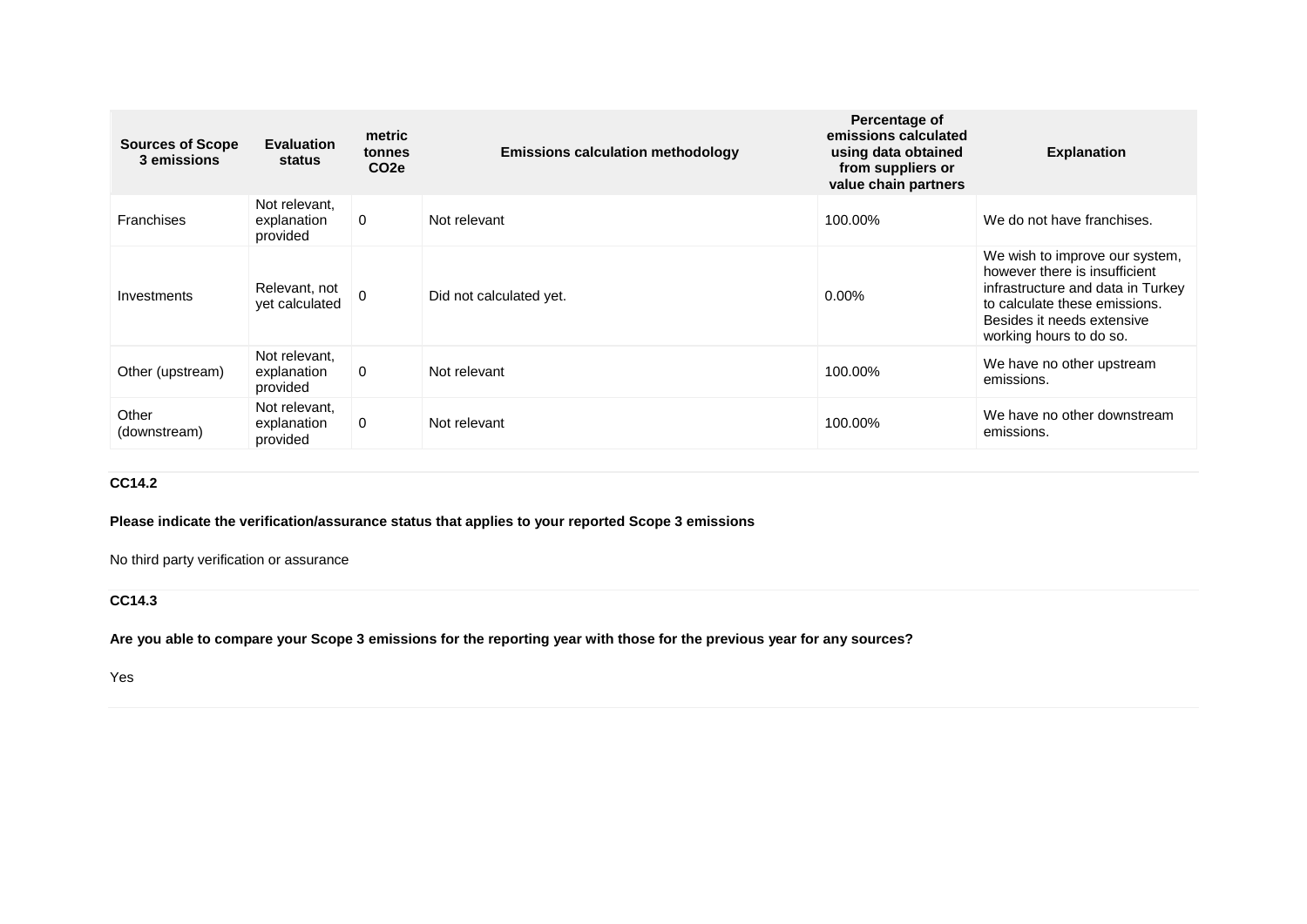| Sources of Scope 3 emissions | Evaluation status | metric tonnes CO2e | Emissions calculation methodology | Percentage of emissions calculated using data obtained from suppliers or value chain partners | Explanation |
|---|---|---|---|---|---|
| Franchises | Not relevant, explanation provided | 0 | Not relevant | 100.00% | We do not have franchises. |
| Investments | Relevant, not yet calculated | 0 | Did not calculated yet. | 0.00% | We wish to improve our system, however there is insufficient infrastructure and data in Turkey to calculate these emissions. Besides it needs extensive working hours to do so. |
| Other (upstream) | Not relevant, explanation provided | 0 | Not relevant | 100.00% | We have no other upstream emissions. |
| Other (downstream) | Not relevant, explanation provided | 0 | Not relevant | 100.00% | We have no other downstream emissions. |

**CC14.2**

**Please indicate the verification/assurance status that applies to your reported Scope 3 emissions**

No third party verification or assurance

**CC14.3**

**Are you able to compare your Scope 3 emissions for the reporting year with those for the previous year for any sources?**

Yes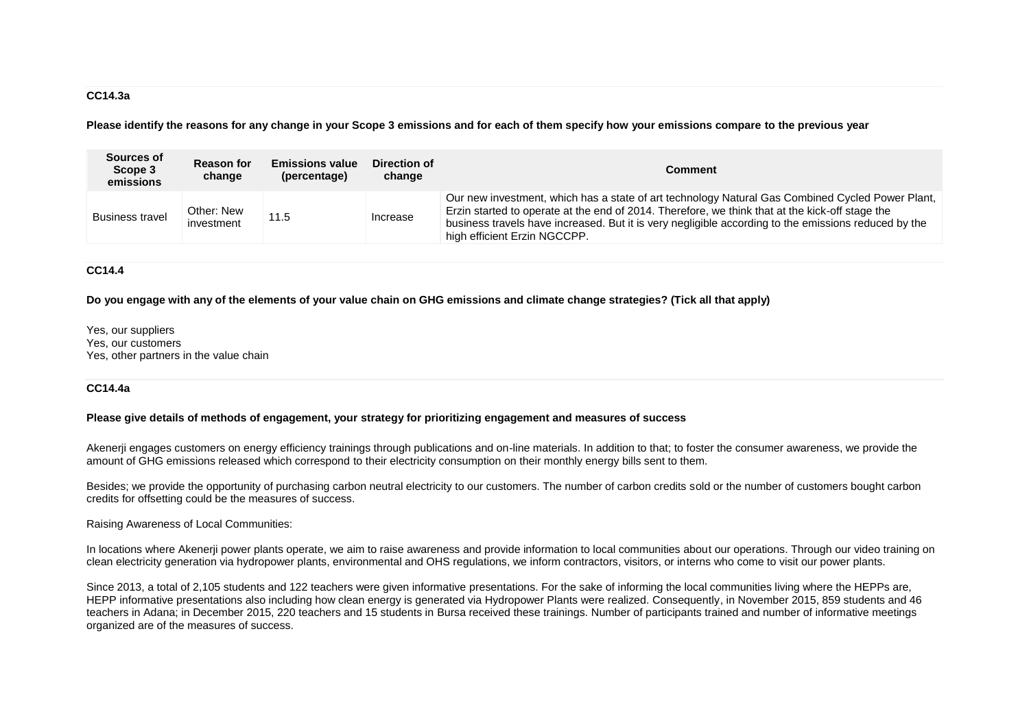### CC14.3a

**Please identify the reasons for any change in your Scope 3 emissions and for each of them specify how your emissions compare to the previous year**

| Sources of Scope 3 emissions | Reason for change | Emissions value (percentage) | Direction of change | Comment |
|---|---|---|---|---|
| Business travel | Other: New investment | 11.5 | Increase | Our new investment, which has a state of art technology Natural Gas Combined Cycled Power Plant, Erzin started to operate at the end of 2014. Therefore, we think that at the kick-off stage the business travels have increased. But it is very negligible according to the emissions reduced by the high efficient Erzin NGCCPP. |

### CC14.4

**Do you engage with any of the elements of your value chain on GHG emissions and climate change strategies? (Tick all that apply)**

Yes, our suppliers
Yes, our customers
Yes, other partners in the value chain

### CC14.4a

**Please give details of methods of engagement, your strategy for prioritizing engagement and measures of success**

Akenerji engages customers on energy efficiency trainings through publications and on-line materials. In addition to that; to foster the consumer awareness, we provide the amount of GHG emissions released which correspond to their electricity consumption on their monthly energy bills sent to them.

Besides; we provide the opportunity of purchasing carbon neutral electricity to our customers. The number of carbon credits sold or the number of customers bought carbon credits for offsetting could be the measures of success.

Raising Awareness of Local Communities:

In locations where Akenerji power plants operate, we aim to raise awareness and provide information to local communities about our operations. Through our video training on clean electricity generation via hydropower plants, environmental and OHS regulations, we inform contractors, visitors, or interns who come to visit our power plants.

Since 2013, a total of 2,105 students and 122 teachers were given informative presentations. For the sake of informing the local communities living where the HEPPs are, HEPP informative presentations also including how clean energy is generated via Hydropower Plants were realized. Consequently, in November 2015, 859 students and 46 teachers in Adana; in December 2015, 220 teachers and 15 students in Bursa received these trainings. Number of participants trained and number of informative meetings organized are of the measures of success.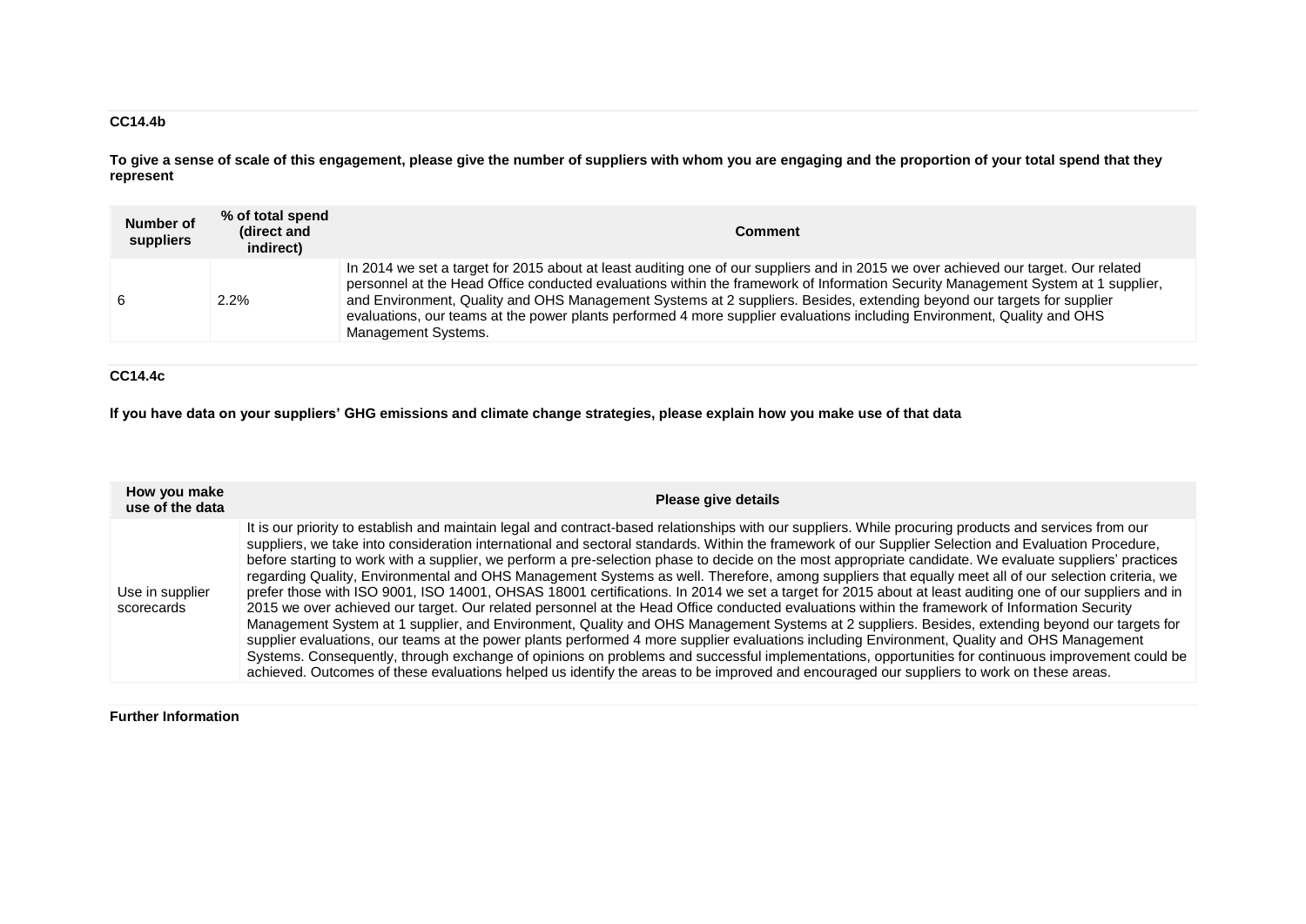**CC14.4b**

**To give a sense of scale of this engagement, please give the number of suppliers with whom you are engaging and the proportion of your total spend that they represent**

| Number of suppliers | % of total spend (direct and indirect) | Comment |
|---|---|---|
| 6 | 2.2% | In 2014 we set a target for 2015 about at least auditing one of our suppliers and in 2015 we over achieved our target. Our related personnel at the Head Office conducted evaluations within the framework of Information Security Management System at 1 supplier, and Environment, Quality and OHS Management Systems at 2 suppliers. Besides, extending beyond our targets for supplier evaluations, our teams at the power plants performed 4 more supplier evaluations including Environment, Quality and OHS Management Systems. |

**CC14.4c**

**If you have data on your suppliers' GHG emissions and climate change strategies, please explain how you make use of that data**

| How you make use of the data | Please give details |
|---|---|
| Use in supplier scorecards | It is our priority to establish and maintain legal and contract-based relationships with our suppliers. While procuring products and services from our suppliers, we take into consideration international and sectoral standards. Within the framework of our Supplier Selection and Evaluation Procedure, before starting to work with a supplier, we perform a pre-selection phase to decide on the most appropriate candidate. We evaluate suppliers' practices regarding Quality, Environmental and OHS Management Systems as well. Therefore, among suppliers that equally meet all of our selection criteria, we prefer those with ISO 9001, ISO 14001, OHSAS 18001 certifications. In 2014 we set a target for 2015 about at least auditing one of our suppliers and in 2015 we over achieved our target. Our related personnel at the Head Office conducted evaluations within the framework of Information Security Management System at 1 supplier, and Environment, Quality and OHS Management Systems at 2 suppliers. Besides, extending beyond our targets for supplier evaluations, our teams at the power plants performed 4 more supplier evaluations including Environment, Quality and OHS Management Systems. Consequently, through exchange of opinions on problems and successful implementations, opportunities for continuous improvement could be achieved. Outcomes of these evaluations helped us identify the areas to be improved and encouraged our suppliers to work on these areas. |

**Further Information**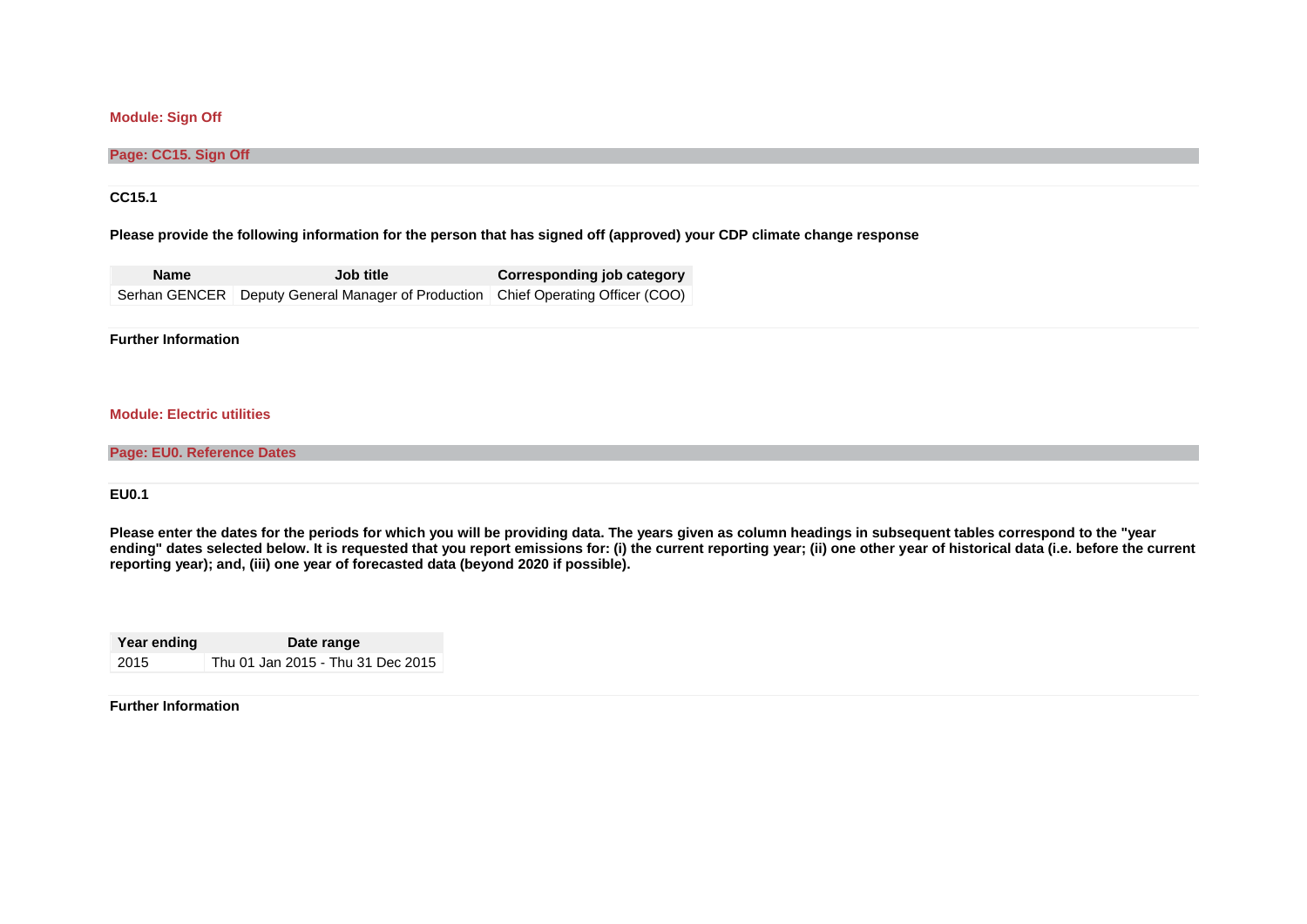## Module: Sign Off

### Page: CC15. Sign Off

**CC15.1**

**Please provide the following information for the person that has signed off (approved) your CDP climate change response**

| Name | Job title | Corresponding job category |
|---|---|---|
| Serhan GENCER | Deputy General Manager of Production | Chief Operating Officer (COO) |

**Further Information**

## Module: Electric utilities

### Page: EU0. Reference Dates

**EU0.1**

**Please enter the dates for the periods for which you will be providing data. The years given as column headings in subsequent tables correspond to the "year ending" dates selected below. It is requested that you report emissions for: (i) the current reporting year; (ii) one other year of historical data (i.e. before the current reporting year); and, (iii) one year of forecasted data (beyond 2020 if possible).**

| Year ending | Date range |
|---|---|
| 2015 | Thu 01 Jan 2015 - Thu 31 Dec 2015 |

**Further Information**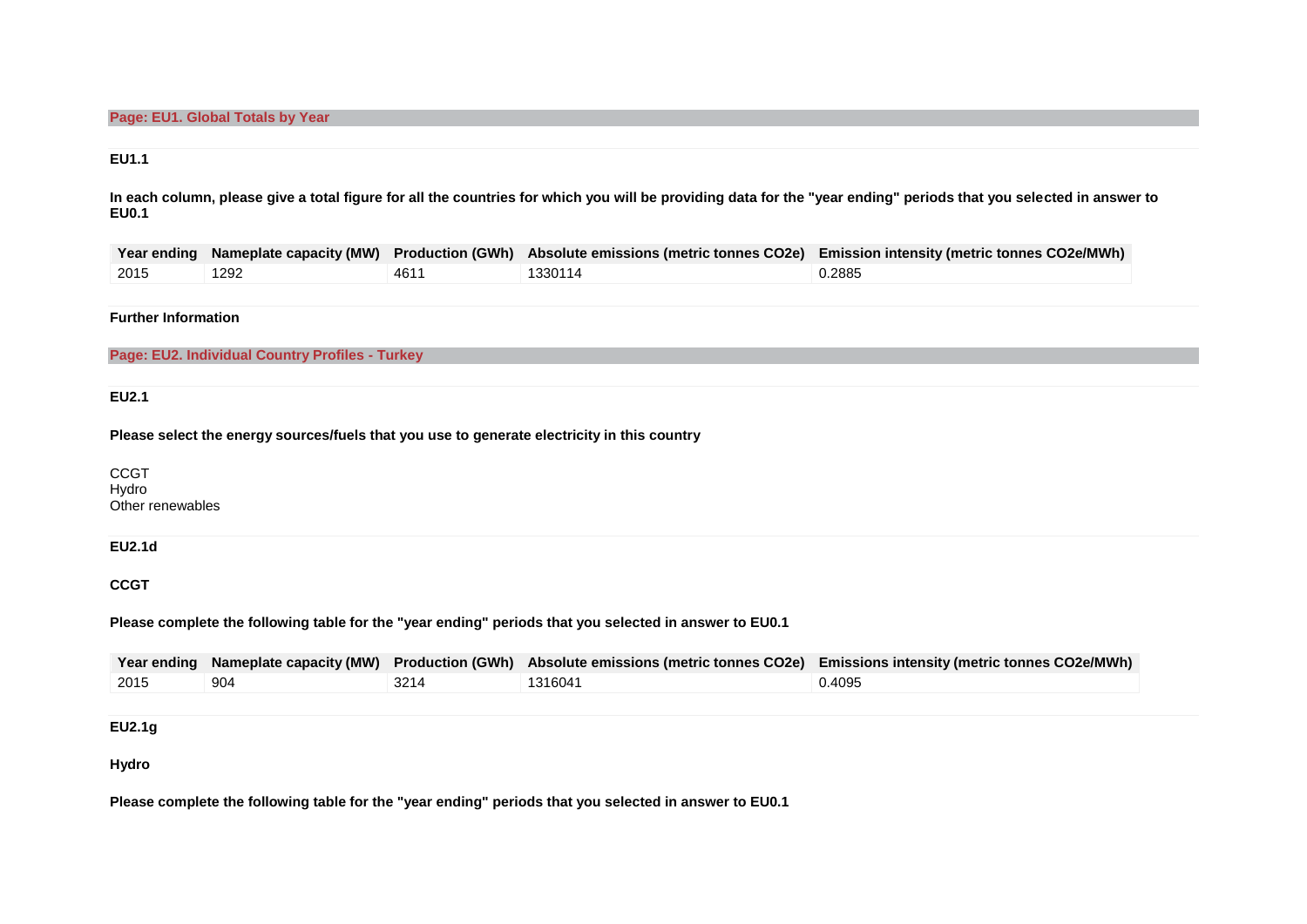## Page: EU1. Global Totals by Year

### EU1.1

**In each column, please give a total figure for all the countries for which you will be providing data for the "year ending" periods that you selected in answer to EU0.1**

| Year ending | Nameplate capacity (MW) | Production (GWh) | Absolute emissions (metric tonnes CO2e) | Emission intensity (metric tonnes CO2e/MWh) |
|---|---|---|---|---|
| 2015 | 1292 | 4611 | 1330114 | 0.2885 |

### Further Information

## Page: EU2. Individual Country Profiles - Turkey

### EU2.1

**Please select the energy sources/fuels that you use to generate electricity in this country**

CCGT
Hydro
Other renewables

### EU2.1d

**CCGT**

**Please complete the following table for the "year ending" periods that you selected in answer to EU0.1**

| Year ending | Nameplate capacity (MW) | Production (GWh) | Absolute emissions (metric tonnes CO2e) | Emissions intensity (metric tonnes CO2e/MWh) |
|---|---|---|---|---|
| 2015 | 904 | 3214 | 1316041 | 0.4095 |

### EU2.1g

**Hydro**

**Please complete the following table for the "year ending" periods that you selected in answer to EU0.1**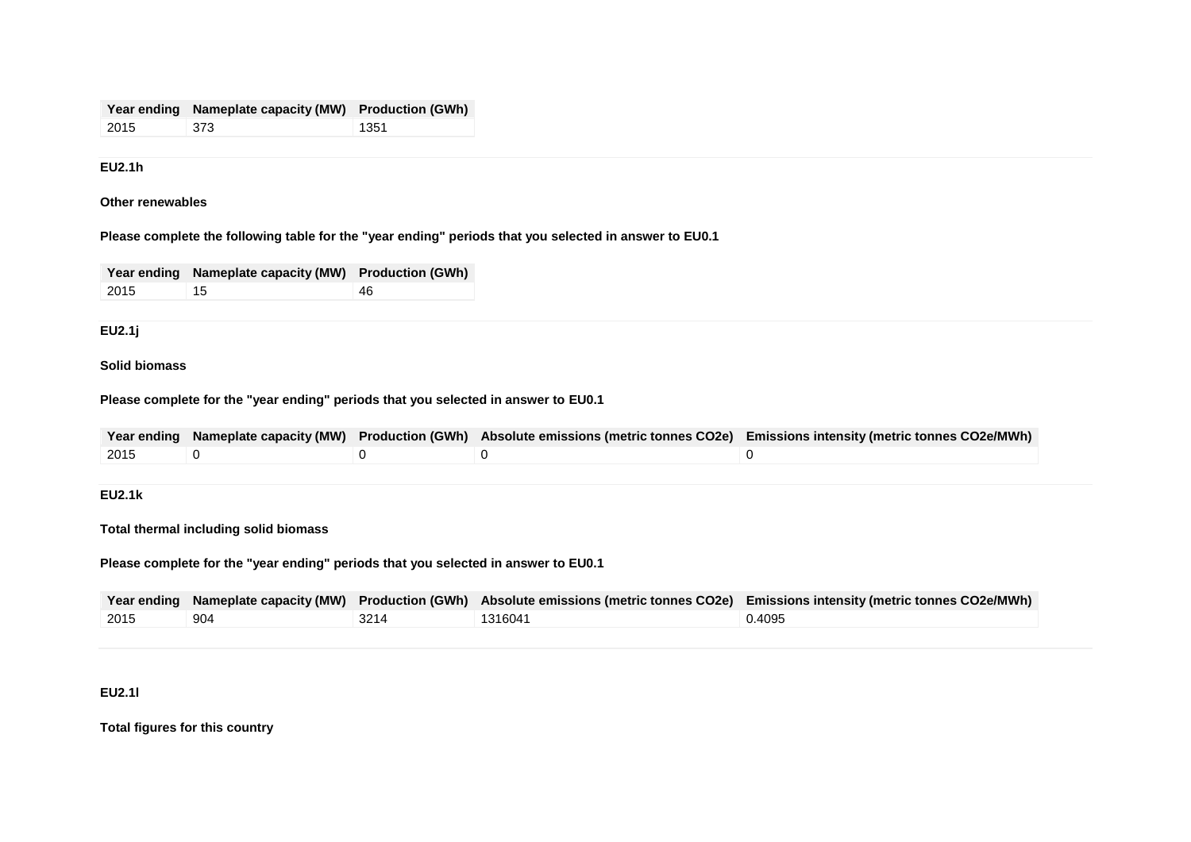| Year ending | Nameplate capacity (MW) | Production (GWh) |
|---|---|---|
| 2015 | 373 | 1351 |

**EU2.1h**

**Other renewables**

**Please complete the following table for the "year ending" periods that you selected in answer to EU0.1**

| Year ending | Nameplate capacity (MW) | Production (GWh) |
|---|---|---|
| 2015 | 15 | 46 |

**EU2.1j**

**Solid biomass**

**Please complete for the "year ending" periods that you selected in answer to EU0.1**

| Year ending | Nameplate capacity (MW) | Production (GWh) | Absolute emissions (metric tonnes CO2e) | Emissions intensity (metric tonnes CO2e/MWh) |
|---|---|---|---|---|
| 2015 | 0 | 0 | 0 | 0 |

**EU2.1k**

**Total thermal including solid biomass**

**Please complete for the "year ending" periods that you selected in answer to EU0.1**

| Year ending | Nameplate capacity (MW) | Production (GWh) | Absolute emissions (metric tonnes CO2e) | Emissions intensity (metric tonnes CO2e/MWh) |
|---|---|---|---|---|
| 2015 | 904 | 3214 | 1316041 | 0.4095 |

**EU2.1l**

**Total figures for this country**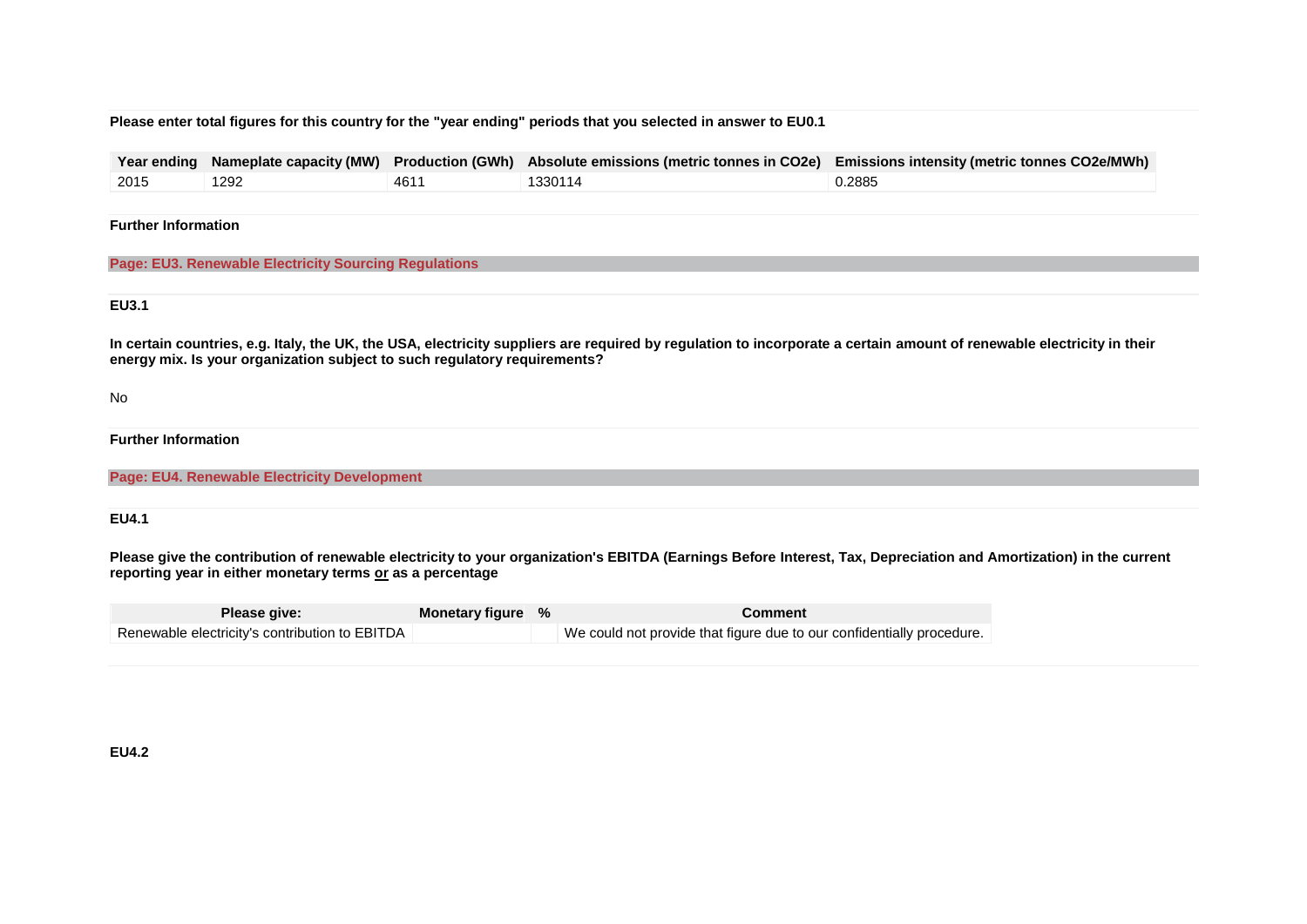**Please enter total figures for this country for the "year ending" periods that you selected in answer to EU0.1**

| Year ending | Nameplate capacity (MW) | Production (GWh) | Absolute emissions (metric tonnes in CO2e) | Emissions intensity (metric tonnes CO2e/MWh) |
|---|---|---|---|---|
| 2015 | 1292 | 4611 | 1330114 | 0.2885 |

**Further Information**

## Page: EU3. Renewable Electricity Sourcing Regulations

### EU3.1

**In certain countries, e.g. Italy, the UK, the USA, electricity suppliers are required by regulation to incorporate a certain amount of renewable electricity in their energy mix. Is your organization subject to such regulatory requirements?**

No

**Further Information**

## Page: EU4. Renewable Electricity Development

### EU4.1

**Please give the contribution of renewable electricity to your organization's EBITDA (Earnings Before Interest, Tax, Depreciation and Amortization) in the current reporting year in either monetary terms or as a percentage**

| Please give: | Monetary figure | % | Comment |
|---|---|---|---|
| Renewable electricity's contribution to EBITDA | | | We could not provide that figure due to our confidentially procedure. |

### EU4.2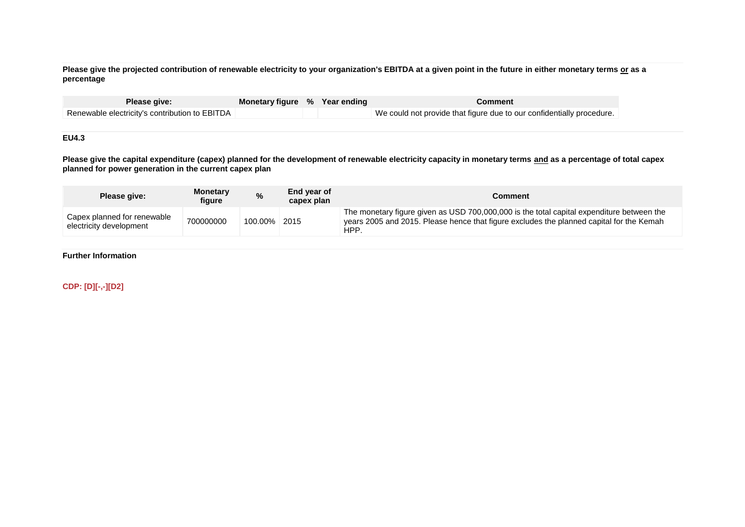**Please give the projected contribution of renewable electricity to your organization's EBITDA at a given point in the future in either monetary terms or as a percentage**

| Please give: | Monetary figure | % | Year ending | Comment |
|---|---|---|---|---|
| Renewable electricity's contribution to EBITDA | | | | We could not provide that figure due to our confidentially procedure. |

### EU4.3

**Please give the capital expenditure (capex) planned for the development of renewable electricity capacity in monetary terms and as a percentage of total capex planned for power generation in the current capex plan**

| Please give: | Monetary figure | % | End year of capex plan | Comment |
|---|---|---|---|---|
| Capex planned for renewable electricity development | 700000000 | 100.00% | 2015 | The monetary figure given as USD 700,000,000 is the total capital expenditure between the years 2005 and 2015. Please hence that figure excludes the planned capital for the Kemah HPP. |

**Further Information**

**CDP: [D][-,-][D2]**